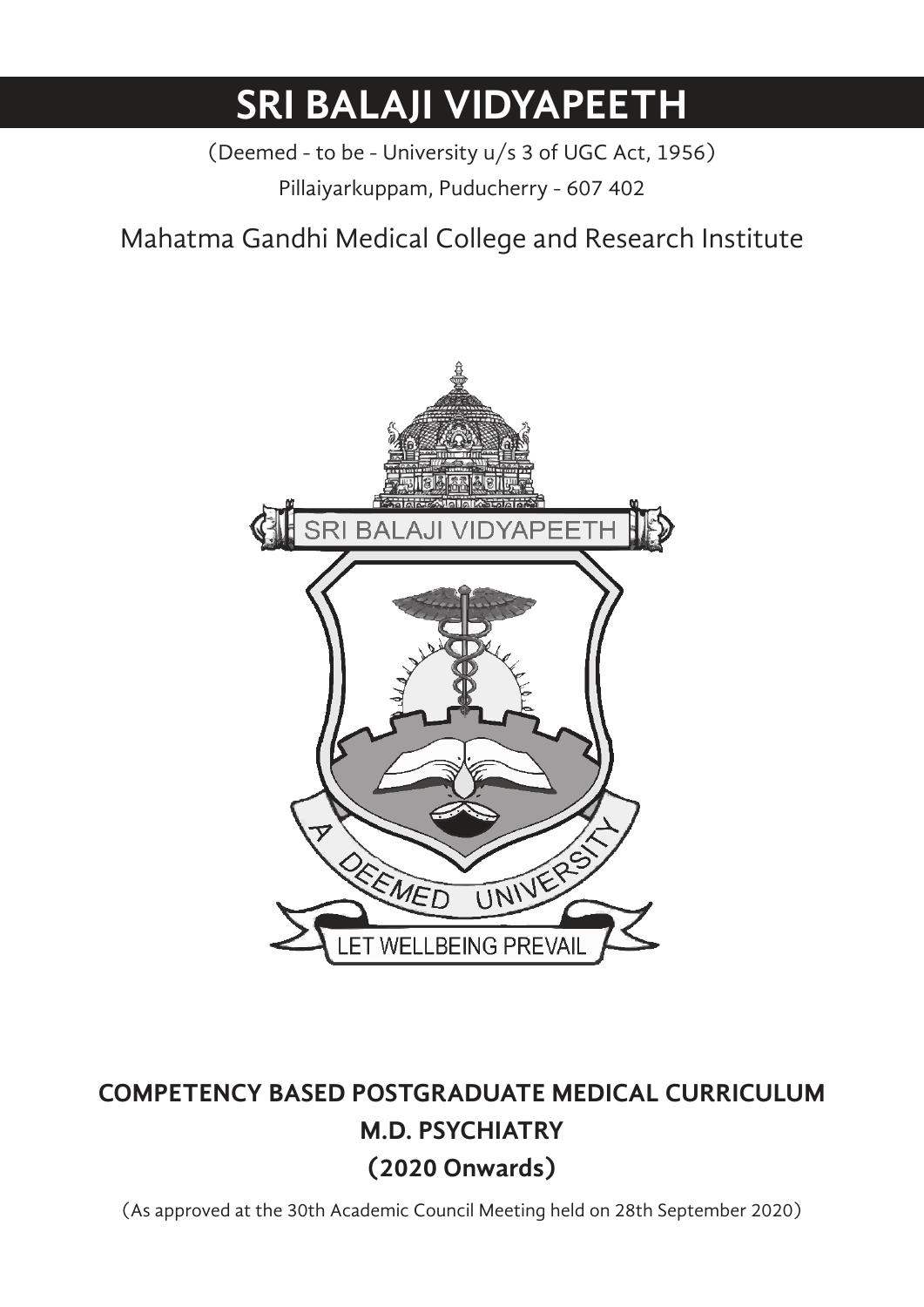# SRI BALAJI VIDYAPEETH

(Deemed - to be - University u/s 3 of UGC Act, 1956)

Pillaiyarkuppam, Puducherry - 607 402

Mahatma Gandhi Medical College and Research Institute

## COMPETENCY BASED POSTGRADUATE MEDICAL CURRICULUM

## M.D. PSYCHIATRY

## (2020 Onwards)

(As approved at the 30th Academic Council Meeting held on 28th September 2020)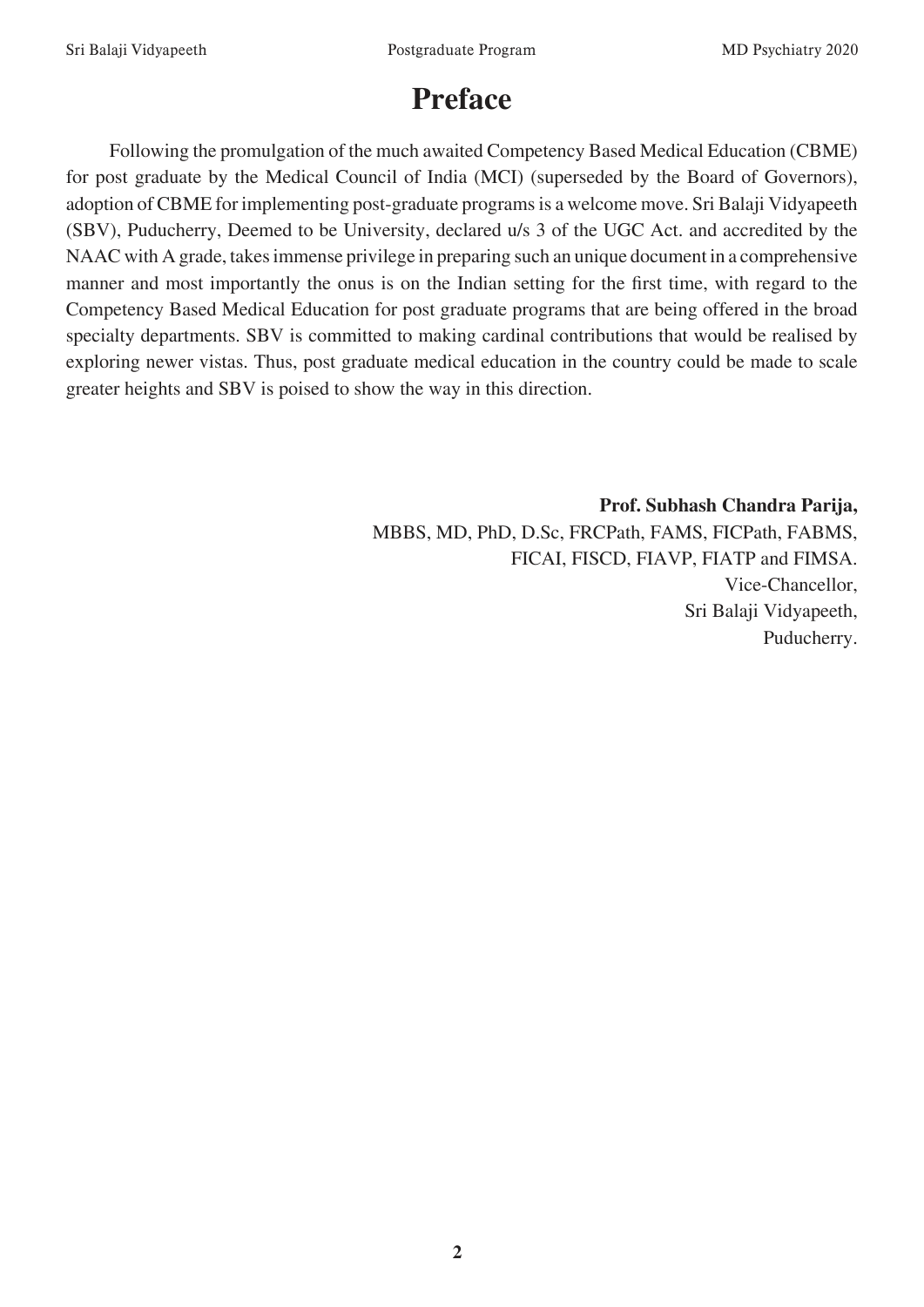# Preface

Following the promulgation of the much awaited Competency Based Medical Education (CBME) for post graduate by the Medical Council of India (MCI) (superseded by the Board of Governors), adoption of CBME for implementing post-graduate programs is a welcome move. Sri Balaji Vidyapeeth (SBV), Puducherry, Deemed to be University, declared u/s 3 of the UGC Act. and accredited by the NAAC with A grade, takes immense privilege in preparing such an unique document in a comprehensive manner and most importantly the onus is on the Indian setting for the first time, with regard to the Competency Based Medical Education for post graduate programs that are being offered in the broad specialty departments. SBV is committed to making cardinal contributions that would be realised by exploring newer vistas. Thus, post graduate medical education in the country could be made to scale greater heights and SBV is poised to show the way in this direction.

**Prof. Subhash Chandra Parija,**
MBBS, MD, PhD, D.Sc, FRCPath, FAMS, FICPath, FABMS,
FICAI, FISCD, FIAVP, FIATP and FIMSA.
Vice-Chancellor,
Sri Balaji Vidyapeeth,
Puducherry.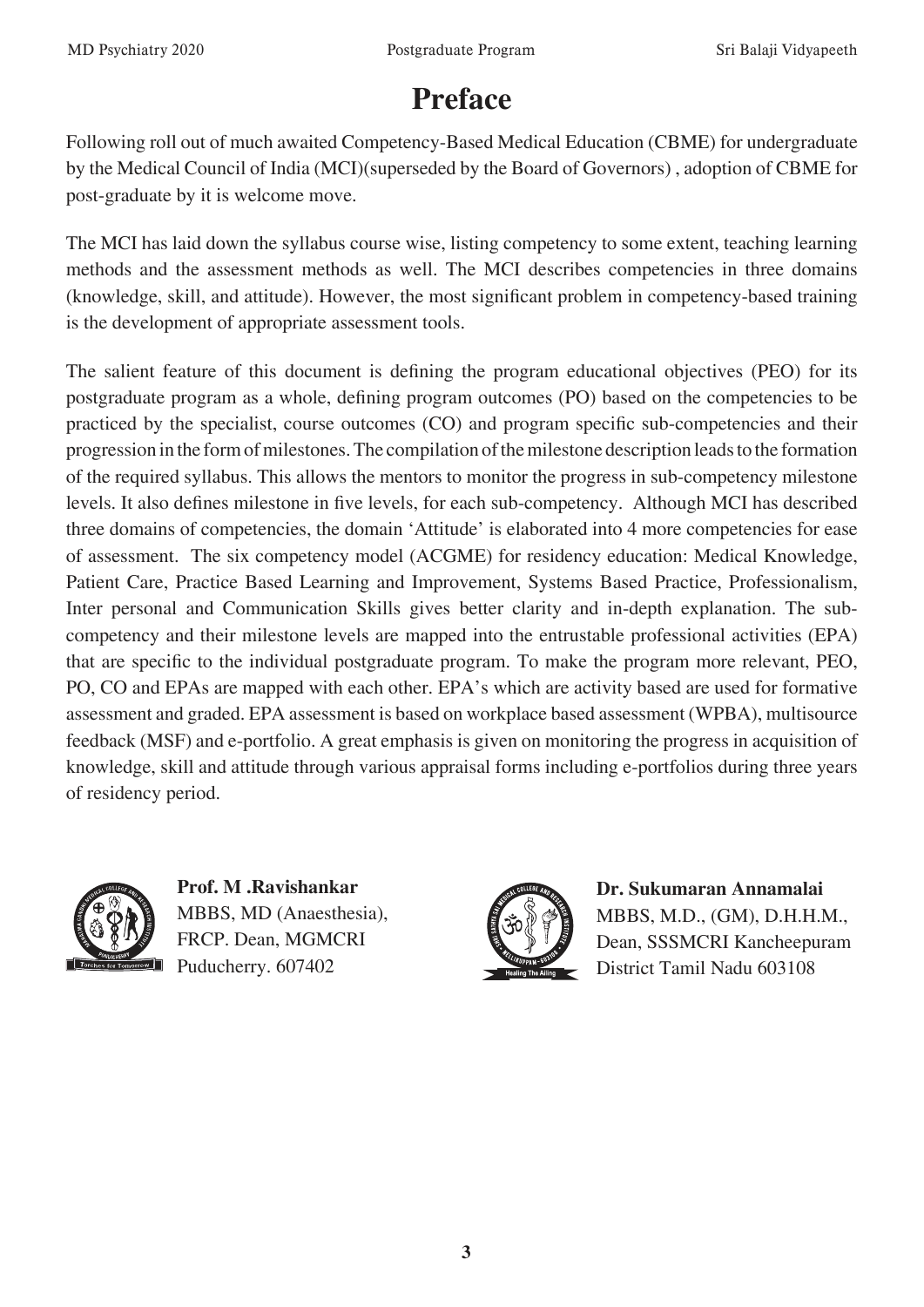# Preface

Following roll out of much awaited Competency-Based Medical Education (CBME) for undergraduate by the Medical Council of India (MCI)(superseded by the Board of Governors) , adoption of CBME for post-graduate by it is welcome move.

The MCI has laid down the syllabus course wise, listing competency to some extent, teaching learning methods and the assessment methods as well. The MCI describes competencies in three domains (knowledge, skill, and attitude). However, the most significant problem in competency-based training is the development of appropriate assessment tools.

The salient feature of this document is defining the program educational objectives (PEO) for its postgraduate program as a whole, defining program outcomes (PO) based on the competencies to be practiced by the specialist, course outcomes (CO) and program specific sub-competencies and their progression in the form of milestones. The compilation of the milestone description leads to the formation of the required syllabus. This allows the mentors to monitor the progress in sub-competency milestone levels. It also defines milestone in five levels, for each sub-competency. Although MCI has described three domains of competencies, the domain 'Attitude' is elaborated into 4 more competencies for ease of assessment. The six competency model (ACGME) for residency education: Medical Knowledge, Patient Care, Practice Based Learning and Improvement, Systems Based Practice, Professionalism, Inter personal and Communication Skills gives better clarity and in-depth explanation. The sub-competency and their milestone levels are mapped into the entrustable professional activities (EPA) that are specific to the individual postgraduate program. To make the program more relevant, PEO, PO, CO and EPAs are mapped with each other. EPA's which are activity based are used for formative assessment and graded. EPA assessment is based on workplace based assessment (WPBA), multisource feedback (MSF) and e-portfolio. A great emphasis is given on monitoring the progress in acquisition of knowledge, skill and attitude through various appraisal forms including e-portfolios during three years of residency period.

**Prof. M .Ravishankar**
MBBS, MD (Anaesthesia), FRCP. Dean, MGMCRI Puducherry. 607402

**Dr. Sukumaran Annamalai**
MBBS, M.D., (GM), D.H.H.M., Dean, SSSMCRI Kancheepuram District Tamil Nadu 603108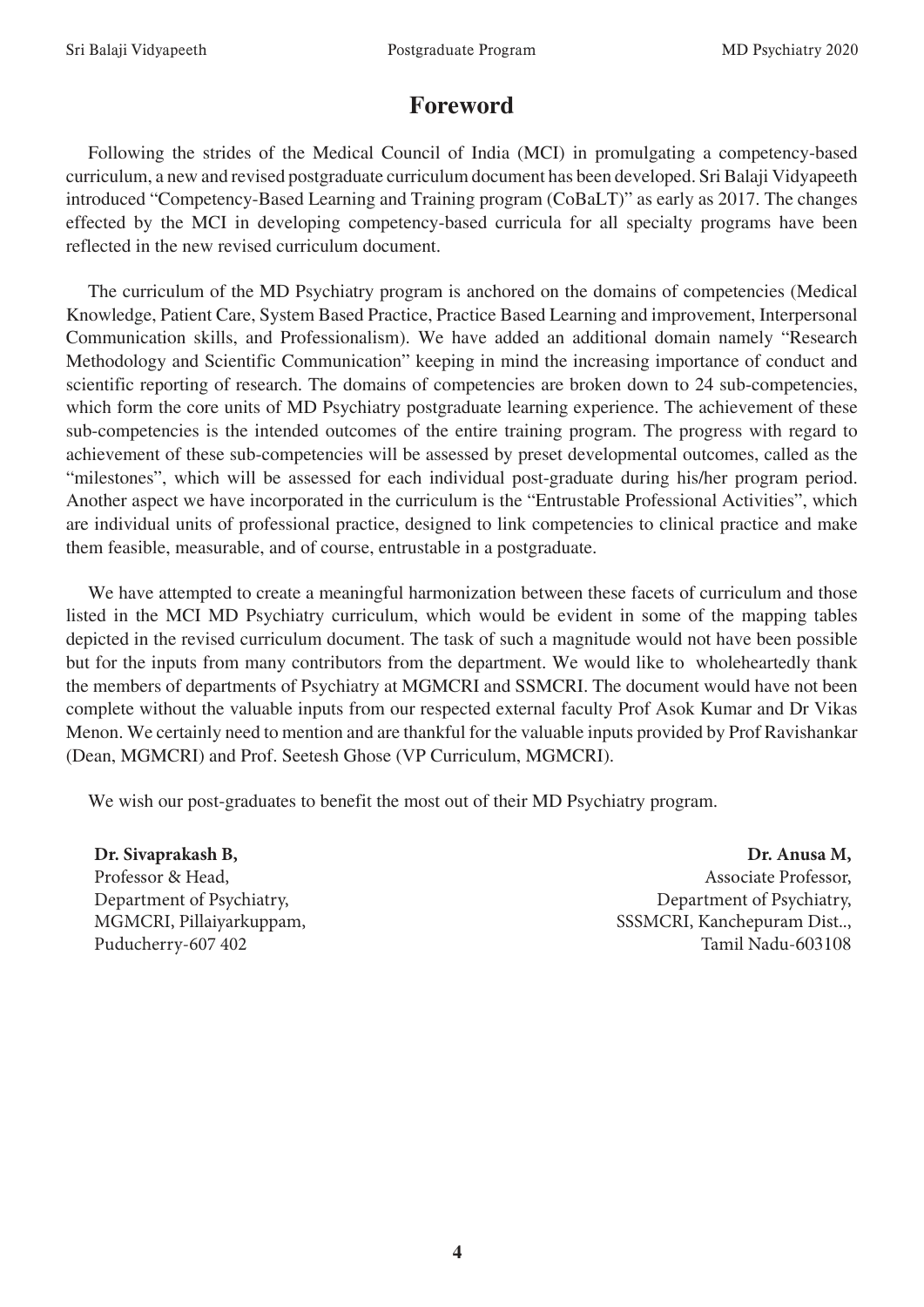# Foreword

Following the strides of the Medical Council of India (MCI) in promulgating a competency-based curriculum, a new and revised postgraduate curriculum document has been developed. Sri Balaji Vidyapeeth introduced "Competency-Based Learning and Training program (CoBaLT)" as early as 2017. The changes effected by the MCI in developing competency-based curricula for all specialty programs have been reflected in the new revised curriculum document.

The curriculum of the MD Psychiatry program is anchored on the domains of competencies (Medical Knowledge, Patient Care, System Based Practice, Practice Based Learning and improvement, Interpersonal Communication skills, and Professionalism). We have added an additional domain namely "Research Methodology and Scientific Communication" keeping in mind the increasing importance of conduct and scientific reporting of research. The domains of competencies are broken down to 24 sub-competencies, which form the core units of MD Psychiatry postgraduate learning experience. The achievement of these sub-competencies is the intended outcomes of the entire training program. The progress with regard to achievement of these sub-competencies will be assessed by preset developmental outcomes, called as the "milestones", which will be assessed for each individual post-graduate during his/her program period. Another aspect we have incorporated in the curriculum is the "Entrustable Professional Activities", which are individual units of professional practice, designed to link competencies to clinical practice and make them feasible, measurable, and of course, entrustable in a postgraduate.

We have attempted to create a meaningful harmonization between these facets of curriculum and those listed in the MCI MD Psychiatry curriculum, which would be evident in some of the mapping tables depicted in the revised curriculum document. The task of such a magnitude would not have been possible but for the inputs from many contributors from the department. We would like to wholeheartedly thank the members of departments of Psychiatry at MGMCRI and SSMCRI. The document would have not been complete without the valuable inputs from our respected external faculty Prof Asok Kumar and Dr Vikas Menon. We certainly need to mention and are thankful for the valuable inputs provided by Prof Ravishankar (Dean, MGMCRI) and Prof. Seetesh Ghose (VP Curriculum, MGMCRI).

We wish our post-graduates to benefit the most out of their MD Psychiatry program.

**Dr. Sivaprakash B,**
Professor & Head,
Department of Psychiatry,
MGMCRI, Pillaiyarkuppam,
Puducherry-607 402

**Dr. Anusa M,**
Associate Professor,
Department of Psychiatry,
SSSMCRI, Kanchepuram Dist..,
Tamil Nadu-603108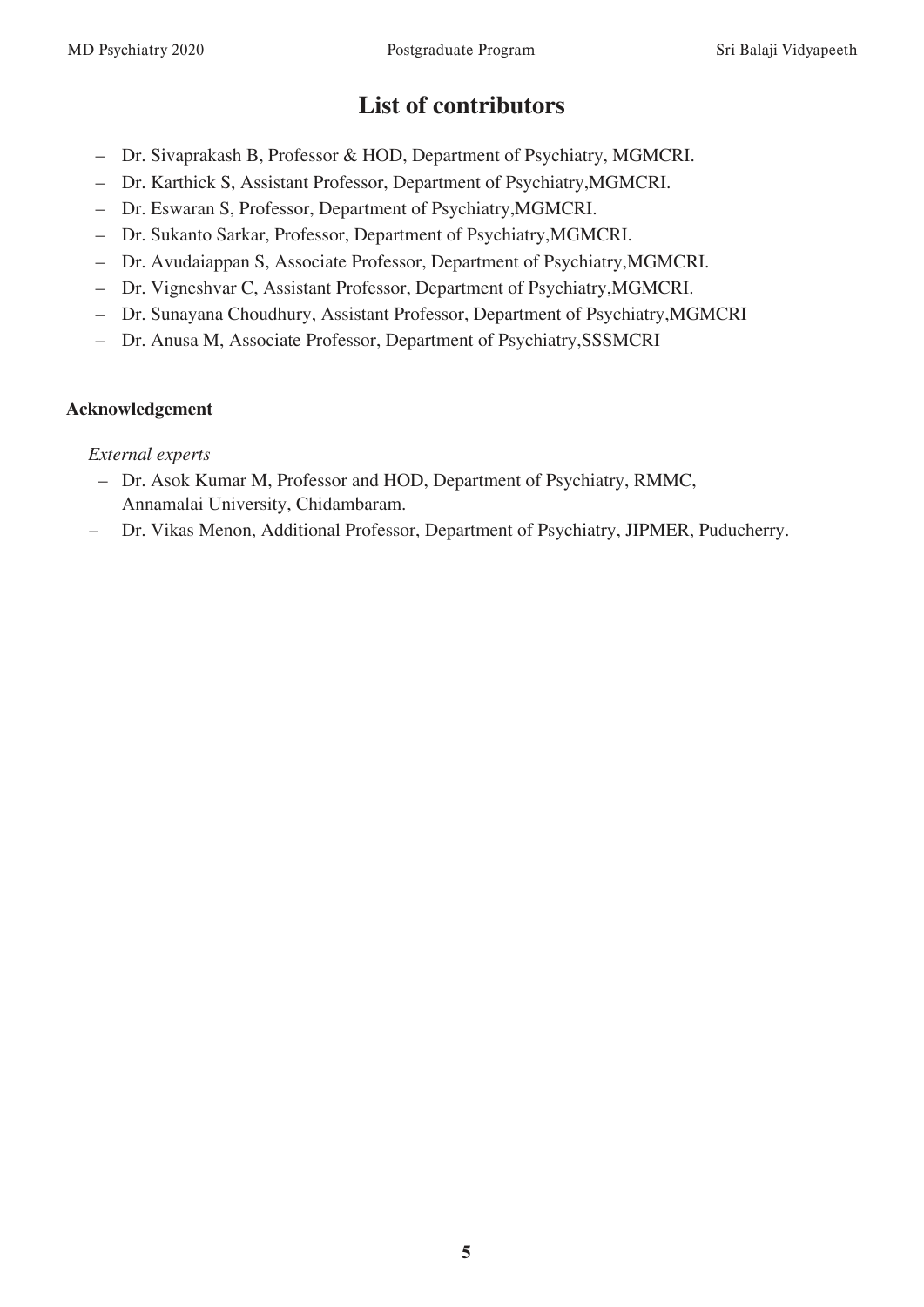# List of contributors

- Dr. Sivaprakash B, Professor & HOD, Department of Psychiatry, MGMCRI.
- Dr. Karthick S, Assistant Professor, Department of Psychiatry,MGMCRI.
- Dr. Eswaran S, Professor, Department of Psychiatry,MGMCRI.
- Dr. Sukanto Sarkar, Professor, Department of Psychiatry,MGMCRI.
- Dr. Avudaiappan S, Associate Professor, Department of Psychiatry,MGMCRI.
- Dr. Vigneshvar C, Assistant Professor, Department of Psychiatry,MGMCRI.
- Dr. Sunayana Choudhury, Assistant Professor, Department of Psychiatry,MGMCRI
- Dr. Anusa M, Associate Professor, Department of Psychiatry,SSSMCRI

**Acknowledgement**

*External experts*

- Dr. Asok Kumar M, Professor and HOD, Department of Psychiatry, RMMC, Annamalai University, Chidambaram.
- Dr. Vikas Menon, Additional Professor, Department of Psychiatry, JIPMER, Puducherry.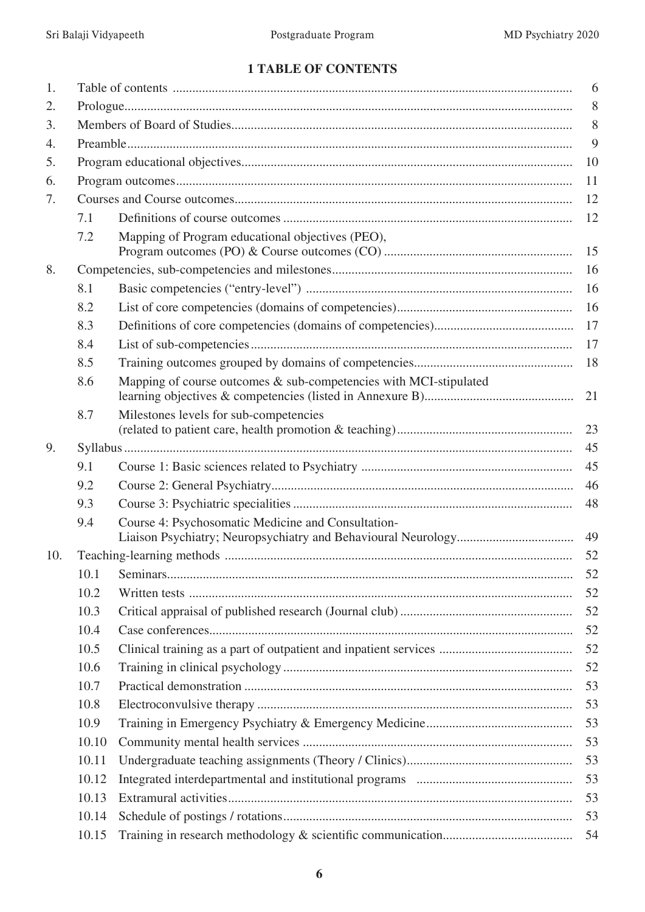# 1 TABLE OF CONTENTS

| | | | |
|---|---|---|---|
| 1. | Table of contents | | 6 |
| 2. | Prologue | | 8 |
| 3. | Members of Board of Studies | | 8 |
| 4. | Preamble | | 9 |
| 5. | Program educational objectives | | 10 |
| 6. | Program outcomes | | 11 |
| 7. | Courses and Course outcomes | | 12 |
| | 7.1 | Definitions of course outcomes | 12 |
| | 7.2 | Mapping of Program educational objectives (PEO), Program outcomes (PO) & Course outcomes (CO) | 15 |
| 8. | Competencies, sub-competencies and milestones | | 16 |
| | 8.1 | Basic competencies ("entry-level") | 16 |
| | 8.2 | List of core competencies (domains of competencies) | 16 |
| | 8.3 | Definitions of core competencies (domains of competencies) | 17 |
| | 8.4 | List of sub-competencies | 17 |
| | 8.5 | Training outcomes grouped by domains of competencies | 18 |
| | 8.6 | Mapping of course outcomes & sub-competencies with MCI-stipulated learning objectives & competencies (listed in Annexure B) | 21 |
| | 8.7 | Milestones levels for sub-competencies (related to patient care, health promotion & teaching) | 23 |
| 9. | Syllabus | | 45 |
| | 9.1 | Course 1: Basic sciences related to Psychiatry | 45 |
| | 9.2 | Course 2: General Psychiatry | 46 |
| | 9.3 | Course 3: Psychiatric specialities | 48 |
| | 9.4 | Course 4: Psychosomatic Medicine and Consultation-Liaison Psychiatry; Neuropsychiatry and Behavioural Neurology | 49 |
| 10. | Teaching-learning methods | | 52 |
| | 10.1 | Seminars | 52 |
| | 10.2 | Written tests | 52 |
| | 10.3 | Critical appraisal of published research (Journal club) | 52 |
| | 10.4 | Case conferences | 52 |
| | 10.5 | Clinical training as a part of outpatient and inpatient services | 52 |
| | 10.6 | Training in clinical psychology | 52 |
| | 10.7 | Practical demonstration | 53 |
| | 10.8 | Electroconvulsive therapy | 53 |
| | 10.9 | Training in Emergency Psychiatry & Emergency Medicine | 53 |
| | 10.10 | Community mental health services | 53 |
| | 10.11 | Undergraduate teaching assignments (Theory / Clinics) | 53 |
| | 10.12 | Integrated interdepartmental and institutional programs | 53 |
| | 10.13 | Extramural activities | 53 |
| | 10.14 | Schedule of postings / rotations | 53 |
| | 10.15 | Training in research methodology & scientific communication | 54 |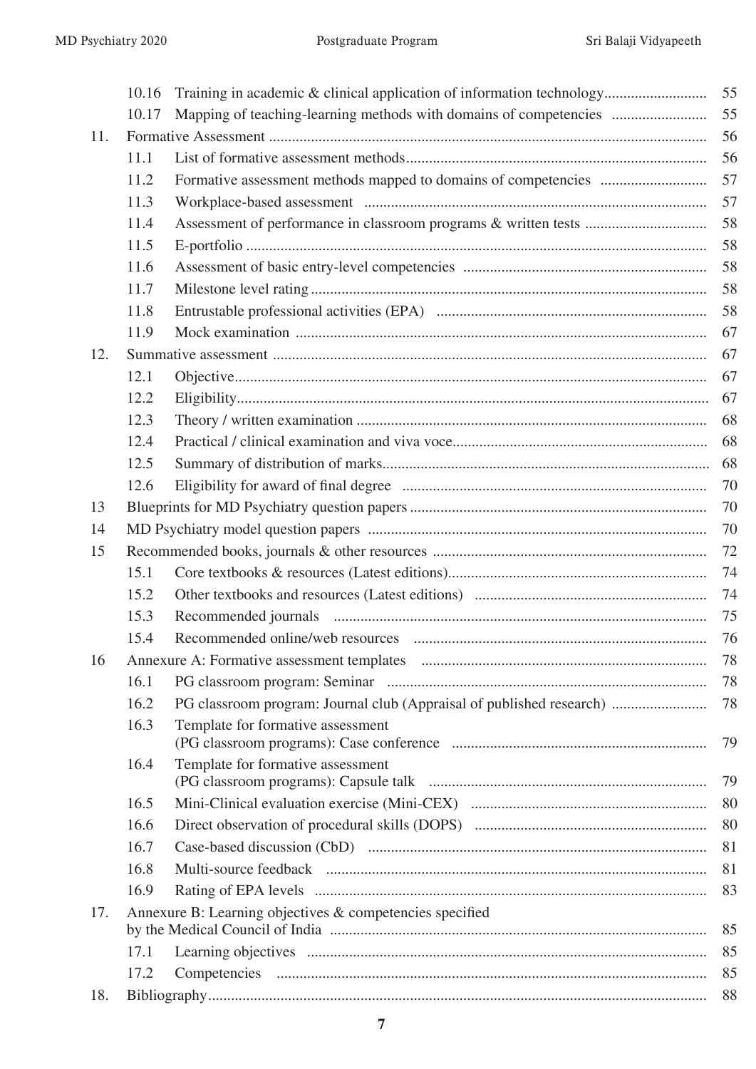| | | | |
|---|---|---|---|
| | 10.16 | Training in academic & clinical application of information technology | 55 |
| | 10.17 | Mapping of teaching-learning methods with domains of competencies | 55 |
| 11. | | Formative Assessment | 56 |
| | 11.1 | List of formative assessment methods | 56 |
| | 11.2 | Formative assessment methods mapped to domains of competencies | 57 |
| | 11.3 | Workplace-based assessment | 57 |
| | 11.4 | Assessment of performance in classroom programs & written tests | 58 |
| | 11.5 | E-portfolio | 58 |
| | 11.6 | Assessment of basic entry-level competencies | 58 |
| | 11.7 | Milestone level rating | 58 |
| | 11.8 | Entrustable professional activities (EPA) | 58 |
| | 11.9 | Mock examination | 67 |
| 12. | | Summative assessment | 67 |
| | 12.1 | Objective | 67 |
| | 12.2 | Eligibility | 67 |
| | 12.3 | Theory / written examination | 68 |
| | 12.4 | Practical / clinical examination and viva voce | 68 |
| | 12.5 | Summary of distribution of marks | 68 |
| | 12.6 | Eligibility for award of final degree | 70 |
| 13 | | Blueprints for MD Psychiatry question papers | 70 |
| 14 | | MD Psychiatry model question papers | 70 |
| 15 | | Recommended books, journals & other resources | 72 |
| | 15.1 | Core textbooks & resources (Latest editions) | 74 |
| | 15.2 | Other textbooks and resources (Latest editions) | 74 |
| | 15.3 | Recommended journals | 75 |
| | 15.4 | Recommended online/web resources | 76 |
| 16 | | Annexure A: Formative assessment templates | 78 |
| | 16.1 | PG classroom program: Seminar | 78 |
| | 16.2 | PG classroom program: Journal club (Appraisal of published research) | 78 |
| | 16.3 | Template for formative assessment (PG classroom programs): Case conference | 79 |
| | 16.4 | Template for formative assessment (PG classroom programs): Capsule talk | 79 |
| | 16.5 | Mini-Clinical evaluation exercise (Mini-CEX) | 80 |
| | 16.6 | Direct observation of procedural skills (DOPS) | 80 |
| | 16.7 | Case-based discussion (CbD) | 81 |
| | 16.8 | Multi-source feedback | 81 |
| | 16.9 | Rating of EPA levels | 83 |
| 17. | | Annexure B: Learning objectives & competencies specified by the Medical Council of India | 85 |
| | 17.1 | Learning objectives | 85 |
| | 17.2 | Competencies | 85 |
| 18. | | Bibliography | 88 |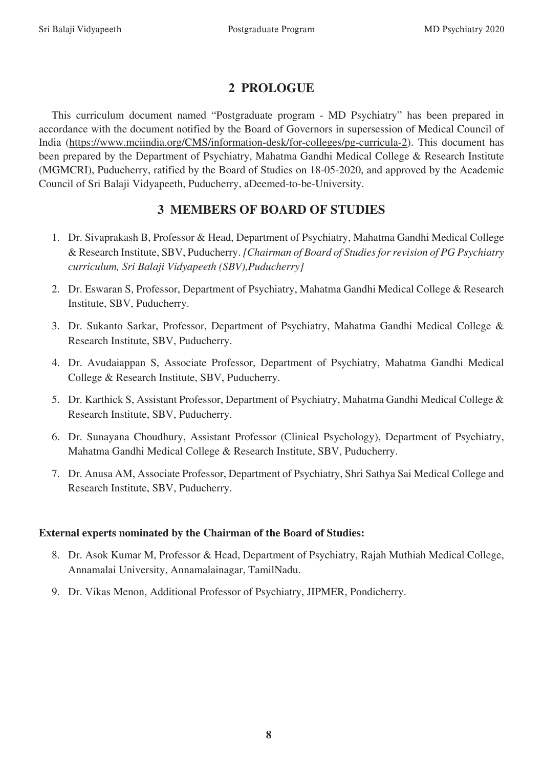## 2 PROLOGUE

This curriculum document named "Postgraduate program - MD Psychiatry" has been prepared in accordance with the document notified by the Board of Governors in supersession of Medical Council of India (https://www.mciindia.org/CMS/information-desk/for-colleges/pg-curricula-2). This document has been prepared by the Department of Psychiatry, Mahatma Gandhi Medical College & Research Institute (MGMCRI), Puducherry, ratified by the Board of Studies on 18-05-2020, and approved by the Academic Council of Sri Balaji Vidyapeeth, Puducherry, aDeemed-to-be-University.

## 3 MEMBERS OF BOARD OF STUDIES

1. Dr. Sivaprakash B, Professor & Head, Department of Psychiatry, Mahatma Gandhi Medical College & Research Institute, SBV, Puducherry. *[Chairman of Board of Studies for revision of PG Psychiatry curriculum, Sri Balaji Vidyapeeth (SBV),Puducherry]*
2. Dr. Eswaran S, Professor, Department of Psychiatry, Mahatma Gandhi Medical College & Research Institute, SBV, Puducherry.
3. Dr. Sukanto Sarkar, Professor, Department of Psychiatry, Mahatma Gandhi Medical College & Research Institute, SBV, Puducherry.
4. Dr. Avudaiappan S, Associate Professor, Department of Psychiatry, Mahatma Gandhi Medical College & Research Institute, SBV, Puducherry.
5. Dr. Karthick S, Assistant Professor, Department of Psychiatry, Mahatma Gandhi Medical College & Research Institute, SBV, Puducherry.
6. Dr. Sunayana Choudhury, Assistant Professor (Clinical Psychology), Department of Psychiatry, Mahatma Gandhi Medical College & Research Institute, SBV, Puducherry.
7. Dr. Anusa AM, Associate Professor, Department of Psychiatry, Shri Sathya Sai Medical College and Research Institute, SBV, Puducherry.

**External experts nominated by the Chairman of the Board of Studies:**

8. Dr. Asok Kumar M, Professor & Head, Department of Psychiatry, Rajah Muthiah Medical College, Annamalai University, Annamalainagar, TamilNadu.
9. Dr. Vikas Menon, Additional Professor of Psychiatry, JIPMER, Pondicherry.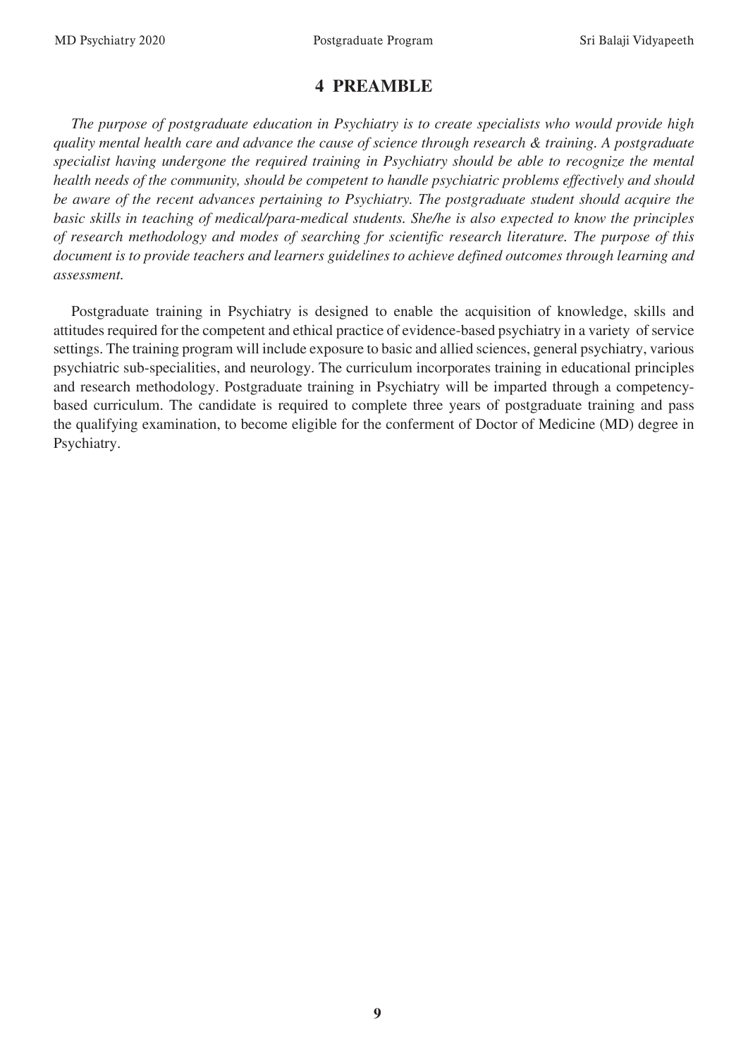# 4 PREAMBLE

*The purpose of postgraduate education in Psychiatry is to create specialists who would provide high quality mental health care and advance the cause of science through research & training. A postgraduate specialist having undergone the required training in Psychiatry should be able to recognize the mental health needs of the community, should be competent to handle psychiatric problems effectively and should be aware of the recent advances pertaining to Psychiatry. The postgraduate student should acquire the basic skills in teaching of medical/para-medical students. She/he is also expected to know the principles of research methodology and modes of searching for scientific research literature. The purpose of this document is to provide teachers and learners guidelines to achieve defined outcomes through learning and assessment.*

Postgraduate training in Psychiatry is designed to enable the acquisition of knowledge, skills and attitudes required for the competent and ethical practice of evidence-based psychiatry in a variety of service settings. The training program will include exposure to basic and allied sciences, general psychiatry, various psychiatric sub-specialities, and neurology. The curriculum incorporates training in educational principles and research methodology. Postgraduate training in Psychiatry will be imparted through a competency-based curriculum. The candidate is required to complete three years of postgraduate training and pass the qualifying examination, to become eligible for the conferment of Doctor of Medicine (MD) degree in Psychiatry.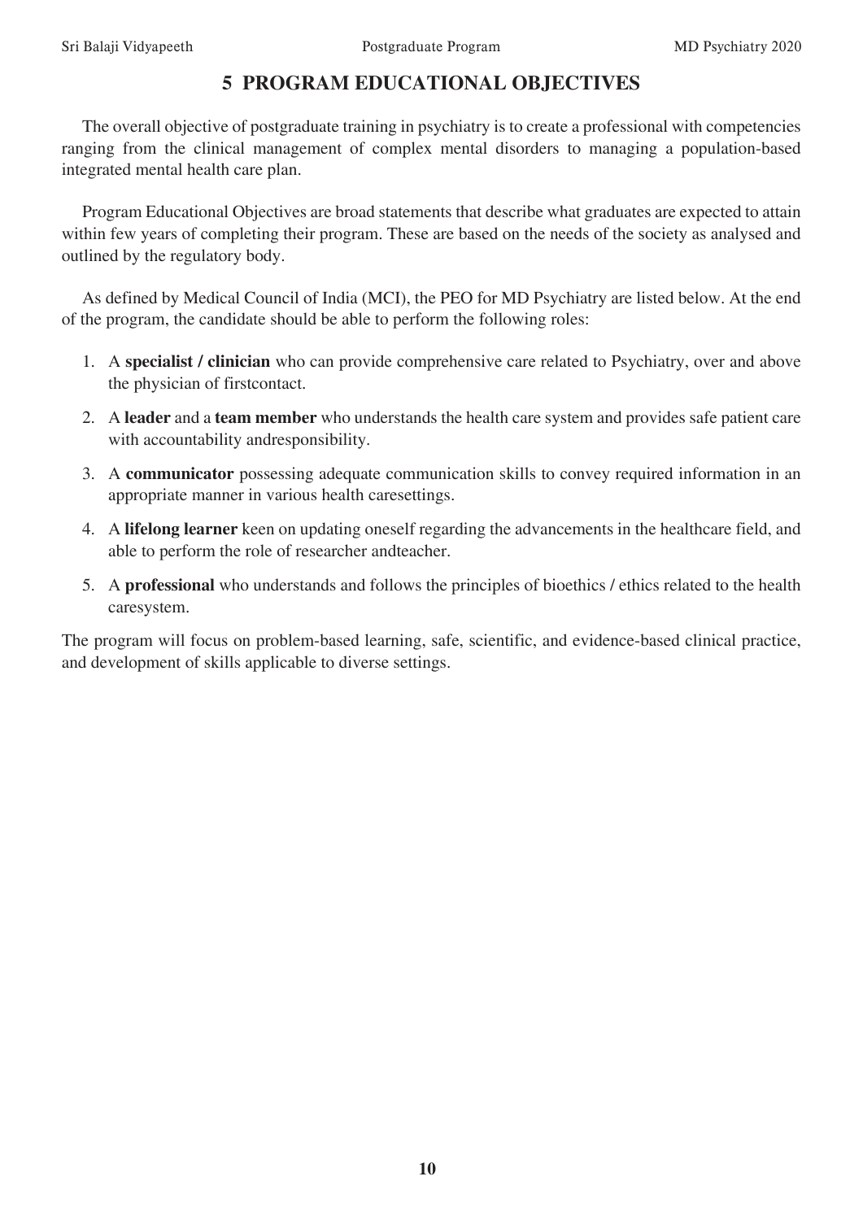# 5 PROGRAM EDUCATIONAL OBJECTIVES

The overall objective of postgraduate training in psychiatry is to create a professional with competencies ranging from the clinical management of complex mental disorders to managing a population-based integrated mental health care plan.

Program Educational Objectives are broad statements that describe what graduates are expected to attain within few years of completing their program. These are based on the needs of the society as analysed and outlined by the regulatory body.

As defined by Medical Council of India (MCI), the PEO for MD Psychiatry are listed below. At the end of the program, the candidate should be able to perform the following roles:

1. A **specialist / clinician** who can provide comprehensive care related to Psychiatry, over and above the physician of firstcontact.
2. A **leader** and a **team member** who understands the health care system and provides safe patient care with accountability andresponsibility.
3. A **communicator** possessing adequate communication skills to convey required information in an appropriate manner in various health caresettings.
4. A **lifelong learner** keen on updating oneself regarding the advancements in the healthcare field, and able to perform the role of researcher andteacher.
5. A **professional** who understands and follows the principles of bioethics / ethics related to the health caresystem.

The program will focus on problem-based learning, safe, scientific, and evidence-based clinical practice, and development of skills applicable to diverse settings.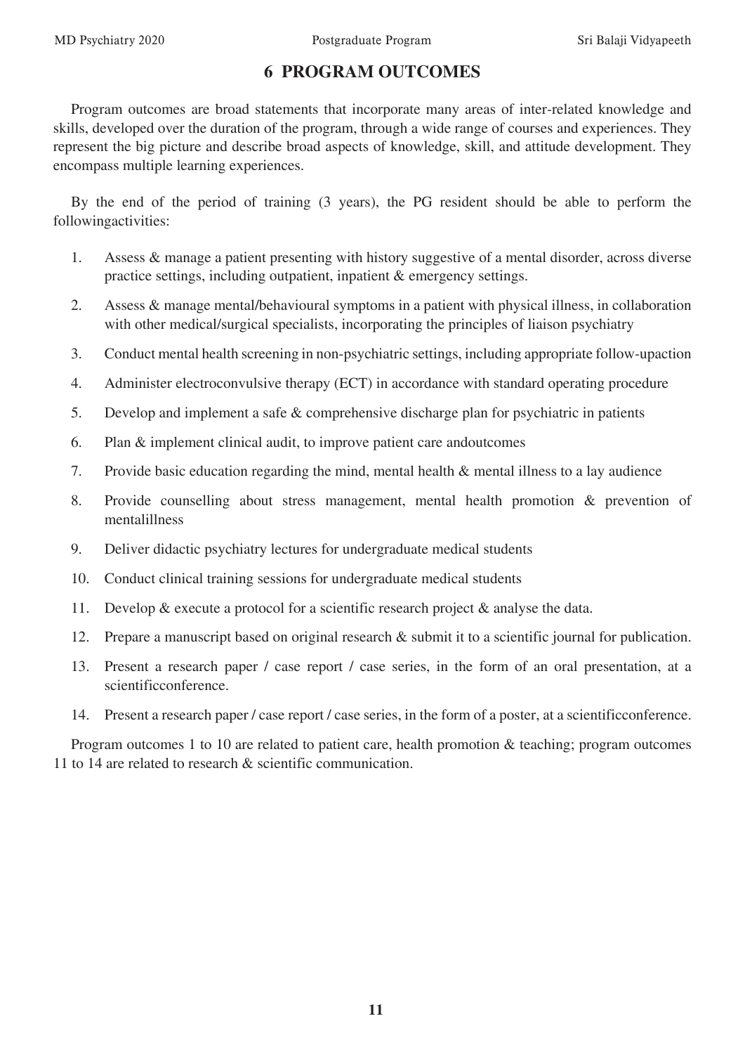# 6 PROGRAM OUTCOMES

Program outcomes are broad statements that incorporate many areas of inter-related knowledge and skills, developed over the duration of the program, through a wide range of courses and experiences. They represent the big picture and describe broad aspects of knowledge, skill, and attitude development. They encompass multiple learning experiences.

By the end of the period of training (3 years), the PG resident should be able to perform the followingactivities:

1. Assess & manage a patient presenting with history suggestive of a mental disorder, across diverse practice settings, including outpatient, inpatient & emergency settings.
2. Assess & manage mental/behavioural symptoms in a patient with physical illness, in collaboration with other medical/surgical specialists, incorporating the principles of liaison psychiatry
3. Conduct mental health screening in non-psychiatric settings, including appropriate follow-upaction
4. Administer electroconvulsive therapy (ECT) in accordance with standard operating procedure
5. Develop and implement a safe & comprehensive discharge plan for psychiatric in patients
6. Plan & implement clinical audit, to improve patient care andoutcomes
7. Provide basic education regarding the mind, mental health & mental illness to a lay audience
8. Provide counselling about stress management, mental health promotion & prevention of mentalillness
9. Deliver didactic psychiatry lectures for undergraduate medical students
10. Conduct clinical training sessions for undergraduate medical students
11. Develop & execute a protocol for a scientific research project & analyse the data.
12. Prepare a manuscript based on original research & submit it to a scientific journal for publication.
13. Present a research paper / case report / case series, in the form of an oral presentation, at a scientificconference.
14. Present a research paper / case report / case series, in the form of a poster, at a scientificconference.

Program outcomes 1 to 10 are related to patient care, health promotion & teaching; program outcomes 11 to 14 are related to research & scientific communication.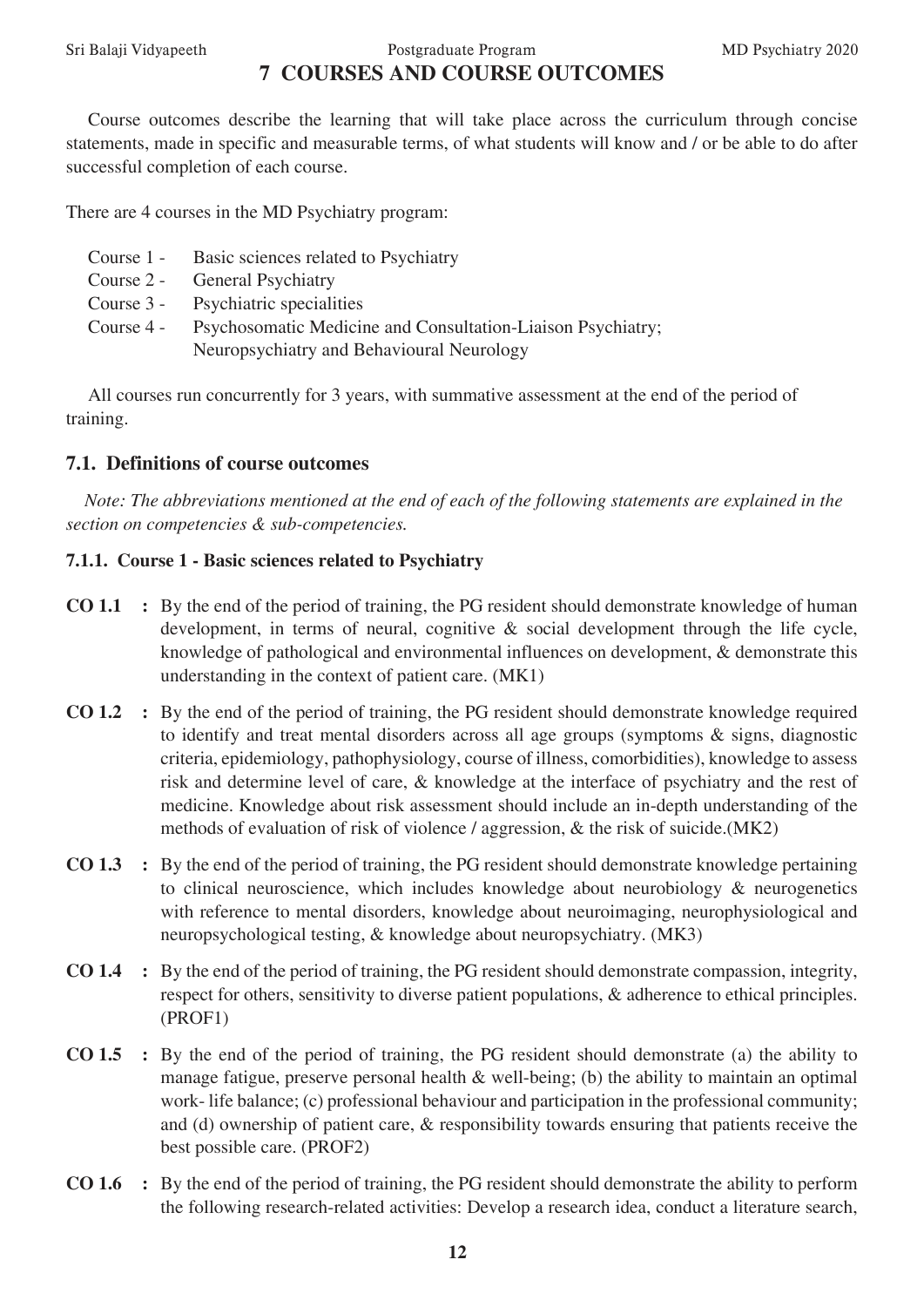# 7 COURSES AND COURSE OUTCOMES

Course outcomes describe the learning that will take place across the curriculum through concise statements, made in specific and measurable terms, of what students will know and / or be able to do after successful completion of each course.

There are 4 courses in the MD Psychiatry program:

- Course 1 - Basic sciences related to Psychiatry
- Course 2 - General Psychiatry
- Course 3 - Psychiatric specialities
- Course 4 - Psychosomatic Medicine and Consultation-Liaison Psychiatry; Neuropsychiatry and Behavioural Neurology

All courses run concurrently for 3 years, with summative assessment at the end of the period of training.

## 7.1. Definitions of course outcomes

*Note: The abbreviations mentioned at the end of each of the following statements are explained in the section on competencies & sub-competencies.*

### 7.1.1. Course 1 - Basic sciences related to Psychiatry

**CO 1.1** : By the end of the period of training, the PG resident should demonstrate knowledge of human development, in terms of neural, cognitive & social development through the life cycle, knowledge of pathological and environmental influences on development, & demonstrate this understanding in the context of patient care. (MK1)

**CO 1.2** : By the end of the period of training, the PG resident should demonstrate knowledge required to identify and treat mental disorders across all age groups (symptoms & signs, diagnostic criteria, epidemiology, pathophysiology, course of illness, comorbidities), knowledge to assess risk and determine level of care, & knowledge at the interface of psychiatry and the rest of medicine. Knowledge about risk assessment should include an in-depth understanding of the methods of evaluation of risk of violence / aggression, & the risk of suicide.(MK2)

**CO 1.3** : By the end of the period of training, the PG resident should demonstrate knowledge pertaining to clinical neuroscience, which includes knowledge about neurobiology & neurogenetics with reference to mental disorders, knowledge about neuroimaging, neurophysiological and neuropsychological testing, & knowledge about neuropsychiatry. (MK3)

**CO 1.4** : By the end of the period of training, the PG resident should demonstrate compassion, integrity, respect for others, sensitivity to diverse patient populations, & adherence to ethical principles. (PROF1)

**CO 1.5** : By the end of the period of training, the PG resident should demonstrate (a) the ability to manage fatigue, preserve personal health & well-being; (b) the ability to maintain an optimal work- life balance; (c) professional behaviour and participation in the professional community; and (d) ownership of patient care, & responsibility towards ensuring that patients receive the best possible care. (PROF2)

**CO 1.6** : By the end of the period of training, the PG resident should demonstrate the ability to perform the following research-related activities: Develop a research idea, conduct a literature search,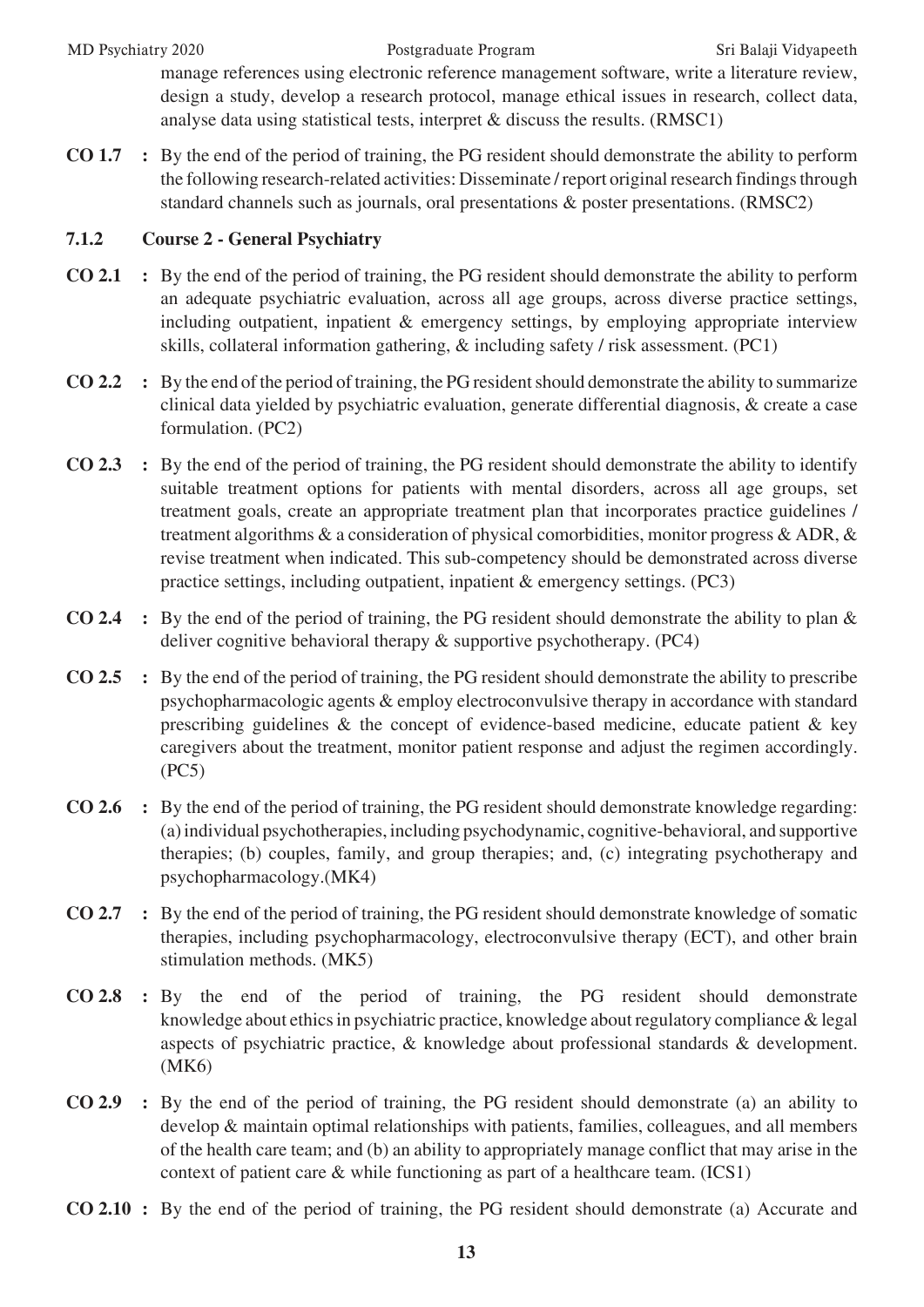manage references using electronic reference management software, write a literature review, design a study, develop a research protocol, manage ethical issues in research, collect data, analyse data using statistical tests, interpret & discuss the results. (RMSC1)

**CO 1.7 :** By the end of the period of training, the PG resident should demonstrate the ability to perform the following research-related activities: Disseminate / report original research findings through standard channels such as journals, oral presentations & poster presentations. (RMSC2)

### 7.1.2 Course 2 - General Psychiatry

**CO 2.1 :** By the end of the period of training, the PG resident should demonstrate the ability to perform an adequate psychiatric evaluation, across all age groups, across diverse practice settings, including outpatient, inpatient & emergency settings, by employing appropriate interview skills, collateral information gathering, & including safety / risk assessment. (PC1)

**CO 2.2 :** By the end of the period of training, the PG resident should demonstrate the ability to summarize clinical data yielded by psychiatric evaluation, generate differential diagnosis, & create a case formulation. (PC2)

**CO 2.3 :** By the end of the period of training, the PG resident should demonstrate the ability to identify suitable treatment options for patients with mental disorders, across all age groups, set treatment goals, create an appropriate treatment plan that incorporates practice guidelines / treatment algorithms & a consideration of physical comorbidities, monitor progress & ADR, & revise treatment when indicated. This sub-competency should be demonstrated across diverse practice settings, including outpatient, inpatient & emergency settings. (PC3)

**CO 2.4 :** By the end of the period of training, the PG resident should demonstrate the ability to plan & deliver cognitive behavioral therapy & supportive psychotherapy. (PC4)

**CO 2.5 :** By the end of the period of training, the PG resident should demonstrate the ability to prescribe psychopharmacologic agents & employ electroconvulsive therapy in accordance with standard prescribing guidelines & the concept of evidence-based medicine, educate patient & key caregivers about the treatment, monitor patient response and adjust the regimen accordingly. (PC5)

**CO 2.6 :** By the end of the period of training, the PG resident should demonstrate knowledge regarding: (a) individual psychotherapies, including psychodynamic, cognitive-behavioral, and supportive therapies; (b) couples, family, and group therapies; and, (c) integrating psychotherapy and psychopharmacology.(MK4)

**CO 2.7 :** By the end of the period of training, the PG resident should demonstrate knowledge of somatic therapies, including psychopharmacology, electroconvulsive therapy (ECT), and other brain stimulation methods. (MK5)

**CO 2.8 :** By the end of the period of training, the PG resident should demonstrate knowledge about ethics in psychiatric practice, knowledge about regulatory compliance & legal aspects of psychiatric practice, & knowledge about professional standards & development. (MK6)

**CO 2.9 :** By the end of the period of training, the PG resident should demonstrate (a) an ability to develop & maintain optimal relationships with patients, families, colleagues, and all members of the health care team; and (b) an ability to appropriately manage conflict that may arise in the context of patient care & while functioning as part of a healthcare team. (ICS1)

**CO 2.10 :** By the end of the period of training, the PG resident should demonstrate (a) Accurate and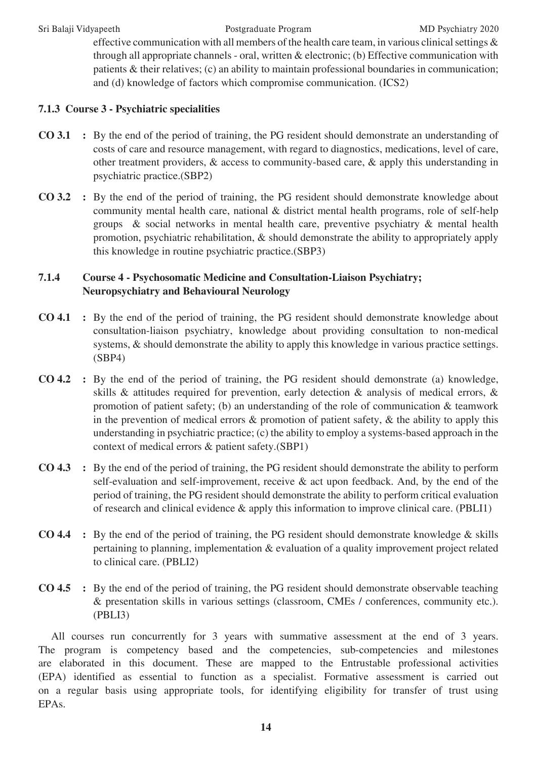effective communication with all members of the health care team, in various clinical settings & through all appropriate channels - oral, written & electronic; (b) Effective communication with patients & their relatives; (c) an ability to maintain professional boundaries in communication; and (d) knowledge of factors which compromise communication. (ICS2)

### 7.1.3 Course 3 - Psychiatric specialities

**CO 3.1** : By the end of the period of training, the PG resident should demonstrate an understanding of costs of care and resource management, with regard to diagnostics, medications, level of care, other treatment providers, & access to community-based care, & apply this understanding in psychiatric practice.(SBP2)

**CO 3.2** : By the end of the period of training, the PG resident should demonstrate knowledge about community mental health care, national & district mental health programs, role of self-help groups & social networks in mental health care, preventive psychiatry & mental health promotion, psychiatric rehabilitation, & should demonstrate the ability to appropriately apply this knowledge in routine psychiatric practice.(SBP3)

### 7.1.4 Course 4 - Psychosomatic Medicine and Consultation-Liaison Psychiatry; Neuropsychiatry and Behavioural Neurology

**CO 4.1** : By the end of the period of training, the PG resident should demonstrate knowledge about consultation-liaison psychiatry, knowledge about providing consultation to non-medical systems, & should demonstrate the ability to apply this knowledge in various practice settings. (SBP4)

**CO 4.2** : By the end of the period of training, the PG resident should demonstrate (a) knowledge, skills & attitudes required for prevention, early detection & analysis of medical errors, & promotion of patient safety; (b) an understanding of the role of communication & teamwork in the prevention of medical errors & promotion of patient safety, & the ability to apply this understanding in psychiatric practice; (c) the ability to employ a systems-based approach in the context of medical errors & patient safety.(SBP1)

**CO 4.3** : By the end of the period of training, the PG resident should demonstrate the ability to perform self-evaluation and self-improvement, receive & act upon feedback. And, by the end of the period of training, the PG resident should demonstrate the ability to perform critical evaluation of research and clinical evidence & apply this information to improve clinical care. (PBLI1)

**CO 4.4** : By the end of the period of training, the PG resident should demonstrate knowledge & skills pertaining to planning, implementation & evaluation of a quality improvement project related to clinical care. (PBLI2)

**CO 4.5** : By the end of the period of training, the PG resident should demonstrate observable teaching & presentation skills in various settings (classroom, CMEs / conferences, community etc.). (PBLI3)

All courses run concurrently for 3 years with summative assessment at the end of 3 years. The program is competency based and the competencies, sub-competencies and milestones are elaborated in this document. These are mapped to the Entrustable professional activities (EPA) identified as essential to function as a specialist. Formative assessment is carried out on a regular basis using appropriate tools, for identifying eligibility for transfer of trust using EPAs.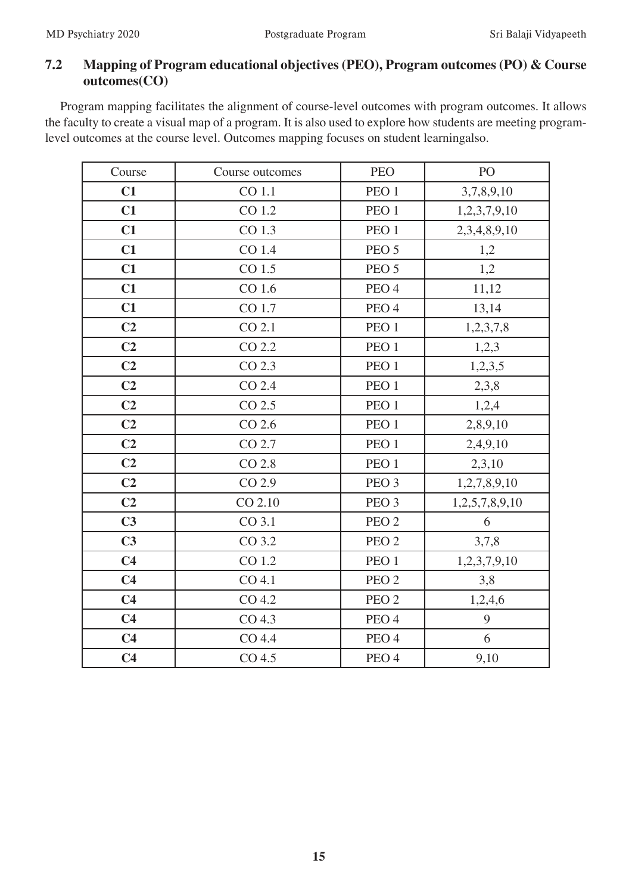## 7.2 Mapping of Program educational objectives (PEO), Program outcomes (PO) & Course outcomes(CO)

Program mapping facilitates the alignment of course-level outcomes with program outcomes. It allows the faculty to create a visual map of a program. It is also used to explore how students are meeting program-level outcomes at the course level. Outcomes mapping focuses on student learningalso.

| Course | Course outcomes | PEO | PO |
|---|---|---|---|
| **C1** | CO 1.1 | PEO 1 | 3,7,8,9,10 |
| **C1** | CO 1.2 | PEO 1 | 1,2,3,7,9,10 |
| **C1** | CO 1.3 | PEO 1 | 2,3,4,8,9,10 |
| **C1** | CO 1.4 | PEO 5 | 1,2 |
| **C1** | CO 1.5 | PEO 5 | 1,2 |
| **C1** | CO 1.6 | PEO 4 | 11,12 |
| **C1** | CO 1.7 | PEO 4 | 13,14 |
| **C2** | CO 2.1 | PEO 1 | 1,2,3,7,8 |
| **C2** | CO 2.2 | PEO 1 | 1,2,3 |
| **C2** | CO 2.3 | PEO 1 | 1,2,3,5 |
| **C2** | CO 2.4 | PEO 1 | 2,3,8 |
| **C2** | CO 2.5 | PEO 1 | 1,2,4 |
| **C2** | CO 2.6 | PEO 1 | 2,8,9,10 |
| **C2** | CO 2.7 | PEO 1 | 2,4,9,10 |
| **C2** | CO 2.8 | PEO 1 | 2,3,10 |
| **C2** | CO 2.9 | PEO 3 | 1,2,7,8,9,10 |
| **C2** | CO 2.10 | PEO 3 | 1,2,5,7,8,9,10 |
| **C3** | CO 3.1 | PEO 2 | 6 |
| **C3** | CO 3.2 | PEO 2 | 3,7,8 |
| **C4** | CO 1.2 | PEO 1 | 1,2,3,7,9,10 |
| **C4** | CO 4.1 | PEO 2 | 3,8 |
| **C4** | CO 4.2 | PEO 2 | 1,2,4,6 |
| **C4** | CO 4.3 | PEO 4 | 9 |
| **C4** | CO 4.4 | PEO 4 | 6 |
| **C4** | CO 4.5 | PEO 4 | 9,10 |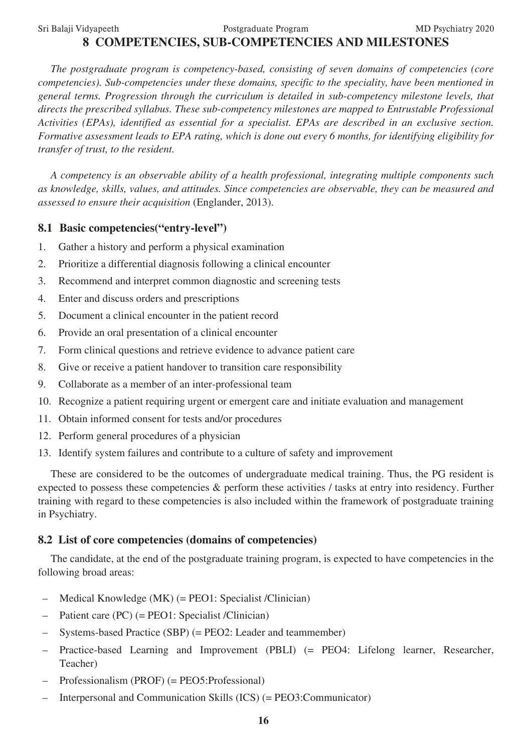# 8 COMPETENCIES, SUB-COMPETENCIES AND MILESTONES

*The postgraduate program is competency-based, consisting of seven domains of competencies (core competencies). Sub-competencies under these domains, specific to the speciality, have been mentioned in general terms. Progression through the curriculum is detailed in sub-competency milestone levels, that directs the prescribed syllabus. These sub-competency milestones are mapped to Entrustable Professional Activities (EPAs), identified as essential for a specialist. EPAs are described in an exclusive section. Formative assessment leads to EPA rating, which is done out every 6 months, for identifying eligibility for transfer of trust, to the resident.*

*A competency is an observable ability of a health professional, integrating multiple components such as knowledge, skills, values, and attitudes. Since competencies are observable, they can be measured and assessed to ensure their acquisition* (Englander, 2013).

## 8.1 Basic competencies("entry-level")

1. Gather a history and perform a physical examination
2. Prioritize a differential diagnosis following a clinical encounter
3. Recommend and interpret common diagnostic and screening tests
4. Enter and discuss orders and prescriptions
5. Document a clinical encounter in the patient record
6. Provide an oral presentation of a clinical encounter
7. Form clinical questions and retrieve evidence to advance patient care
8. Give or receive a patient handover to transition care responsibility
9. Collaborate as a member of an inter-professional team
10. Recognize a patient requiring urgent or emergent care and initiate evaluation and management
11. Obtain informed consent for tests and/or procedures
12. Perform general procedures of a physician
13. Identify system failures and contribute to a culture of safety and improvement

These are considered to be the outcomes of undergraduate medical training. Thus, the PG resident is expected to possess these competencies & perform these activities / tasks at entry into residency. Further training with regard to these competencies is also included within the framework of postgraduate training in Psychiatry.

## 8.2 List of core competencies (domains of competencies)

The candidate, at the end of the postgraduate training program, is expected to have competencies in the following broad areas:

- Medical Knowledge (MK) (= PEO1: Specialist /Clinician)
- Patient care (PC) (= PEO1: Specialist /Clinician)
- Systems-based Practice (SBP) (= PEO2: Leader and teammember)
- Practice-based Learning and Improvement (PBLI) (= PEO4: Lifelong learner, Researcher, Teacher)
- Professionalism (PROF) (= PEO5:Professional)
- Interpersonal and Communication Skills (ICS) (= PEO3:Communicator)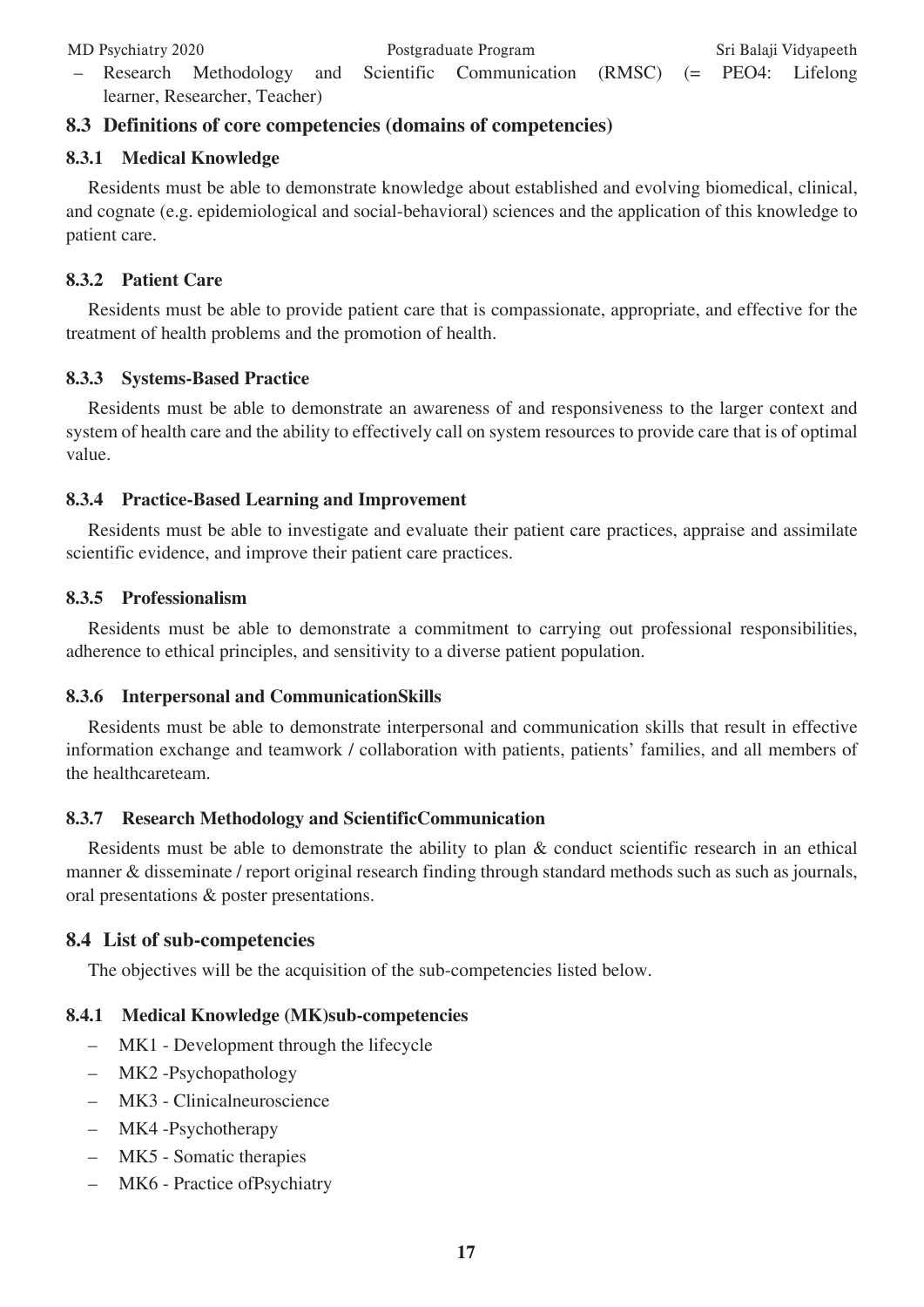– Research Methodology and Scientific Communication (RMSC) (= PEO4: Lifelong learner, Researcher, Teacher)

## 8.3 Definitions of core competencies (domains of competencies)

### 8.3.1 Medical Knowledge

Residents must be able to demonstrate knowledge about established and evolving biomedical, clinical, and cognate (e.g. epidemiological and social-behavioral) sciences and the application of this knowledge to patient care.

### 8.3.2 Patient Care

Residents must be able to provide patient care that is compassionate, appropriate, and effective for the treatment of health problems and the promotion of health.

### 8.3.3 Systems-Based Practice

Residents must be able to demonstrate an awareness of and responsiveness to the larger context and system of health care and the ability to effectively call on system resources to provide care that is of optimal value.

### 8.3.4 Practice-Based Learning and Improvement

Residents must be able to investigate and evaluate their patient care practices, appraise and assimilate scientific evidence, and improve their patient care practices.

### 8.3.5 Professionalism

Residents must be able to demonstrate a commitment to carrying out professional responsibilities, adherence to ethical principles, and sensitivity to a diverse patient population.

### 8.3.6 Interpersonal and CommunicationSkills

Residents must be able to demonstrate interpersonal and communication skills that result in effective information exchange and teamwork / collaboration with patients, patients' families, and all members of the healthcareteam.

### 8.3.7 Research Methodology and ScientificCommunication

Residents must be able to demonstrate the ability to plan & conduct scientific research in an ethical manner & disseminate / report original research finding through standard methods such as such as journals, oral presentations & poster presentations.

## 8.4 List of sub-competencies

The objectives will be the acquisition of the sub-competencies listed below.

### 8.4.1 Medical Knowledge (MK)sub-competencies

- MK1 - Development through the lifecycle
- MK2 -Psychopathology
- MK3 - Clinicalneuroscience
- MK4 -Psychotherapy
- MK5 - Somatic therapies
- MK6 - Practice ofPsychiatry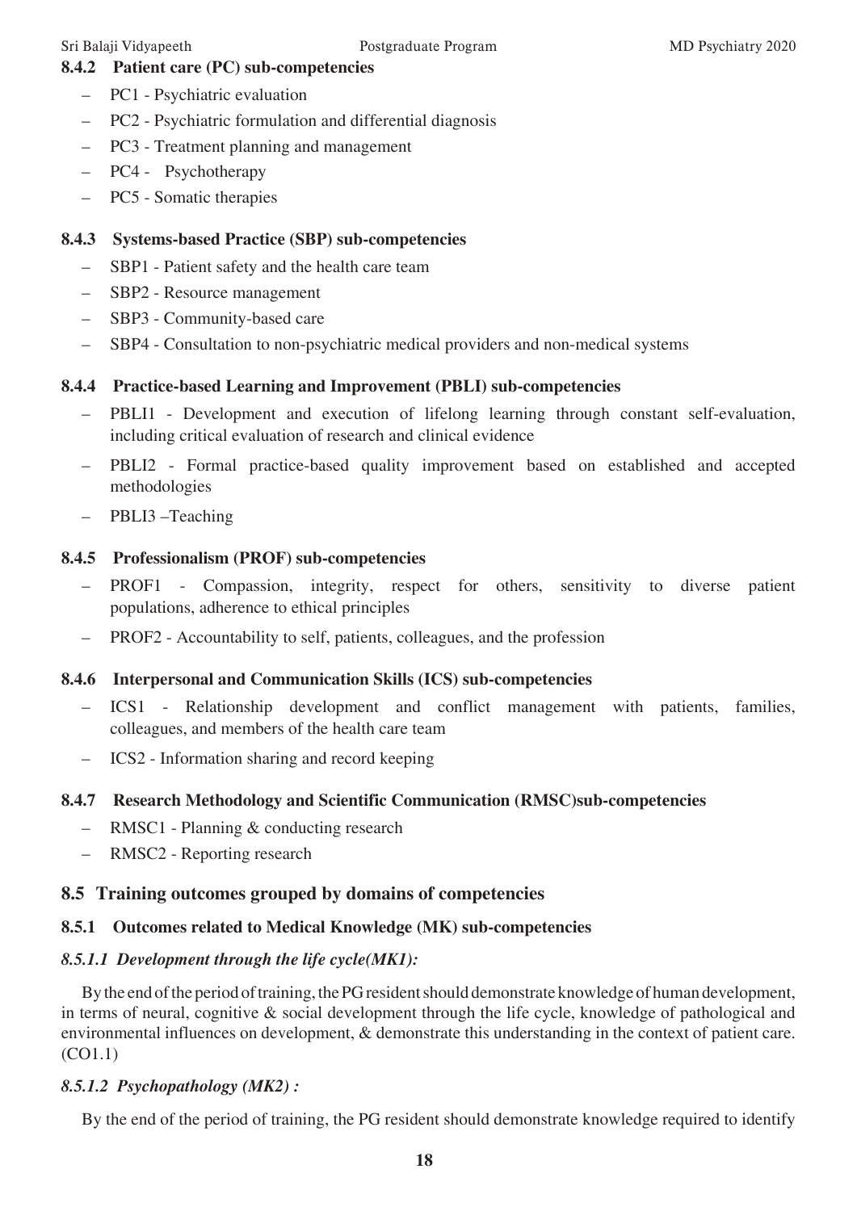### 8.4.2 Patient care (PC) sub-competencies

- PC1 - Psychiatric evaluation
- PC2 - Psychiatric formulation and differential diagnosis
- PC3 - Treatment planning and management
- PC4 - Psychotherapy
- PC5 - Somatic therapies

### 8.4.3 Systems-based Practice (SBP) sub-competencies

- SBP1 - Patient safety and the health care team
- SBP2 - Resource management
- SBP3 - Community-based care
- SBP4 - Consultation to non-psychiatric medical providers and non-medical systems

### 8.4.4 Practice-based Learning and Improvement (PBLI) sub-competencies

- PBLI1 - Development and execution of lifelong learning through constant self-evaluation, including critical evaluation of research and clinical evidence
- PBLI2 - Formal practice-based quality improvement based on established and accepted methodologies
- PBLI3 –Teaching

### 8.4.5 Professionalism (PROF) sub-competencies

- PROF1 - Compassion, integrity, respect for others, sensitivity to diverse patient populations, adherence to ethical principles
- PROF2 - Accountability to self, patients, colleagues, and the profession

### 8.4.6 Interpersonal and Communication Skills (ICS) sub-competencies

- ICS1 - Relationship development and conflict management with patients, families, colleagues, and members of the health care team
- ICS2 - Information sharing and record keeping

### 8.4.7 Research Methodology and Scientific Communication (RMSC)sub-competencies

- RMSC1 - Planning & conducting research
- RMSC2 - Reporting research

## 8.5 Training outcomes grouped by domains of competencies

### 8.5.1 Outcomes related to Medical Knowledge (MK) sub-competencies

#### *8.5.1.1 Development through the life cycle(MK1):*

By the end of the period of training, the PG resident should demonstrate knowledge of human development, in terms of neural, cognitive & social development through the life cycle, knowledge of pathological and environmental influences on development, & demonstrate this understanding in the context of patient care. (CO1.1)

#### *8.5.1.2 Psychopathology (MK2) :*

By the end of the period of training, the PG resident should demonstrate knowledge required to identify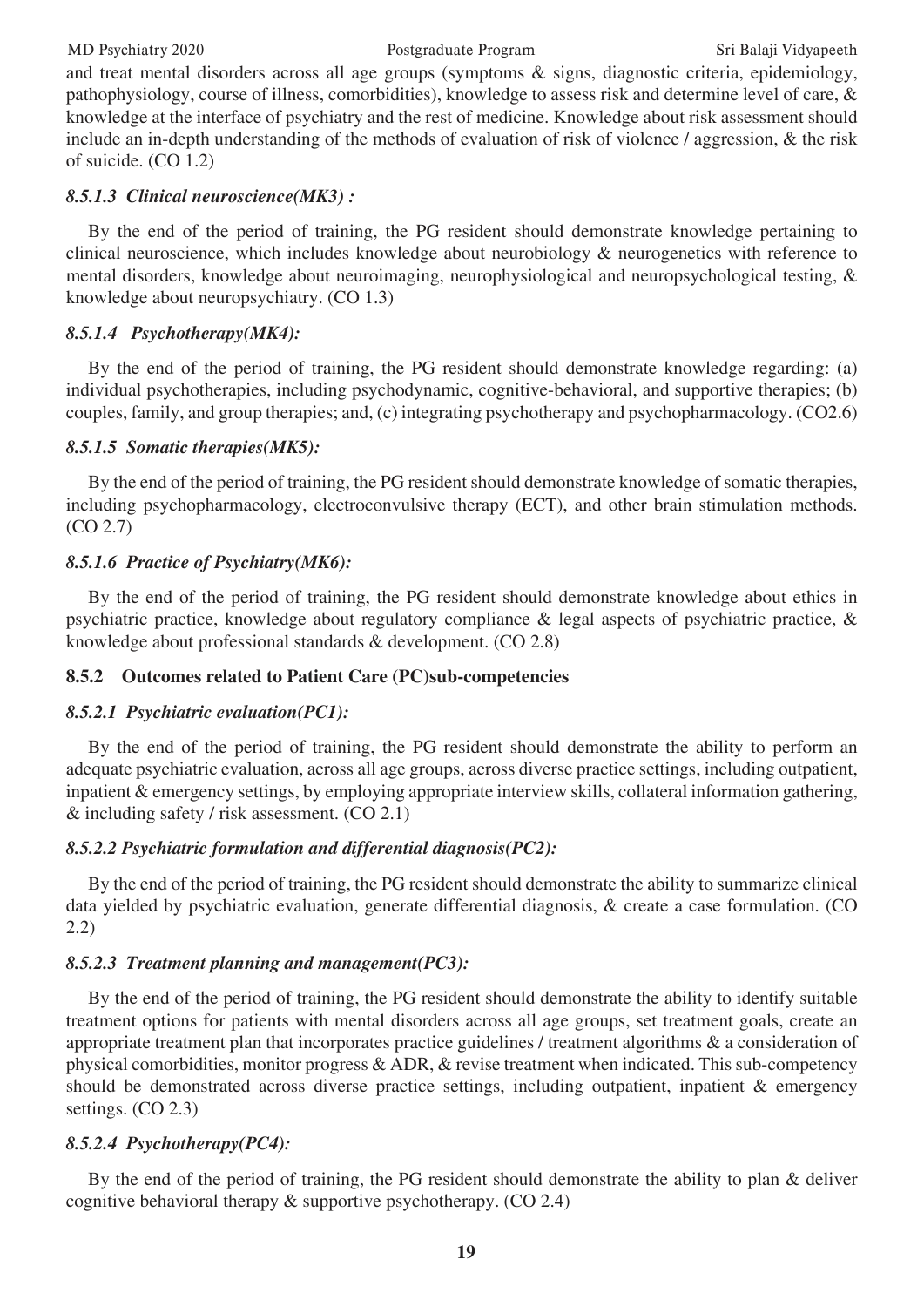and treat mental disorders across all age groups (symptoms & signs, diagnostic criteria, epidemiology, pathophysiology, course of illness, comorbidities), knowledge to assess risk and determine level of care, & knowledge at the interface of psychiatry and the rest of medicine. Knowledge about risk assessment should include an in-depth understanding of the methods of evaluation of risk of violence / aggression, & the risk of suicide. (CO 1.2)

#### *8.5.1.3 Clinical neuroscience(MK3) :*

By the end of the period of training, the PG resident should demonstrate knowledge pertaining to clinical neuroscience, which includes knowledge about neurobiology & neurogenetics with reference to mental disorders, knowledge about neuroimaging, neurophysiological and neuropsychological testing, & knowledge about neuropsychiatry. (CO 1.3)

#### *8.5.1.4 Psychotherapy(MK4):*

By the end of the period of training, the PG resident should demonstrate knowledge regarding: (a) individual psychotherapies, including psychodynamic, cognitive-behavioral, and supportive therapies; (b) couples, family, and group therapies; and, (c) integrating psychotherapy and psychopharmacology. (CO2.6)

#### *8.5.1.5 Somatic therapies(MK5):*

By the end of the period of training, the PG resident should demonstrate knowledge of somatic therapies, including psychopharmacology, electroconvulsive therapy (ECT), and other brain stimulation methods. (CO 2.7)

#### *8.5.1.6 Practice of Psychiatry(MK6):*

By the end of the period of training, the PG resident should demonstrate knowledge about ethics in psychiatric practice, knowledge about regulatory compliance & legal aspects of psychiatric practice, & knowledge about professional standards & development. (CO 2.8)

### 8.5.2 Outcomes related to Patient Care (PC)sub-competencies

#### *8.5.2.1 Psychiatric evaluation(PC1):*

By the end of the period of training, the PG resident should demonstrate the ability to perform an adequate psychiatric evaluation, across all age groups, across diverse practice settings, including outpatient, inpatient & emergency settings, by employing appropriate interview skills, collateral information gathering, & including safety / risk assessment. (CO 2.1)

#### *8.5.2.2 Psychiatric formulation and differential diagnosis(PC2):*

By the end of the period of training, the PG resident should demonstrate the ability to summarize clinical data yielded by psychiatric evaluation, generate differential diagnosis, & create a case formulation. (CO 2.2)

#### *8.5.2.3 Treatment planning and management(PC3):*

By the end of the period of training, the PG resident should demonstrate the ability to identify suitable treatment options for patients with mental disorders across all age groups, set treatment goals, create an appropriate treatment plan that incorporates practice guidelines / treatment algorithms & a consideration of physical comorbidities, monitor progress & ADR, & revise treatment when indicated. This sub-competency should be demonstrated across diverse practice settings, including outpatient, inpatient & emergency settings. (CO 2.3)

#### *8.5.2.4 Psychotherapy(PC4):*

By the end of the period of training, the PG resident should demonstrate the ability to plan & deliver cognitive behavioral therapy & supportive psychotherapy. (CO 2.4)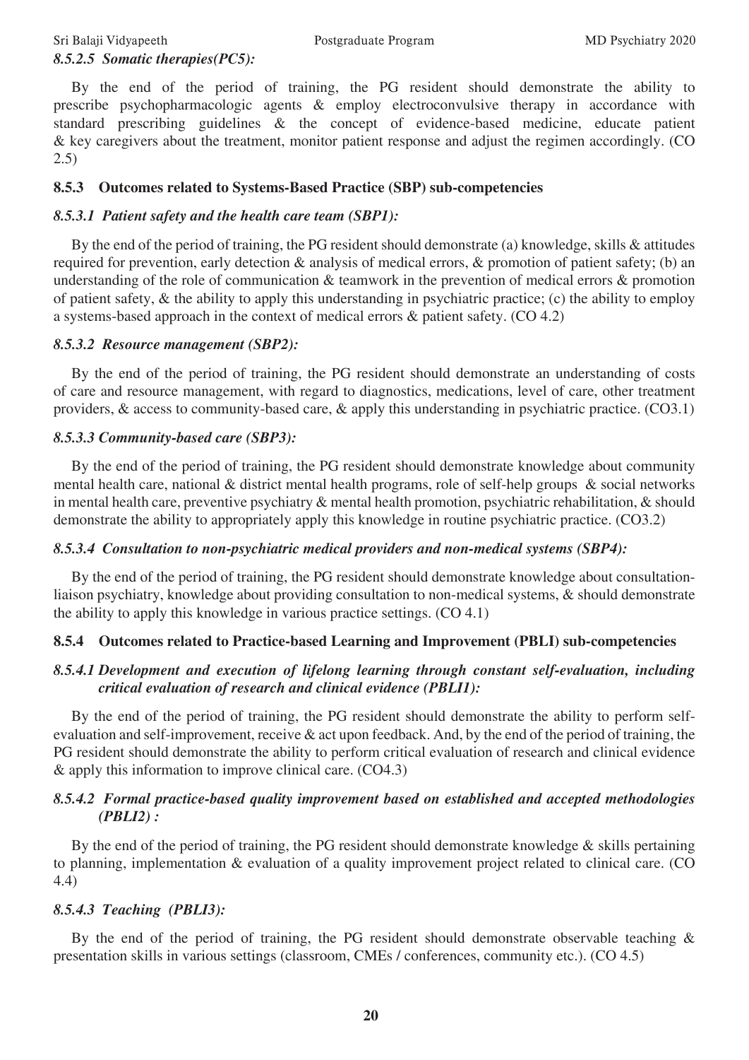#### *8.5.2.5 Somatic therapies(PC5):*

By the end of the period of training, the PG resident should demonstrate the ability to prescribe psychopharmacologic agents & employ electroconvulsive therapy in accordance with standard prescribing guidelines & the concept of evidence-based medicine, educate patient & key caregivers about the treatment, monitor patient response and adjust the regimen accordingly. (CO 2.5)

### 8.5.3 Outcomes related to Systems-Based Practice (SBP) sub-competencies

#### *8.5.3.1 Patient safety and the health care team (SBP1):*

By the end of the period of training, the PG resident should demonstrate (a) knowledge, skills & attitudes required for prevention, early detection & analysis of medical errors, & promotion of patient safety; (b) an understanding of the role of communication & teamwork in the prevention of medical errors & promotion of patient safety, & the ability to apply this understanding in psychiatric practice; (c) the ability to employ a systems-based approach in the context of medical errors & patient safety. (CO 4.2)

#### *8.5.3.2 Resource management (SBP2):*

By the end of the period of training, the PG resident should demonstrate an understanding of costs of care and resource management, with regard to diagnostics, medications, level of care, other treatment providers, & access to community-based care, & apply this understanding in psychiatric practice. (CO3.1)

#### *8.5.3.3 Community-based care (SBP3):*

By the end of the period of training, the PG resident should demonstrate knowledge about community mental health care, national & district mental health programs, role of self-help groups & social networks in mental health care, preventive psychiatry & mental health promotion, psychiatric rehabilitation, & should demonstrate the ability to appropriately apply this knowledge in routine psychiatric practice. (CO3.2)

#### *8.5.3.4 Consultation to non-psychiatric medical providers and non-medical systems (SBP4):*

By the end of the period of training, the PG resident should demonstrate knowledge about consultation-liaison psychiatry, knowledge about providing consultation to non-medical systems, & should demonstrate the ability to apply this knowledge in various practice settings. (CO 4.1)

### 8.5.4 Outcomes related to Practice-based Learning and Improvement (PBLI) sub-competencies

#### *8.5.4.1 Development and execution of lifelong learning through constant self-evaluation, including critical evaluation of research and clinical evidence (PBLI1):*

By the end of the period of training, the PG resident should demonstrate the ability to perform self-evaluation and self-improvement, receive & act upon feedback. And, by the end of the period of training, the PG resident should demonstrate the ability to perform critical evaluation of research and clinical evidence & apply this information to improve clinical care. (CO4.3)

#### *8.5.4.2 Formal practice-based quality improvement based on established and accepted methodologies (PBLI2) :*

By the end of the period of training, the PG resident should demonstrate knowledge & skills pertaining to planning, implementation & evaluation of a quality improvement project related to clinical care. (CO 4.4)

#### *8.5.4.3 Teaching (PBLI3):*

By the end of the period of training, the PG resident should demonstrate observable teaching & presentation skills in various settings (classroom, CMEs / conferences, community etc.). (CO 4.5)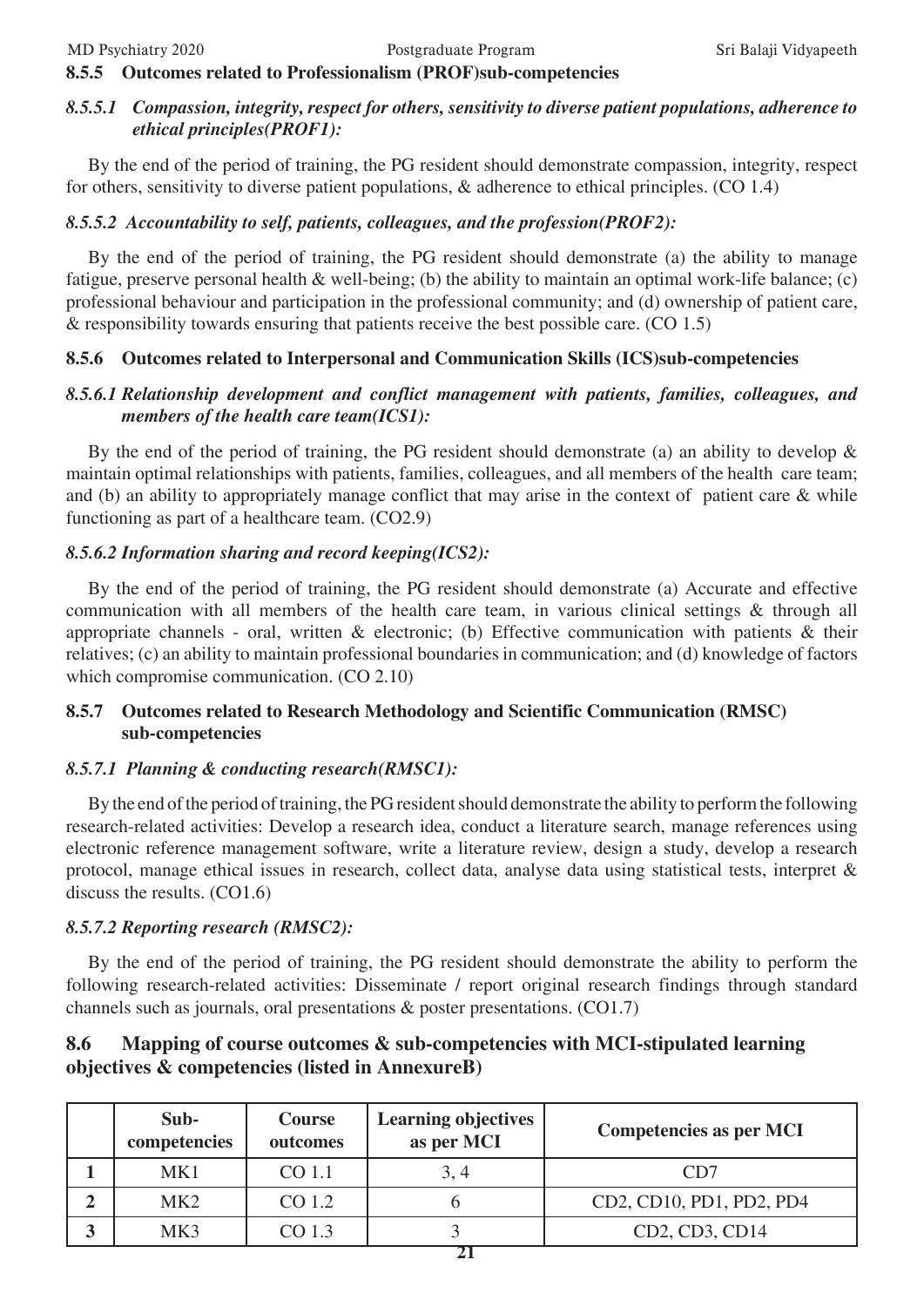### 8.5.5 Outcomes related to Professionalism (PROF)sub-competencies

#### *8.5.5.1 Compassion, integrity, respect for others, sensitivity to diverse patient populations, adherence to ethical principles(PROF1):*

By the end of the period of training, the PG resident should demonstrate compassion, integrity, respect for others, sensitivity to diverse patient populations, & adherence to ethical principles. (CO 1.4)

#### *8.5.5.2 Accountability to self, patients, colleagues, and the profession(PROF2):*

By the end of the period of training, the PG resident should demonstrate (a) the ability to manage fatigue, preserve personal health & well-being; (b) the ability to maintain an optimal work-life balance; (c) professional behaviour and participation in the professional community; and (d) ownership of patient care, & responsibility towards ensuring that patients receive the best possible care. (CO 1.5)

### 8.5.6 Outcomes related to Interpersonal and Communication Skills (ICS)sub-competencies

#### *8.5.6.1 Relationship development and conflict management with patients, families, colleagues, and members of the health care team(ICS1):*

By the end of the period of training, the PG resident should demonstrate (a) an ability to develop & maintain optimal relationships with patients, families, colleagues, and all members of the health care team; and (b) an ability to appropriately manage conflict that may arise in the context of patient care & while functioning as part of a healthcare team. (CO2.9)

#### *8.5.6.2 Information sharing and record keeping(ICS2):*

By the end of the period of training, the PG resident should demonstrate (a) Accurate and effective communication with all members of the health care team, in various clinical settings & through all appropriate channels - oral, written & electronic; (b) Effective communication with patients & their relatives; (c) an ability to maintain professional boundaries in communication; and (d) knowledge of factors which compromise communication. (CO 2.10)

### 8.5.7 Outcomes related to Research Methodology and Scientific Communication (RMSC) sub-competencies

#### *8.5.7.1 Planning & conducting research(RMSC1):*

By the end of the period of training, the PG resident should demonstrate the ability to perform the following research-related activities: Develop a research idea, conduct a literature search, manage references using electronic reference management software, write a literature review, design a study, develop a research protocol, manage ethical issues in research, collect data, analyse data using statistical tests, interpret & discuss the results. (CO1.6)

#### *8.5.7.2 Reporting research (RMSC2):*

By the end of the period of training, the PG resident should demonstrate the ability to perform the following research-related activities: Disseminate / report original research findings through standard channels such as journals, oral presentations & poster presentations. (CO1.7)

## 8.6 Mapping of course outcomes & sub-competencies with MCI-stipulated learning objectives & competencies (listed in AnnexureB)

| | Sub-competencies | Course outcomes | Learning objectives as per MCI | Competencies as per MCI |
|---|---|---|---|---|
| 1 | MK1 | CO 1.1 | 3, 4 | CD7 |
| 2 | MK2 | CO 1.2 | 6 | CD2, CD10, PD1, PD2, PD4 |
| 3 | MK3 | CO 1.3 | 3 | CD2, CD3, CD14 |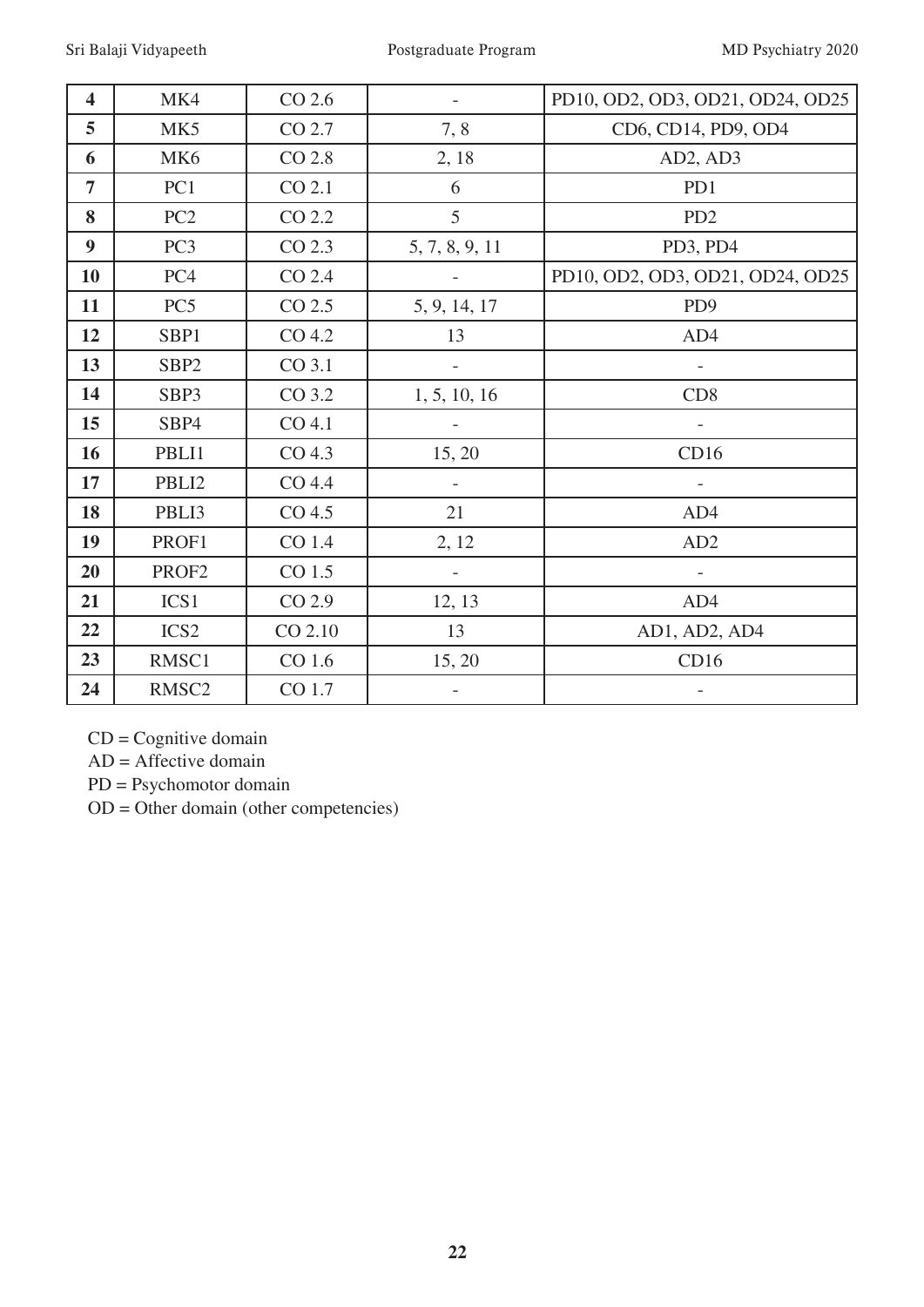| 4 | MK4 | CO 2.6 | - | PD10, OD2, OD3, OD21, OD24, OD25 |
|---|---|---|---|---|
| 5 | MK5 | CO 2.7 | 7, 8 | CD6, CD14, PD9, OD4 |
| 6 | MK6 | CO 2.8 | 2, 18 | AD2, AD3 |
| 7 | PC1 | CO 2.1 | 6 | PD1 |
| 8 | PC2 | CO 2.2 | 5 | PD2 |
| 9 | PC3 | CO 2.3 | 5, 7, 8, 9, 11 | PD3, PD4 |
| 10 | PC4 | CO 2.4 | - | PD10, OD2, OD3, OD21, OD24, OD25 |
| 11 | PC5 | CO 2.5 | 5, 9, 14, 17 | PD9 |
| 12 | SBP1 | CO 4.2 | 13 | AD4 |
| 13 | SBP2 | CO 3.1 | - | - |
| 14 | SBP3 | CO 3.2 | 1, 5, 10, 16 | CD8 |
| 15 | SBP4 | CO 4.1 | - | - |
| 16 | PBLI1 | CO 4.3 | 15, 20 | CD16 |
| 17 | PBLI2 | CO 4.4 | - | - |
| 18 | PBLI3 | CO 4.5 | 21 | AD4 |
| 19 | PROF1 | CO 1.4 | 2, 12 | AD2 |
| 20 | PROF2 | CO 1.5 | - | - |
| 21 | ICS1 | CO 2.9 | 12, 13 | AD4 |
| 22 | ICS2 | CO 2.10 | 13 | AD1, AD2, AD4 |
| 23 | RMSC1 | CO 1.6 | 15, 20 | CD16 |
| 24 | RMSC2 | CO 1.7 | - | - |

CD = Cognitive domain

AD = Affective domain

PD = Psychomotor domain

OD = Other domain (other competencies)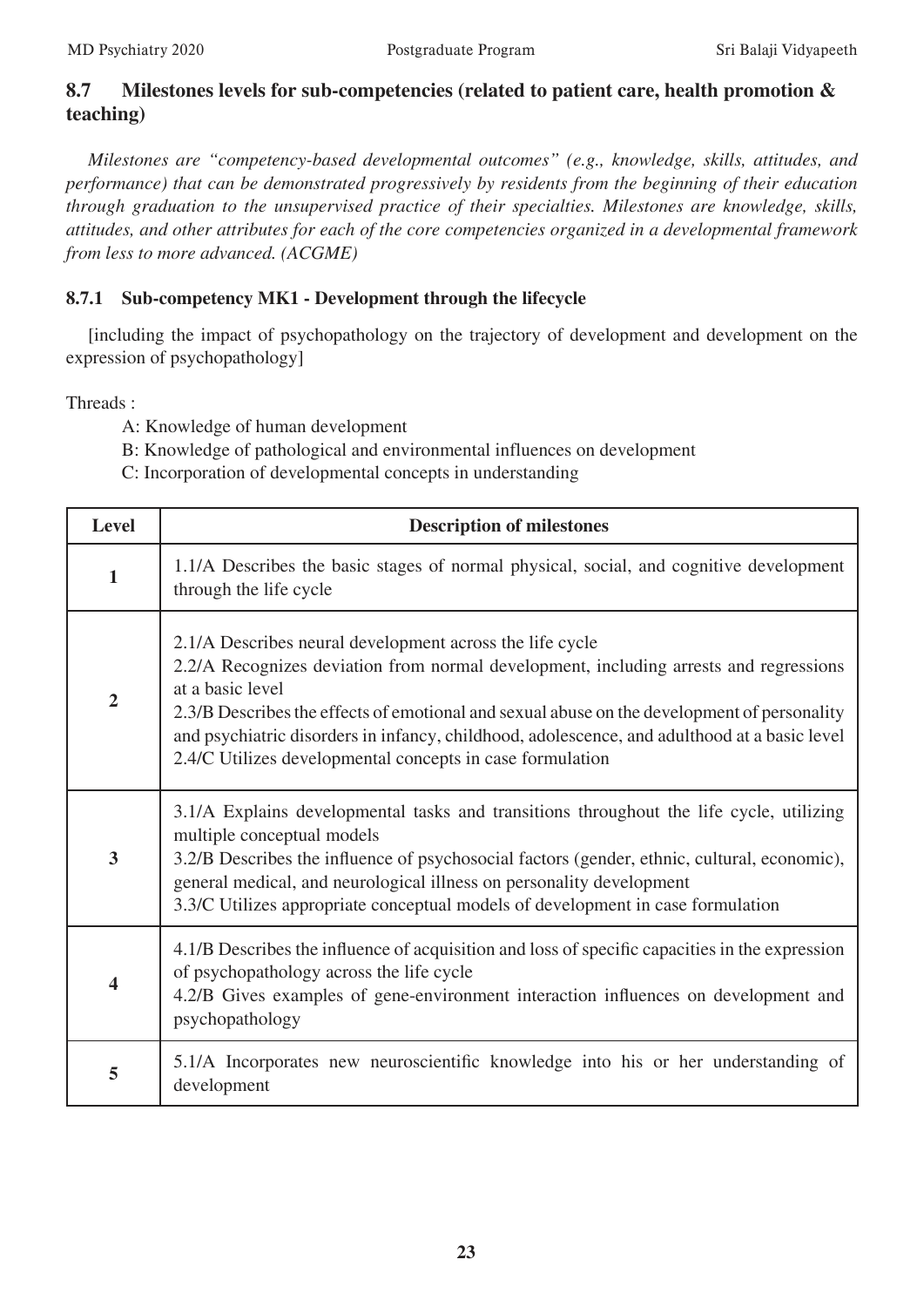## 8.7 Milestones levels for sub-competencies (related to patient care, health promotion & teaching)

*Milestones are "competency-based developmental outcomes" (e.g., knowledge, skills, attitudes, and performance) that can be demonstrated progressively by residents from the beginning of their education through graduation to the unsupervised practice of their specialties. Milestones are knowledge, skills, attitudes, and other attributes for each of the core competencies organized in a developmental framework from less to more advanced. (ACGME)*

### 8.7.1 Sub-competency MK1 - Development through the lifecycle

[including the impact of psychopathology on the trajectory of development and development on the expression of psychopathology]

Threads :

- A: Knowledge of human development
- B: Knowledge of pathological and environmental influences on development
- C: Incorporation of developmental concepts in understanding

| Level | Description of milestones |
|---|---|
| **1** | 1.1/A Describes the basic stages of normal physical, social, and cognitive development through the life cycle |
| **2** | 2.1/A Describes neural development across the life cycle<br>2.2/A Recognizes deviation from normal development, including arrests and regressions at a basic level<br>2.3/B Describes the effects of emotional and sexual abuse on the development of personality and psychiatric disorders in infancy, childhood, adolescence, and adulthood at a basic level<br>2.4/C Utilizes developmental concepts in case formulation |
| **3** | 3.1/A Explains developmental tasks and transitions throughout the life cycle, utilizing multiple conceptual models<br>3.2/B Describes the influence of psychosocial factors (gender, ethnic, cultural, economic), general medical, and neurological illness on personality development<br>3.3/C Utilizes appropriate conceptual models of development in case formulation |
| **4** | 4.1/B Describes the influence of acquisition and loss of specific capacities in the expression of psychopathology across the life cycle<br>4.2/B Gives examples of gene-environment interaction influences on development and psychopathology |
| **5** | 5.1/A Incorporates new neuroscientific knowledge into his or her understanding of development |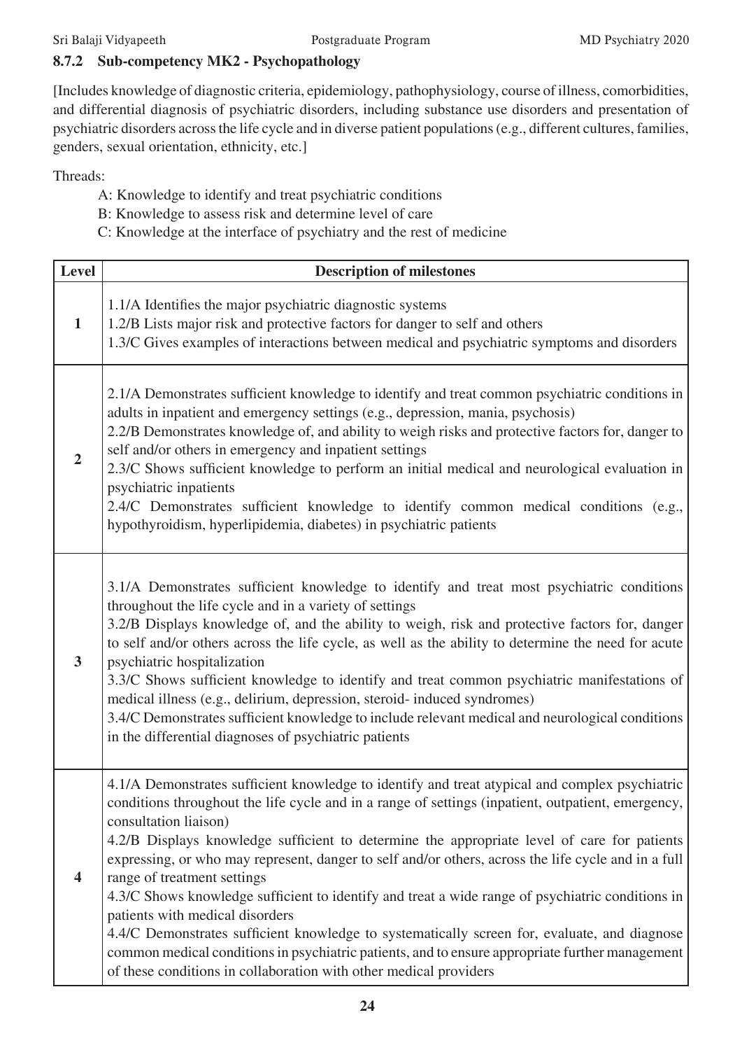### 8.7.2 Sub-competency MK2 - Psychopathology

[Includes knowledge of diagnostic criteria, epidemiology, pathophysiology, course of illness, comorbidities, and differential diagnosis of psychiatric disorders, including substance use disorders and presentation of psychiatric disorders across the life cycle and in diverse patient populations (e.g., different cultures, families, genders, sexual orientation, ethnicity, etc.]

Threads:

- A: Knowledge to identify and treat psychiatric conditions
- B: Knowledge to assess risk and determine level of care
- C: Knowledge at the interface of psychiatry and the rest of medicine

| Level | Description of milestones |
|---|---|
| **1** | 1.1/A Identifies the major psychiatric diagnostic systems<br>1.2/B Lists major risk and protective factors for danger to self and others<br>1.3/C Gives examples of interactions between medical and psychiatric symptoms and disorders |
| **2** | 2.1/A Demonstrates sufficient knowledge to identify and treat common psychiatric conditions in adults in inpatient and emergency settings (e.g., depression, mania, psychosis)<br>2.2/B Demonstrates knowledge of, and ability to weigh risks and protective factors for, danger to self and/or others in emergency and inpatient settings<br>2.3/C Shows sufficient knowledge to perform an initial medical and neurological evaluation in psychiatric inpatients<br>2.4/C Demonstrates sufficient knowledge to identify common medical conditions (e.g., hypothyroidism, hyperlipidemia, diabetes) in psychiatric patients |
| **3** | 3.1/A Demonstrates sufficient knowledge to identify and treat most psychiatric conditions throughout the life cycle and in a variety of settings<br>3.2/B Displays knowledge of, and the ability to weigh, risk and protective factors for, danger to self and/or others across the life cycle, as well as the ability to determine the need for acute psychiatric hospitalization<br>3.3/C Shows sufficient knowledge to identify and treat common psychiatric manifestations of medical illness (e.g., delirium, depression, steroid- induced syndromes)<br>3.4/C Demonstrates sufficient knowledge to include relevant medical and neurological conditions in the differential diagnoses of psychiatric patients |
| **4** | 4.1/A Demonstrates sufficient knowledge to identify and treat atypical and complex psychiatric conditions throughout the life cycle and in a range of settings (inpatient, outpatient, emergency, consultation liaison)<br>4.2/B Displays knowledge sufficient to determine the appropriate level of care for patients expressing, or who may represent, danger to self and/or others, across the life cycle and in a full range of treatment settings<br>4.3/C Shows knowledge sufficient to identify and treat a wide range of psychiatric conditions in patients with medical disorders<br>4.4/C Demonstrates sufficient knowledge to systematically screen for, evaluate, and diagnose common medical conditions in psychiatric patients, and to ensure appropriate further management of these conditions in collaboration with other medical providers |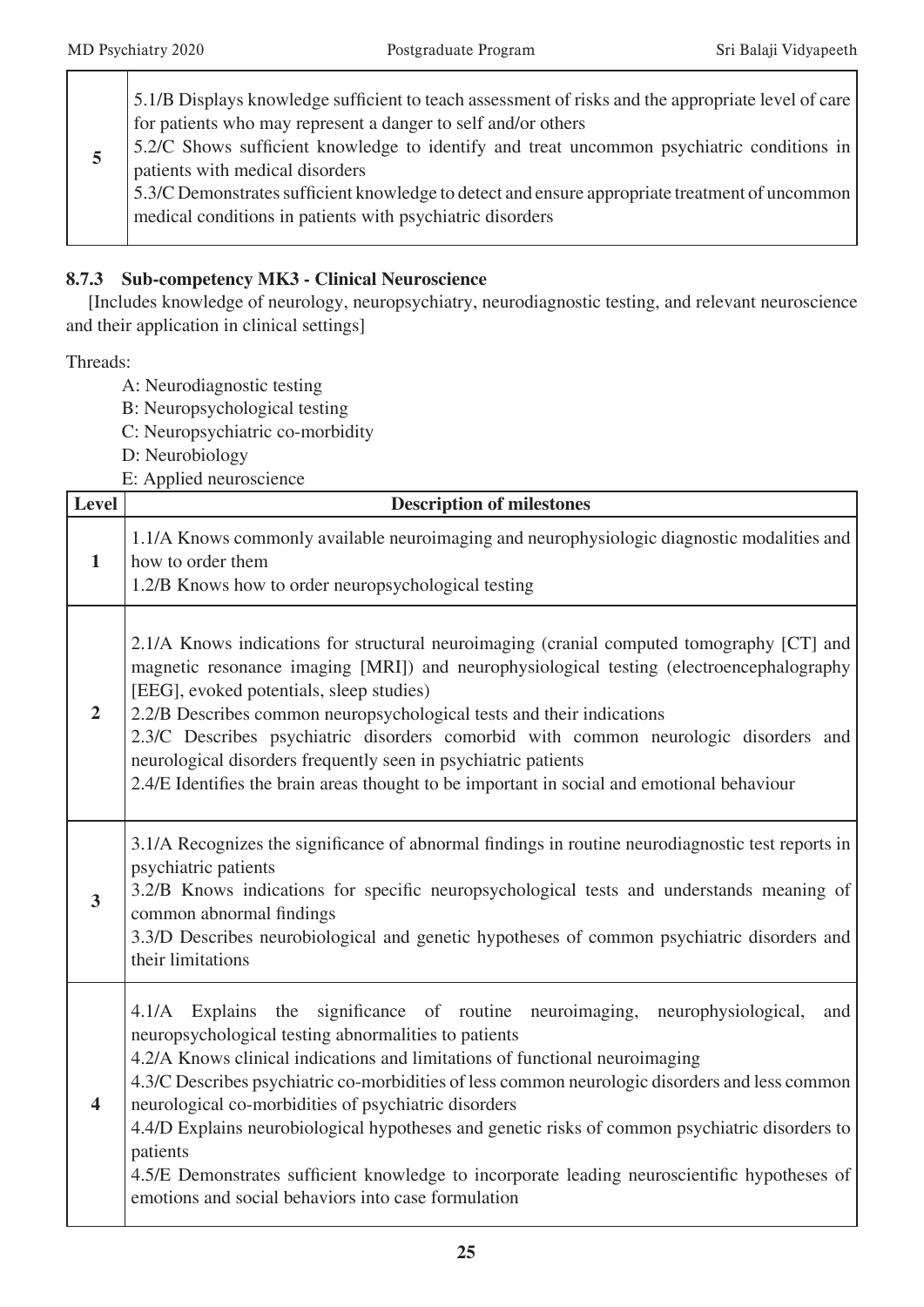| | |
|---|---|
| 5 | 5.1/B Displays knowledge sufficient to teach assessment of risks and the appropriate level of care for patients who may represent a danger to self and/or others<br>5.2/C Shows sufficient knowledge to identify and treat uncommon psychiatric conditions in patients with medical disorders<br>5.3/C Demonstrates sufficient knowledge to detect and ensure appropriate treatment of uncommon medical conditions in patients with psychiatric disorders |

### 8.7.3 Sub-competency MK3 - Clinical Neuroscience

[Includes knowledge of neurology, neuropsychiatry, neurodiagnostic testing, and relevant neuroscience and their application in clinical settings]

Threads:

- A: Neurodiagnostic testing
- B: Neuropsychological testing
- C: Neuropsychiatric co-morbidity
- D: Neurobiology
- E: Applied neuroscience

| Level | Description of milestones |
|---|---|
| 1 | 1.1/A Knows commonly available neuroimaging and neurophysiologic diagnostic modalities and how to order them<br>1.2/B Knows how to order neuropsychological testing |
| 2 | 2.1/A Knows indications for structural neuroimaging (cranial computed tomography [CT] and magnetic resonance imaging [MRI]) and neurophysiological testing (electroencephalography [EEG], evoked potentials, sleep studies)<br>2.2/B Describes common neuropsychological tests and their indications<br>2.3/C Describes psychiatric disorders comorbid with common neurologic disorders and neurological disorders frequently seen in psychiatric patients<br>2.4/E Identifies the brain areas thought to be important in social and emotional behaviour |
| 3 | 3.1/A Recognizes the significance of abnormal findings in routine neurodiagnostic test reports in psychiatric patients<br>3.2/B Knows indications for specific neuropsychological tests and understands meaning of common abnormal findings<br>3.3/D Describes neurobiological and genetic hypotheses of common psychiatric disorders and their limitations |
| 4 | 4.1/A Explains the significance of routine neuroimaging, neurophysiological, and neuropsychological testing abnormalities to patients<br>4.2/A Knows clinical indications and limitations of functional neuroimaging<br>4.3/C Describes psychiatric co-morbidities of less common neurologic disorders and less common neurological co-morbidities of psychiatric disorders<br>4.4/D Explains neurobiological hypotheses and genetic risks of common psychiatric disorders to patients<br>4.5/E Demonstrates sufficient knowledge to incorporate leading neuroscientific hypotheses of emotions and social behaviors into case formulation |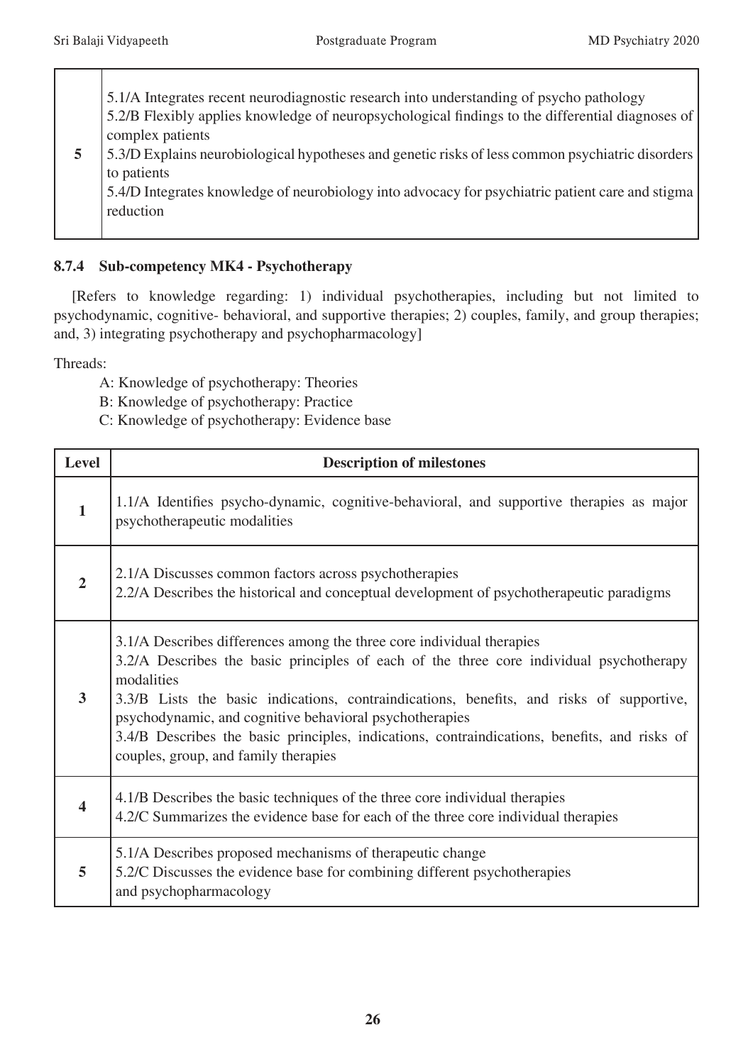| | |
|---|---|
| **5** | 5.1/A Integrates recent neurodiagnostic research into understanding of psycho pathology<br>5.2/B Flexibly applies knowledge of neuropsychological findings to the differential diagnoses of complex patients<br>5.3/D Explains neurobiological hypotheses and genetic risks of less common psychiatric disorders to patients<br>5.4/D Integrates knowledge of neurobiology into advocacy for psychiatric patient care and stigma reduction |

### 8.7.4 Sub-competency MK4 - Psychotherapy

[Refers to knowledge regarding: 1) individual psychotherapies, including but not limited to psychodynamic, cognitive- behavioral, and supportive therapies; 2) couples, family, and group therapies; and, 3) integrating psychotherapy and psychopharmacology]

Threads:

- A: Knowledge of psychotherapy: Theories
- B: Knowledge of psychotherapy: Practice
- C: Knowledge of psychotherapy: Evidence base

| Level | Description of milestones |
|---|---|
| **1** | 1.1/A Identifies psycho-dynamic, cognitive-behavioral, and supportive therapies as major psychotherapeutic modalities |
| **2** | 2.1/A Discusses common factors across psychotherapies<br>2.2/A Describes the historical and conceptual development of psychotherapeutic paradigms |
| **3** | 3.1/A Describes differences among the three core individual therapies<br>3.2/A Describes the basic principles of each of the three core individual psychotherapy modalities<br>3.3/B Lists the basic indications, contraindications, benefits, and risks of supportive, psychodynamic, and cognitive behavioral psychotherapies<br>3.4/B Describes the basic principles, indications, contraindications, benefits, and risks of couples, group, and family therapies |
| **4** | 4.1/B Describes the basic techniques of the three core individual therapies<br>4.2/C Summarizes the evidence base for each of the three core individual therapies |
| **5** | 5.1/A Describes proposed mechanisms of therapeutic change<br>5.2/C Discusses the evidence base for combining different psychotherapies and psychopharmacology |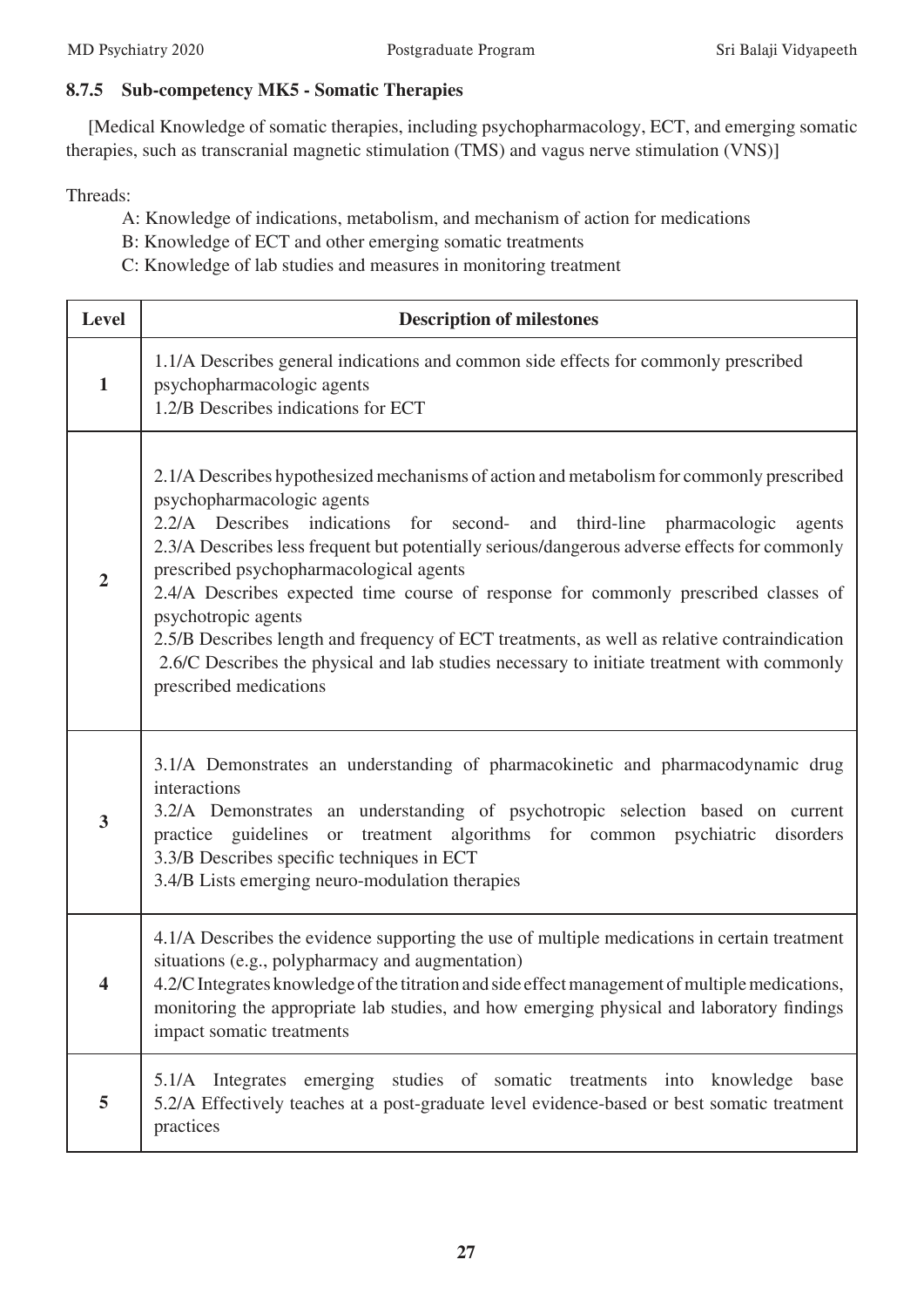### 8.7.5 Sub-competency MK5 - Somatic Therapies

[Medical Knowledge of somatic therapies, including psychopharmacology, ECT, and emerging somatic therapies, such as transcranial magnetic stimulation (TMS) and vagus nerve stimulation (VNS)]

Threads:

- A: Knowledge of indications, metabolism, and mechanism of action for medications
- B: Knowledge of ECT and other emerging somatic treatments
- C: Knowledge of lab studies and measures in monitoring treatment

| Level | Description of milestones |
|---|---|
| 1 | 1.1/A Describes general indications and common side effects for commonly prescribed psychopharmacologic agents<br>1.2/B Describes indications for ECT |
| 2 | 2.1/A Describes hypothesized mechanisms of action and metabolism for commonly prescribed psychopharmacologic agents<br>2.2/A Describes indications for second- and third-line pharmacologic agents<br>2.3/A Describes less frequent but potentially serious/dangerous adverse effects for commonly prescribed psychopharmacological agents<br>2.4/A Describes expected time course of response for commonly prescribed classes of psychotropic agents<br>2.5/B Describes length and frequency of ECT treatments, as well as relative contraindication<br>2.6/C Describes the physical and lab studies necessary to initiate treatment with commonly prescribed medications |
| 3 | 3.1/A Demonstrates an understanding of pharmacokinetic and pharmacodynamic drug interactions<br>3.2/A Demonstrates an understanding of psychotropic selection based on current practice guidelines or treatment algorithms for common psychiatric disorders<br>3.3/B Describes specific techniques in ECT<br>3.4/B Lists emerging neuro-modulation therapies |
| 4 | 4.1/A Describes the evidence supporting the use of multiple medications in certain treatment situations (e.g., polypharmacy and augmentation)<br>4.2/C Integrates knowledge of the titration and side effect management of multiple medications, monitoring the appropriate lab studies, and how emerging physical and laboratory findings impact somatic treatments |
| 5 | 5.1/A Integrates emerging studies of somatic treatments into knowledge base<br>5.2/A Effectively teaches at a post-graduate level evidence-based or best somatic treatment practices |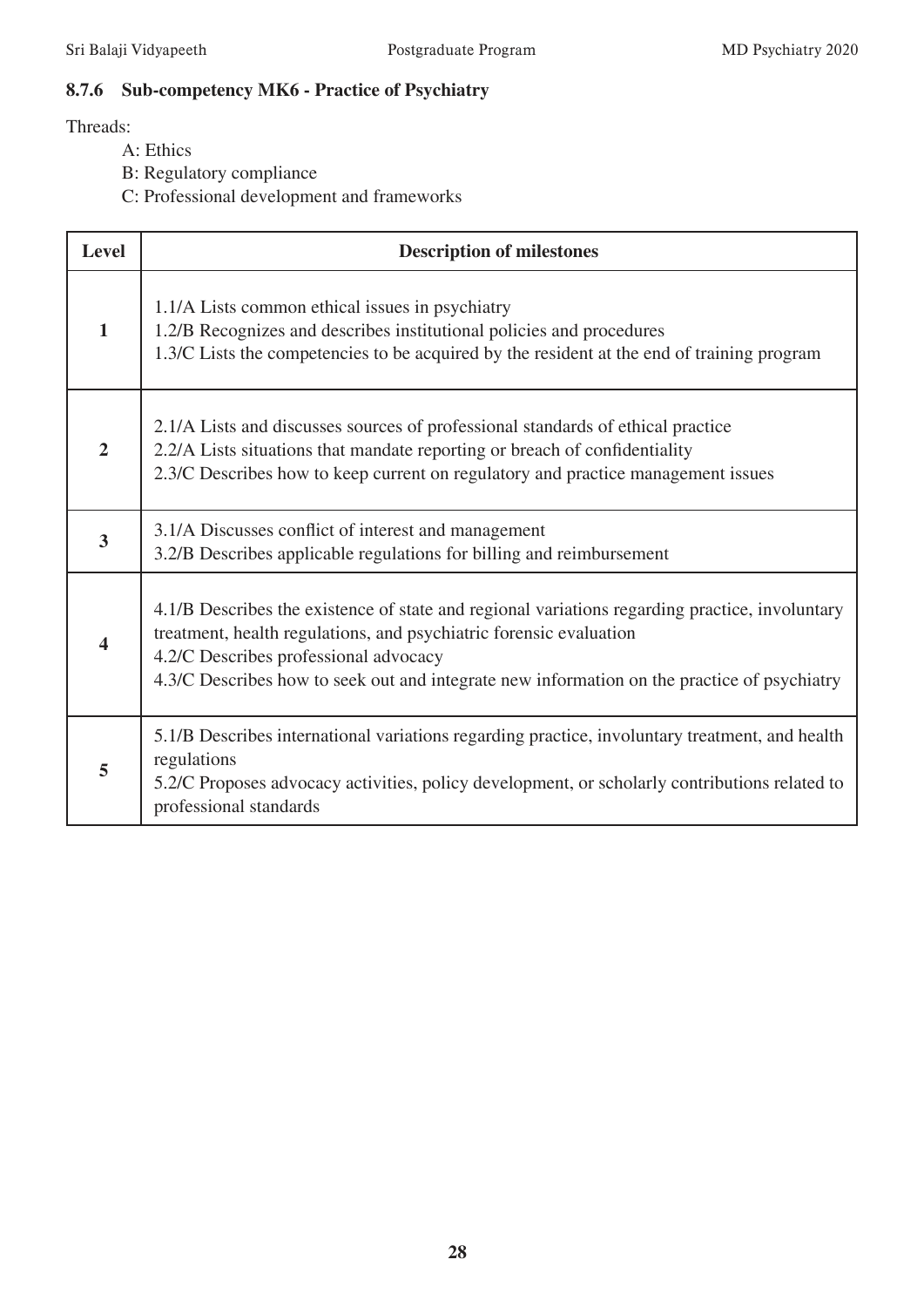### 8.7.6 Sub-competency MK6 - Practice of Psychiatry

Threads:

A: Ethics

B: Regulatory compliance

C: Professional development and frameworks

| Level | Description of milestones |
|---|---|
| 1 | 1.1/A Lists common ethical issues in psychiatry<br>1.2/B Recognizes and describes institutional policies and procedures<br>1.3/C Lists the competencies to be acquired by the resident at the end of training program |
| 2 | 2.1/A Lists and discusses sources of professional standards of ethical practice<br>2.2/A Lists situations that mandate reporting or breach of confidentiality<br>2.3/C Describes how to keep current on regulatory and practice management issues |
| 3 | 3.1/A Discusses conflict of interest and management<br>3.2/B Describes applicable regulations for billing and reimbursement |
| 4 | 4.1/B Describes the existence of state and regional variations regarding practice, involuntary treatment, health regulations, and psychiatric forensic evaluation<br>4.2/C Describes professional advocacy<br>4.3/C Describes how to seek out and integrate new information on the practice of psychiatry |
| 5 | 5.1/B Describes international variations regarding practice, involuntary treatment, and health regulations<br>5.2/C Proposes advocacy activities, policy development, or scholarly contributions related to professional standards |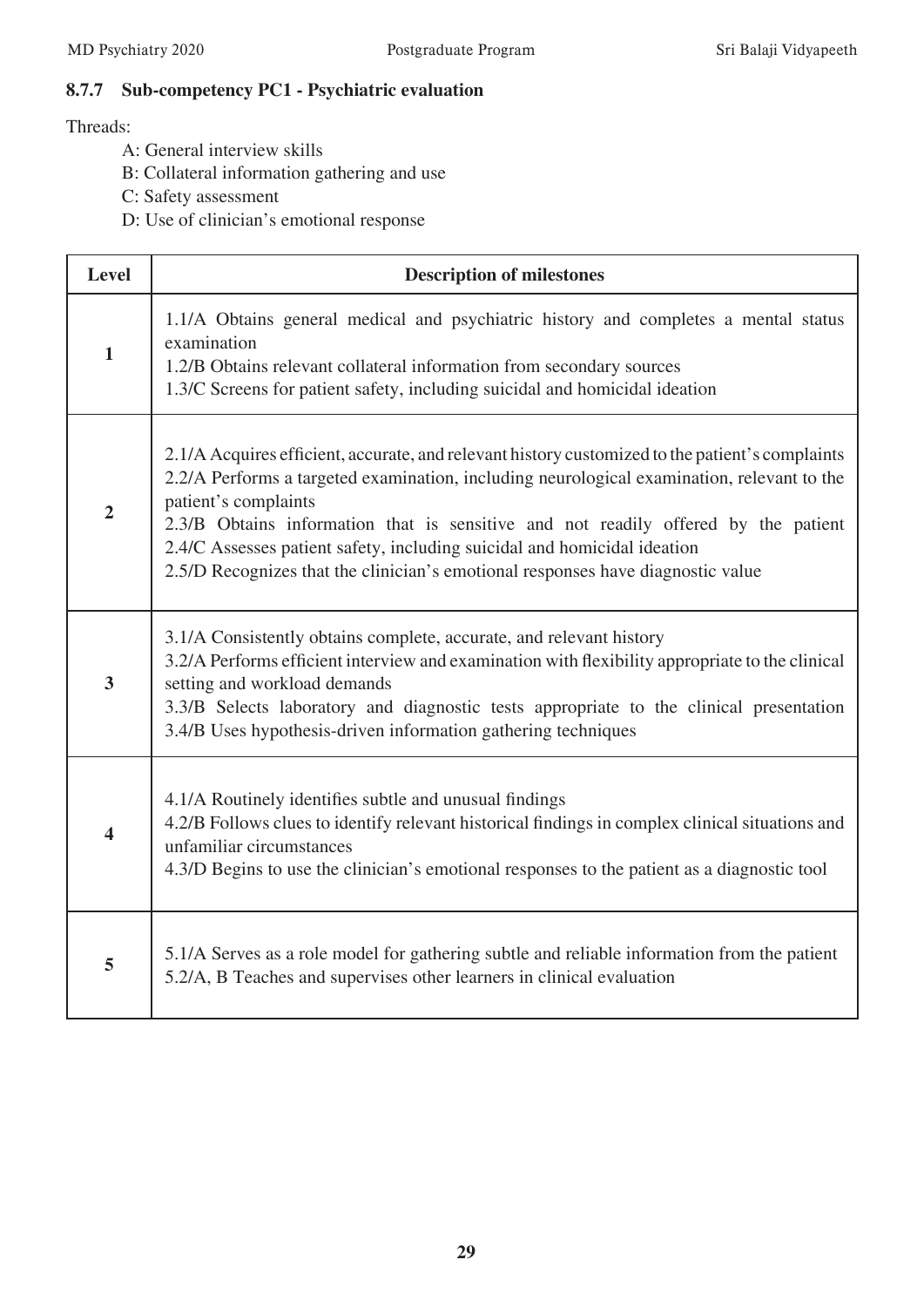### 8.7.7 Sub-competency PC1 - Psychiatric evaluation

Threads:

- A: General interview skills
- B: Collateral information gathering and use
- C: Safety assessment
- D: Use of clinician's emotional response

| Level | Description of milestones |
|---|---|
| 1 | 1.1/A Obtains general medical and psychiatric history and completes a mental status examination<br>1.2/B Obtains relevant collateral information from secondary sources<br>1.3/C Screens for patient safety, including suicidal and homicidal ideation |
| 2 | 2.1/A Acquires efficient, accurate, and relevant history customized to the patient's complaints<br>2.2/A Performs a targeted examination, including neurological examination, relevant to the patient's complaints<br>2.3/B Obtains information that is sensitive and not readily offered by the patient<br>2.4/C Assesses patient safety, including suicidal and homicidal ideation<br>2.5/D Recognizes that the clinician's emotional responses have diagnostic value |
| 3 | 3.1/A Consistently obtains complete, accurate, and relevant history<br>3.2/A Performs efficient interview and examination with flexibility appropriate to the clinical setting and workload demands<br>3.3/B Selects laboratory and diagnostic tests appropriate to the clinical presentation<br>3.4/B Uses hypothesis-driven information gathering techniques |
| 4 | 4.1/A Routinely identifies subtle and unusual findings<br>4.2/B Follows clues to identify relevant historical findings in complex clinical situations and unfamiliar circumstances<br>4.3/D Begins to use the clinician's emotional responses to the patient as a diagnostic tool |
| 5 | 5.1/A Serves as a role model for gathering subtle and reliable information from the patient<br>5.2/A, B Teaches and supervises other learners in clinical evaluation |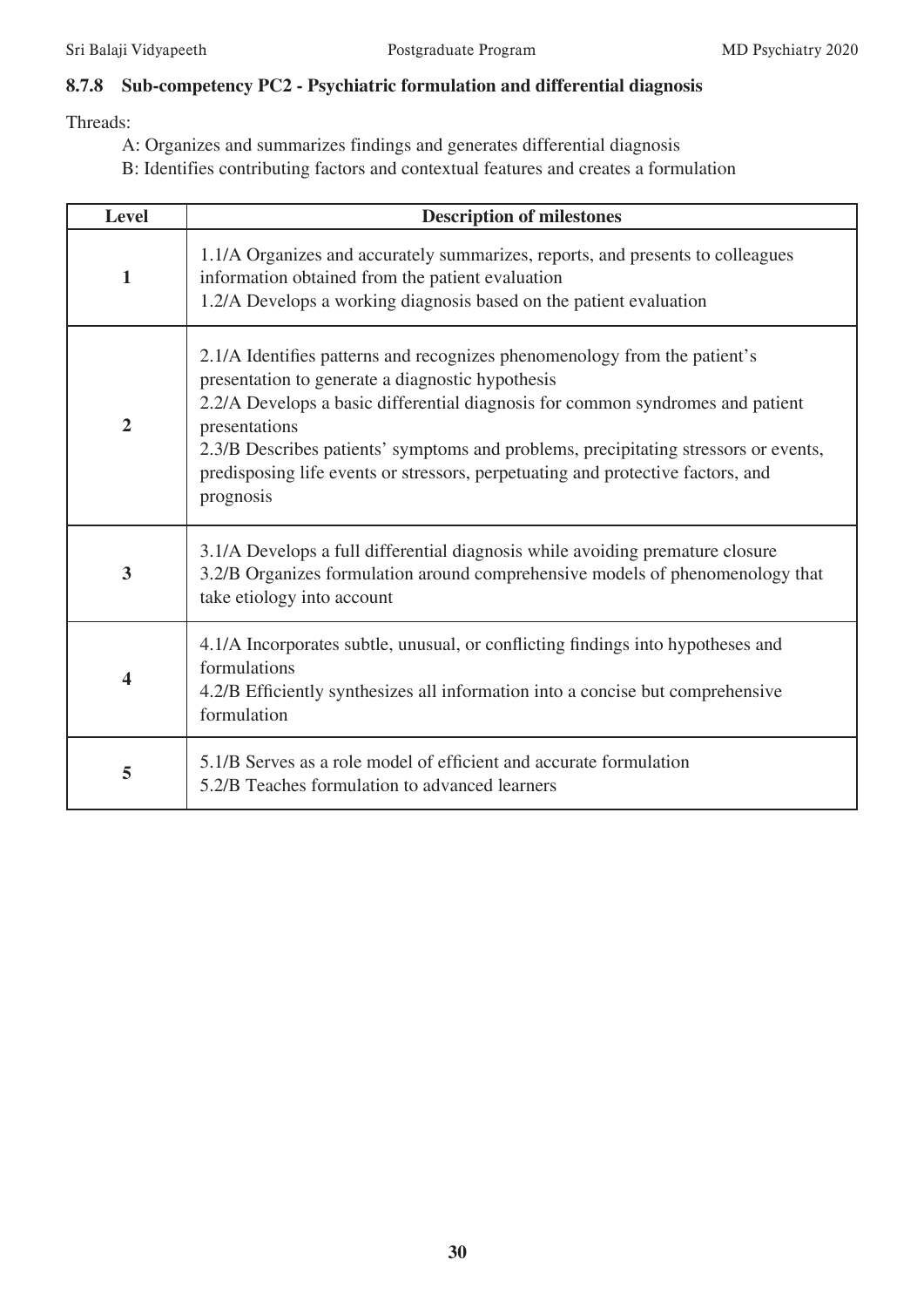### 8.7.8 Sub-competency PC2 - Psychiatric formulation and differential diagnosis

Threads:

A: Organizes and summarizes findings and generates differential diagnosis

B: Identifies contributing factors and contextual features and creates a formulation

| Level | Description of milestones |
|---|---|
| 1 | 1.1/A Organizes and accurately summarizes, reports, and presents to colleagues information obtained from the patient evaluation<br>1.2/A Develops a working diagnosis based on the patient evaluation |
| 2 | 2.1/A Identifies patterns and recognizes phenomenology from the patient's presentation to generate a diagnostic hypothesis<br>2.2/A Develops a basic differential diagnosis for common syndromes and patient presentations<br>2.3/B Describes patients' symptoms and problems, precipitating stressors or events, predisposing life events or stressors, perpetuating and protective factors, and prognosis |
| 3 | 3.1/A Develops a full differential diagnosis while avoiding premature closure<br>3.2/B Organizes formulation around comprehensive models of phenomenology that take etiology into account |
| 4 | 4.1/A Incorporates subtle, unusual, or conflicting findings into hypotheses and formulations<br>4.2/B Efficiently synthesizes all information into a concise but comprehensive formulation |
| 5 | 5.1/B Serves as a role model of efficient and accurate formulation<br>5.2/B Teaches formulation to advanced learners |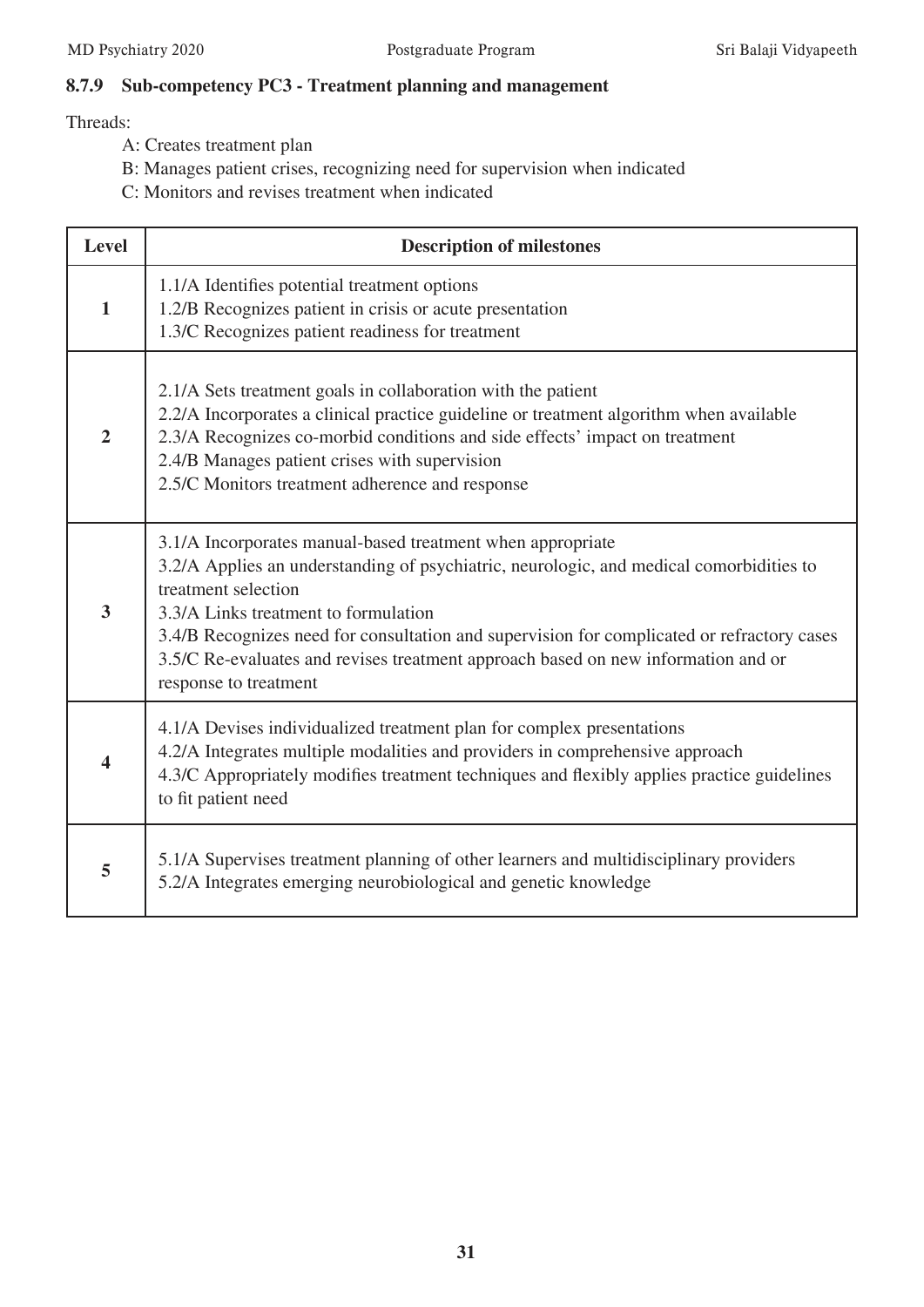### 8.7.9 Sub-competency PC3 - Treatment planning and management

Threads:

- A: Creates treatment plan
- B: Manages patient crises, recognizing need for supervision when indicated
- C: Monitors and revises treatment when indicated

| Level | Description of milestones |
|---|---|
| 1 | 1.1/A Identifies potential treatment options<br>1.2/B Recognizes patient in crisis or acute presentation<br>1.3/C Recognizes patient readiness for treatment |
| 2 | 2.1/A Sets treatment goals in collaboration with the patient<br>2.2/A Incorporates a clinical practice guideline or treatment algorithm when available<br>2.3/A Recognizes co-morbid conditions and side effects' impact on treatment<br>2.4/B Manages patient crises with supervision<br>2.5/C Monitors treatment adherence and response |
| 3 | 3.1/A Incorporates manual-based treatment when appropriate<br>3.2/A Applies an understanding of psychiatric, neurologic, and medical comorbidities to treatment selection<br>3.3/A Links treatment to formulation<br>3.4/B Recognizes need for consultation and supervision for complicated or refractory cases<br>3.5/C Re-evaluates and revises treatment approach based on new information and or response to treatment |
| 4 | 4.1/A Devises individualized treatment plan for complex presentations<br>4.2/A Integrates multiple modalities and providers in comprehensive approach<br>4.3/C Appropriately modifies treatment techniques and flexibly applies practice guidelines to fit patient need |
| 5 | 5.1/A Supervises treatment planning of other learners and multidisciplinary providers<br>5.2/A Integrates emerging neurobiological and genetic knowledge |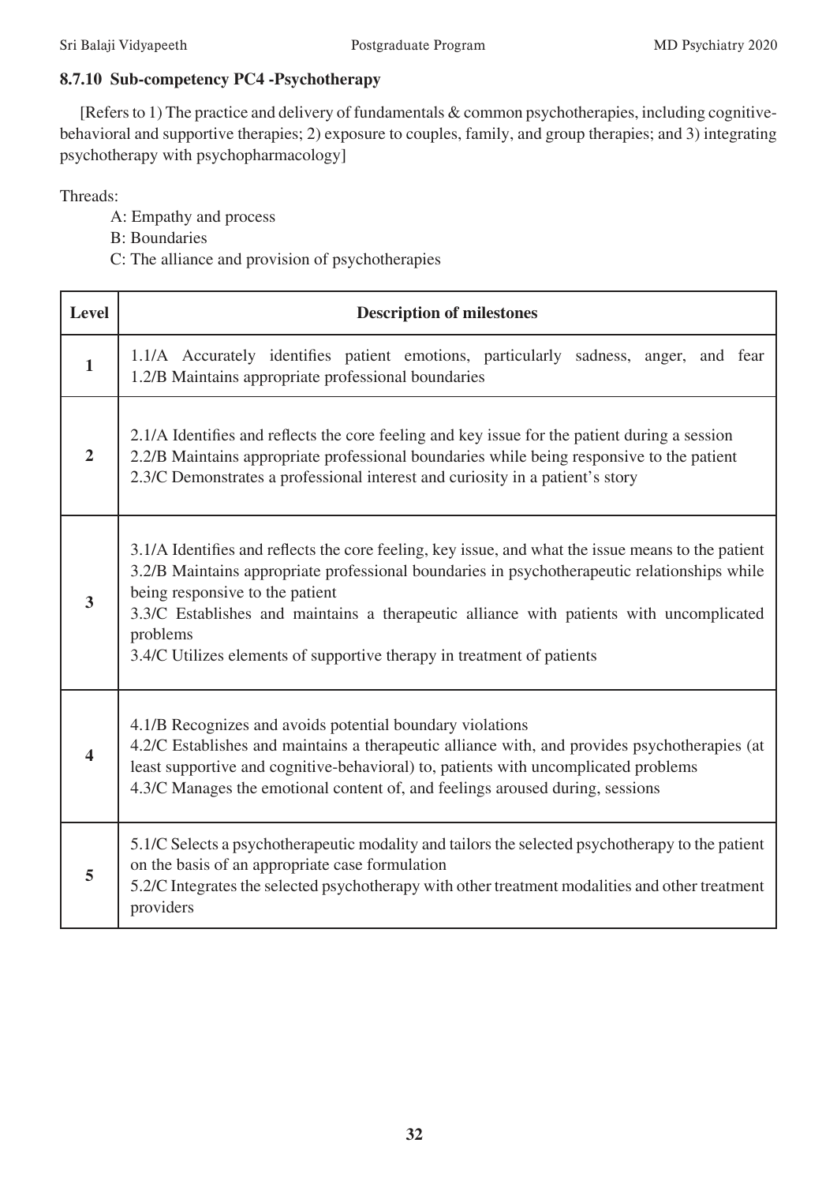### 8.7.10 Sub-competency PC4 -Psychotherapy

[Refers to 1) The practice and delivery of fundamentals & common psychotherapies, including cognitive-behavioral and supportive therapies; 2) exposure to couples, family, and group therapies; and 3) integrating psychotherapy with psychopharmacology]

Threads:

- A: Empathy and process
- B: Boundaries
- C: The alliance and provision of psychotherapies

| Level | Description of milestones |
|---|---|
| 1 | 1.1/A Accurately identifies patient emotions, particularly sadness, anger, and fear<br>1.2/B Maintains appropriate professional boundaries |
| 2 | 2.1/A Identifies and reflects the core feeling and key issue for the patient during a session<br>2.2/B Maintains appropriate professional boundaries while being responsive to the patient<br>2.3/C Demonstrates a professional interest and curiosity in a patient's story |
| 3 | 3.1/A Identifies and reflects the core feeling, key issue, and what the issue means to the patient<br>3.2/B Maintains appropriate professional boundaries in psychotherapeutic relationships while being responsive to the patient<br>3.3/C Establishes and maintains a therapeutic alliance with patients with uncomplicated problems<br>3.4/C Utilizes elements of supportive therapy in treatment of patients |
| 4 | 4.1/B Recognizes and avoids potential boundary violations<br>4.2/C Establishes and maintains a therapeutic alliance with, and provides psychotherapies (at least supportive and cognitive-behavioral) to, patients with uncomplicated problems<br>4.3/C Manages the emotional content of, and feelings aroused during, sessions |
| 5 | 5.1/C Selects a psychotherapeutic modality and tailors the selected psychotherapy to the patient on the basis of an appropriate case formulation<br>5.2/C Integrates the selected psychotherapy with other treatment modalities and other treatment providers |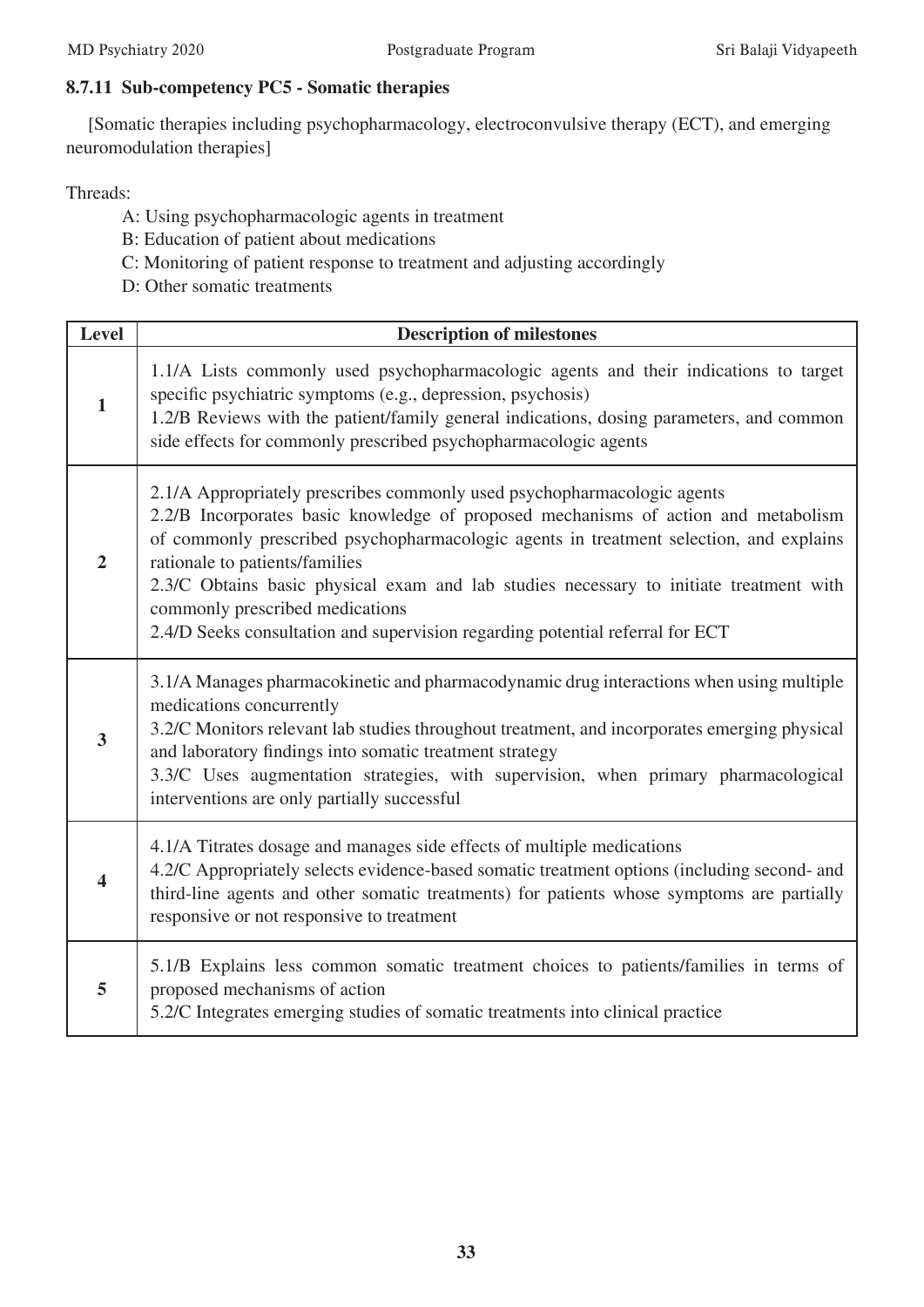### 8.7.11 Sub-competency PC5 - Somatic therapies

[Somatic therapies including psychopharmacology, electroconvulsive therapy (ECT), and emerging neuromodulation therapies]

Threads:

- A: Using psychopharmacologic agents in treatment
- B: Education of patient about medications
- C: Monitoring of patient response to treatment and adjusting accordingly
- D: Other somatic treatments

| Level | Description of milestones |
| --- | --- |
| **1** | 1.1/A Lists commonly used psychopharmacologic agents and their indications to target specific psychiatric symptoms (e.g., depression, psychosis)<br>1.2/B Reviews with the patient/family general indications, dosing parameters, and common side effects for commonly prescribed psychopharmacologic agents |
| **2** | 2.1/A Appropriately prescribes commonly used psychopharmacologic agents<br>2.2/B Incorporates basic knowledge of proposed mechanisms of action and metabolism of commonly prescribed psychopharmacologic agents in treatment selection, and explains rationale to patients/families<br>2.3/C Obtains basic physical exam and lab studies necessary to initiate treatment with commonly prescribed medications<br>2.4/D Seeks consultation and supervision regarding potential referral for ECT |
| **3** | 3.1/A Manages pharmacokinetic and pharmacodynamic drug interactions when using multiple medications concurrently<br>3.2/C Monitors relevant lab studies throughout treatment, and incorporates emerging physical and laboratory findings into somatic treatment strategy<br>3.3/C Uses augmentation strategies, with supervision, when primary pharmacological interventions are only partially successful |
| **4** | 4.1/A Titrates dosage and manages side effects of multiple medications<br>4.2/C Appropriately selects evidence-based somatic treatment options (including second- and third-line agents and other somatic treatments) for patients whose symptoms are partially responsive or not responsive to treatment |
| **5** | 5.1/B Explains less common somatic treatment choices to patients/families in terms of proposed mechanisms of action<br>5.2/C Integrates emerging studies of somatic treatments into clinical practice |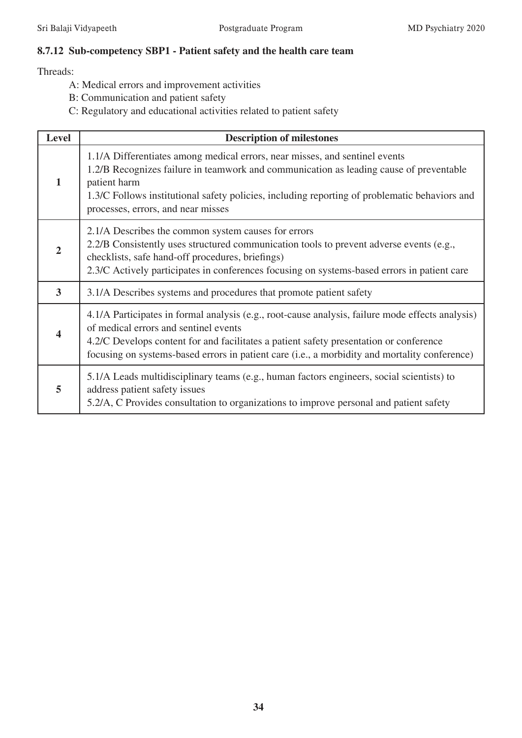### 8.7.12 Sub-competency SBP1 - Patient safety and the health care team

Threads:

- A: Medical errors and improvement activities
- B: Communication and patient safety
- C: Regulatory and educational activities related to patient safety

| Level | Description of milestones |
|---|---|
| 1 | 1.1/A Differentiates among medical errors, near misses, and sentinel events<br>1.2/B Recognizes failure in teamwork and communication as leading cause of preventable patient harm<br>1.3/C Follows institutional safety policies, including reporting of problematic behaviors and processes, errors, and near misses |
| 2 | 2.1/A Describes the common system causes for errors<br>2.2/B Consistently uses structured communication tools to prevent adverse events (e.g., checklists, safe hand-off procedures, briefings)<br>2.3/C Actively participates in conferences focusing on systems-based errors in patient care |
| 3 | 3.1/A Describes systems and procedures that promote patient safety |
| 4 | 4.1/A Participates in formal analysis (e.g., root-cause analysis, failure mode effects analysis) of medical errors and sentinel events<br>4.2/C Develops content for and facilitates a patient safety presentation or conference focusing on systems-based errors in patient care (i.e., a morbidity and mortality conference) |
| 5 | 5.1/A Leads multidisciplinary teams (e.g., human factors engineers, social scientists) to address patient safety issues<br>5.2/A, C Provides consultation to organizations to improve personal and patient safety |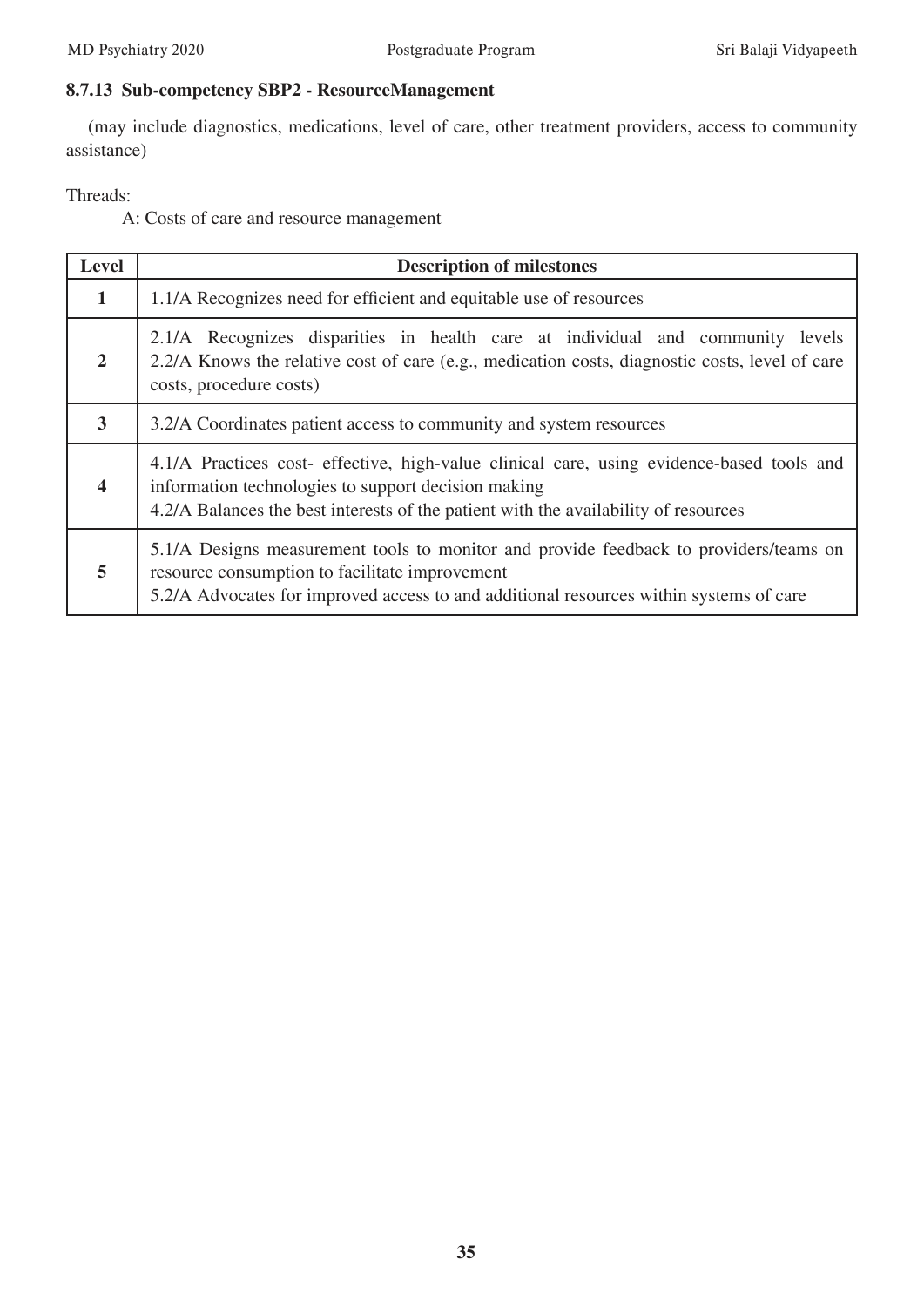### 8.7.13 Sub-competency SBP2 - ResourceManagement

(may include diagnostics, medications, level of care, other treatment providers, access to community assistance)

Threads:

A: Costs of care and resource management

| Level | Description of milestones |
|---|---|
| 1 | 1.1/A Recognizes need for efficient and equitable use of resources |
| 2 | 2.1/A Recognizes disparities in health care at individual and community levels<br>2.2/A Knows the relative cost of care (e.g., medication costs, diagnostic costs, level of care costs, procedure costs) |
| 3 | 3.2/A Coordinates patient access to community and system resources |
| 4 | 4.1/A Practices cost- effective, high-value clinical care, using evidence-based tools and information technologies to support decision making<br>4.2/A Balances the best interests of the patient with the availability of resources |
| 5 | 5.1/A Designs measurement tools to monitor and provide feedback to providers/teams on resource consumption to facilitate improvement<br>5.2/A Advocates for improved access to and additional resources within systems of care |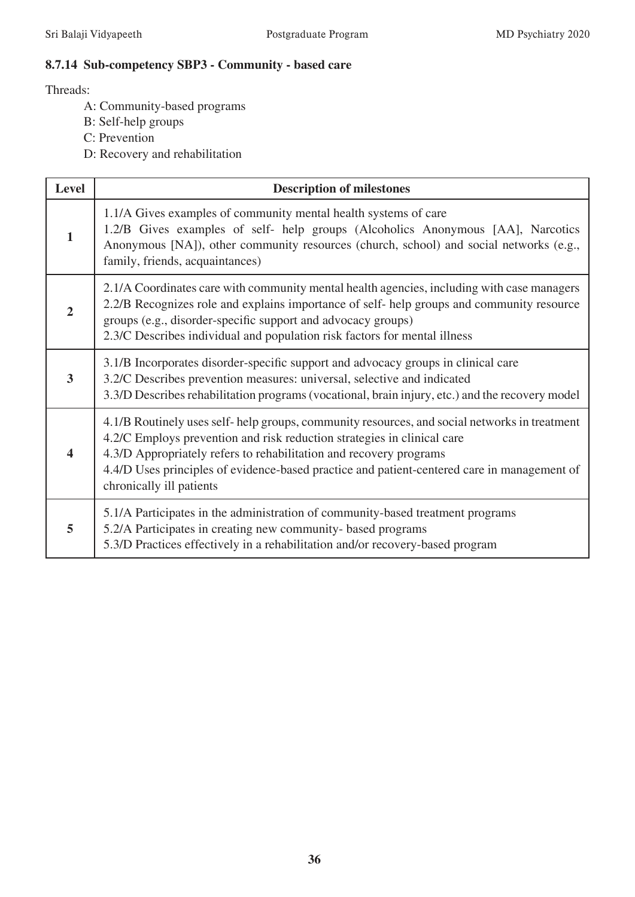### 8.7.14 Sub-competency SBP3 - Community - based care

Threads:

- A: Community-based programs
- B: Self-help groups
- C: Prevention
- D: Recovery and rehabilitation

| Level | Description of milestones |
|---|---|
| **1** | 1.1/A Gives examples of community mental health systems of care<br>1.2/B Gives examples of self- help groups (Alcoholics Anonymous [AA], Narcotics Anonymous [NA]), other community resources (church, school) and social networks (e.g., family, friends, acquaintances) |
| **2** | 2.1/A Coordinates care with community mental health agencies, including with case managers<br>2.2/B Recognizes role and explains importance of self- help groups and community resource groups (e.g., disorder-specific support and advocacy groups)<br>2.3/C Describes individual and population risk factors for mental illness |
| **3** | 3.1/B Incorporates disorder-specific support and advocacy groups in clinical care<br>3.2/C Describes prevention measures: universal, selective and indicated<br>3.3/D Describes rehabilitation programs (vocational, brain injury, etc.) and the recovery model |
| **4** | 4.1/B Routinely uses self- help groups, community resources, and social networks in treatment<br>4.2/C Employs prevention and risk reduction strategies in clinical care<br>4.3/D Appropriately refers to rehabilitation and recovery programs<br>4.4/D Uses principles of evidence-based practice and patient-centered care in management of chronically ill patients |
| **5** | 5.1/A Participates in the administration of community-based treatment programs<br>5.2/A Participates in creating new community- based programs<br>5.3/D Practices effectively in a rehabilitation and/or recovery-based program |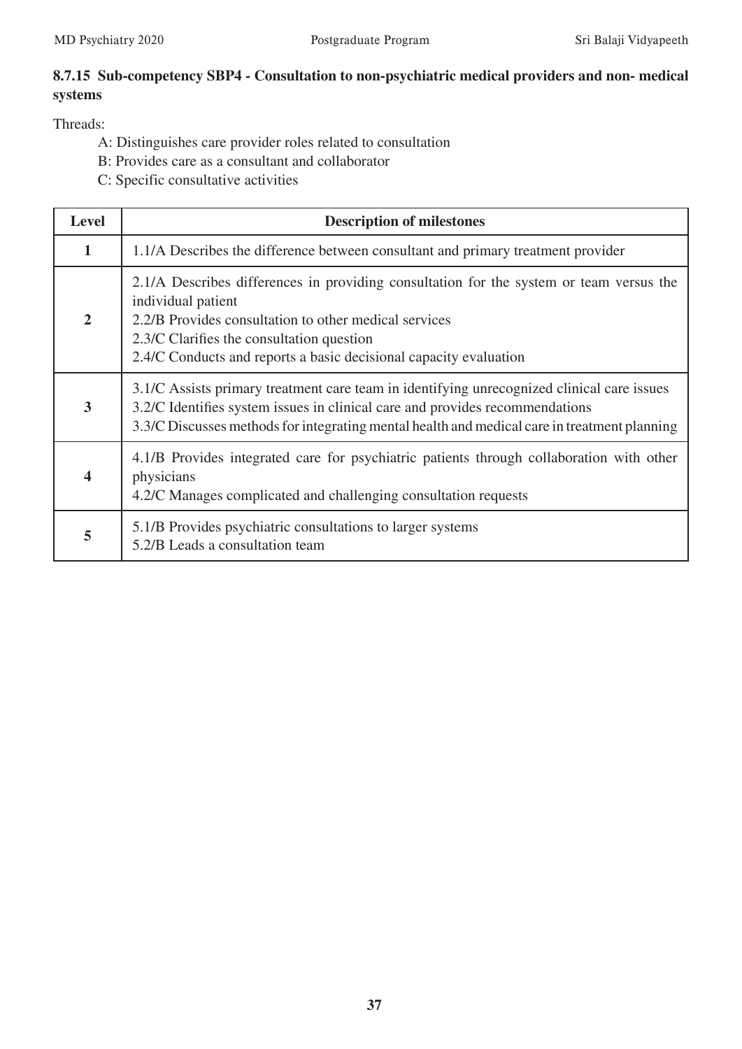### 8.7.15 Sub-competency SBP4 - Consultation to non-psychiatric medical providers and non- medical systems

Threads:

- A: Distinguishes care provider roles related to consultation
- B: Provides care as a consultant and collaborator
- C: Specific consultative activities

| Level | Description of milestones |
|---|---|
| 1 | 1.1/A Describes the difference between consultant and primary treatment provider |
| 2 | 2.1/A Describes differences in providing consultation for the system or team versus the individual patient<br>2.2/B Provides consultation to other medical services<br>2.3/C Clarifies the consultation question<br>2.4/C Conducts and reports a basic decisional capacity evaluation |
| 3 | 3.1/C Assists primary treatment care team in identifying unrecognized clinical care issues<br>3.2/C Identifies system issues in clinical care and provides recommendations<br>3.3/C Discusses methods for integrating mental health and medical care in treatment planning |
| 4 | 4.1/B Provides integrated care for psychiatric patients through collaboration with other physicians<br>4.2/C Manages complicated and challenging consultation requests |
| 5 | 5.1/B Provides psychiatric consultations to larger systems<br>5.2/B Leads a consultation team |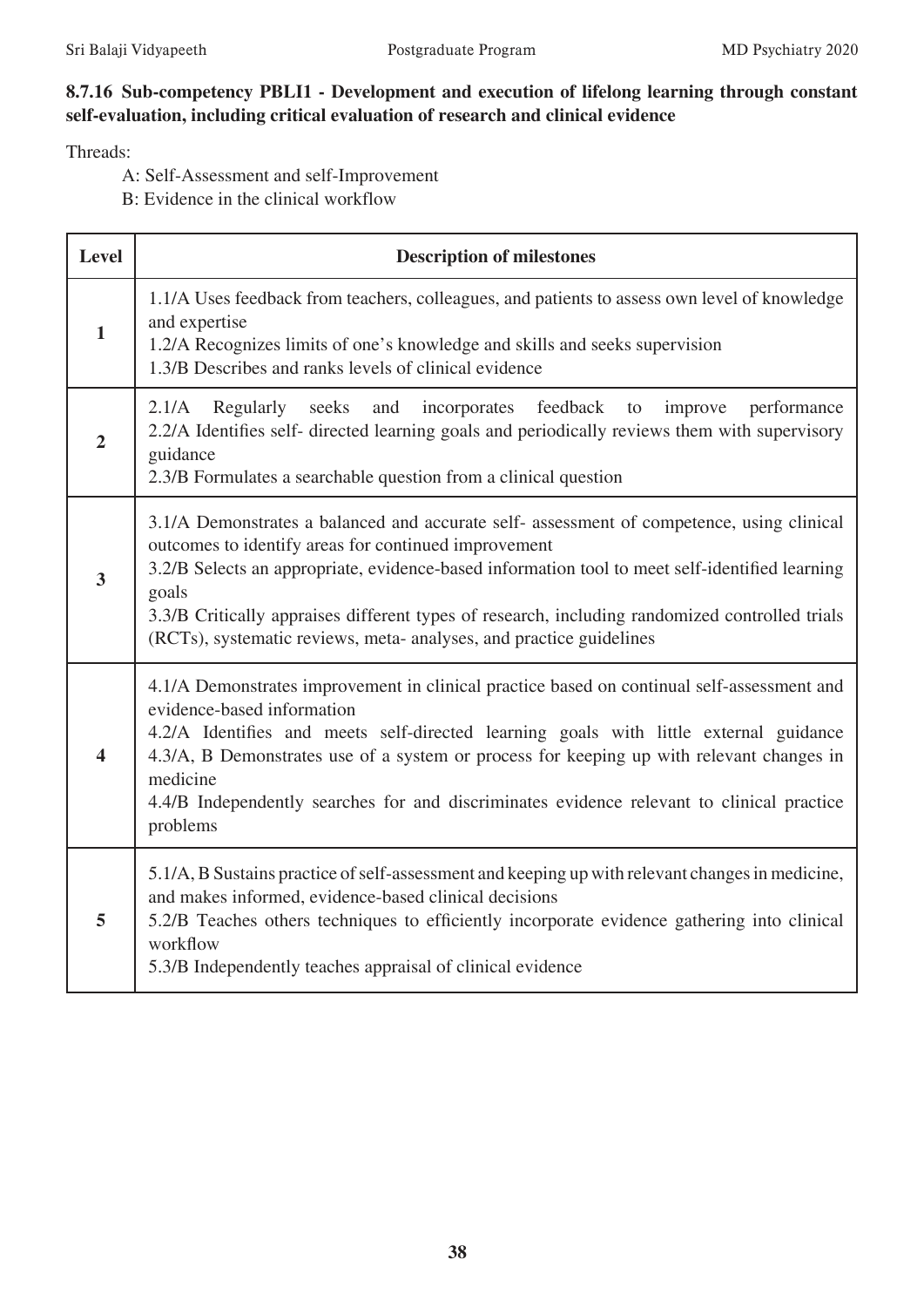### 8.7.16 Sub-competency PBLI1 - Development and execution of lifelong learning through constant self-evaluation, including critical evaluation of research and clinical evidence

Threads:

A: Self-Assessment and self-Improvement

B: Evidence in the clinical workflow

| Level | Description of milestones |
|---|---|
| 1 | 1.1/A Uses feedback from teachers, colleagues, and patients to assess own level of knowledge and expertise<br>1.2/A Recognizes limits of one's knowledge and skills and seeks supervision<br>1.3/B Describes and ranks levels of clinical evidence |
| 2 | 2.1/A Regularly seeks and incorporates feedback to improve performance<br>2.2/A Identifies self- directed learning goals and periodically reviews them with supervisory guidance<br>2.3/B Formulates a searchable question from a clinical question |
| 3 | 3.1/A Demonstrates a balanced and accurate self- assessment of competence, using clinical outcomes to identify areas for continued improvement<br>3.2/B Selects an appropriate, evidence-based information tool to meet self-identified learning goals<br>3.3/B Critically appraises different types of research, including randomized controlled trials (RCTs), systematic reviews, meta- analyses, and practice guidelines |
| 4 | 4.1/A Demonstrates improvement in clinical practice based on continual self-assessment and evidence-based information<br>4.2/A Identifies and meets self-directed learning goals with little external guidance<br>4.3/A, B Demonstrates use of a system or process for keeping up with relevant changes in medicine<br>4.4/B Independently searches for and discriminates evidence relevant to clinical practice problems |
| 5 | 5.1/A, B Sustains practice of self-assessment and keeping up with relevant changes in medicine, and makes informed, evidence-based clinical decisions<br>5.2/B Teaches others techniques to efficiently incorporate evidence gathering into clinical workflow<br>5.3/B Independently teaches appraisal of clinical evidence |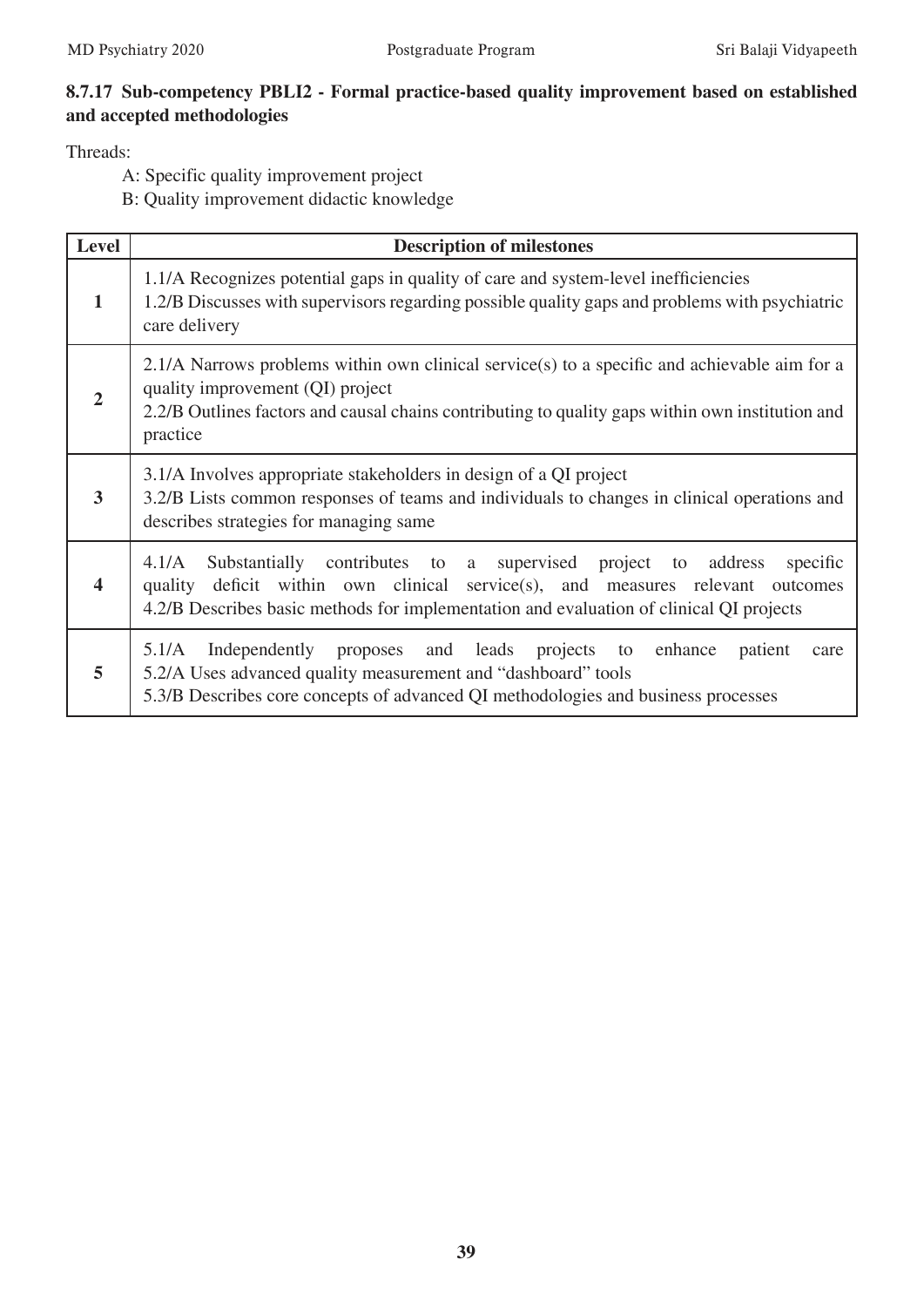### 8.7.17 Sub-competency PBLI2 - Formal practice-based quality improvement based on established and accepted methodologies

Threads:

- A: Specific quality improvement project
- B: Quality improvement didactic knowledge

| Level | Description of milestones |
|---|---|
| **1** | 1.1/A Recognizes potential gaps in quality of care and system-level inefficiencies<br>1.2/B Discusses with supervisors regarding possible quality gaps and problems with psychiatric care delivery |
| **2** | 2.1/A Narrows problems within own clinical service(s) to a specific and achievable aim for a quality improvement (QI) project<br>2.2/B Outlines factors and causal chains contributing to quality gaps within own institution and practice |
| **3** | 3.1/A Involves appropriate stakeholders in design of a QI project<br>3.2/B Lists common responses of teams and individuals to changes in clinical operations and describes strategies for managing same |
| **4** | 4.1/A Substantially contributes to a supervised project to address specific quality deficit within own clinical service(s), and measures relevant outcomes<br>4.2/B Describes basic methods for implementation and evaluation of clinical QI projects |
| **5** | 5.1/A Independently proposes and leads projects to enhance patient care<br>5.2/A Uses advanced quality measurement and "dashboard" tools<br>5.3/B Describes core concepts of advanced QI methodologies and business processes |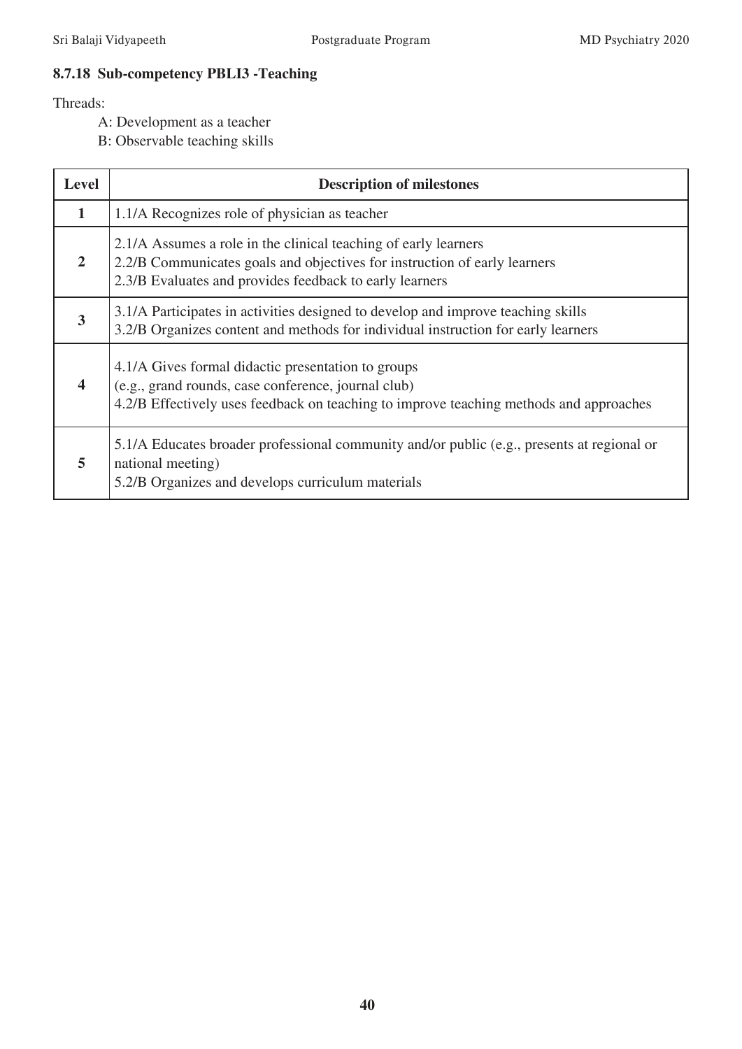### 8.7.18 Sub-competency PBLI3 -Teaching

Threads:

- A: Development as a teacher
- B: Observable teaching skills

| Level | Description of milestones |
|---|---|
| 1 | 1.1/A Recognizes role of physician as teacher |
| 2 | 2.1/A Assumes a role in the clinical teaching of early learners<br>2.2/B Communicates goals and objectives for instruction of early learners<br>2.3/B Evaluates and provides feedback to early learners |
| 3 | 3.1/A Participates in activities designed to develop and improve teaching skills<br>3.2/B Organizes content and methods for individual instruction for early learners |
| 4 | 4.1/A Gives formal didactic presentation to groups<br>(e.g., grand rounds, case conference, journal club)<br>4.2/B Effectively uses feedback on teaching to improve teaching methods and approaches |
| 5 | 5.1/A Educates broader professional community and/or public (e.g., presents at regional or national meeting)<br>5.2/B Organizes and develops curriculum materials |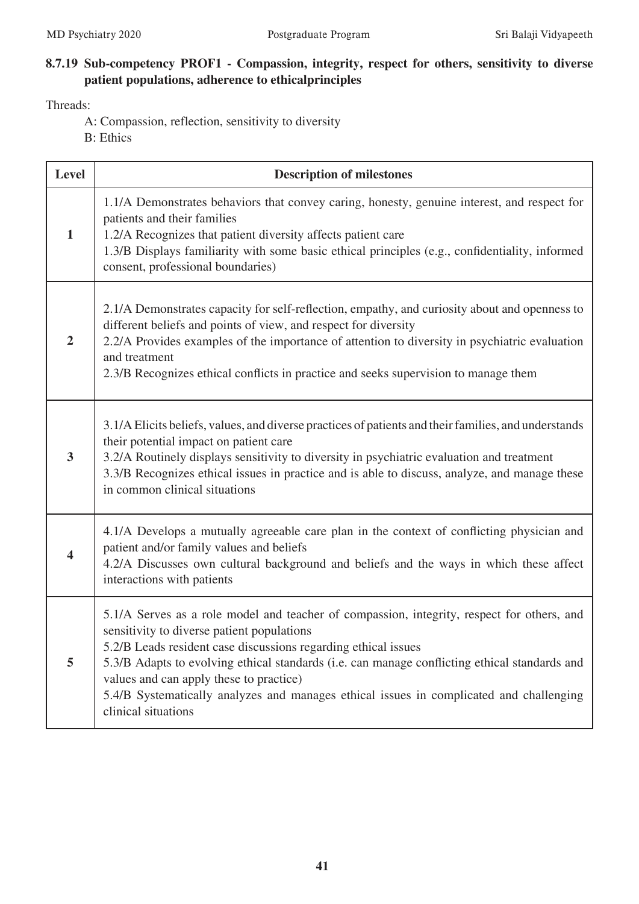### 8.7.19 Sub-competency PROF1 - Compassion, integrity, respect for others, sensitivity to diverse patient populations, adherence to ethicalprinciples

Threads:

A: Compassion, reflection, sensitivity to diversity

B: Ethics

| Level | Description of milestones |
|---|---|
| **1** | 1.1/A Demonstrates behaviors that convey caring, honesty, genuine interest, and respect for patients and their families<br>1.2/A Recognizes that patient diversity affects patient care<br>1.3/B Displays familiarity with some basic ethical principles (e.g., confidentiality, informed consent, professional boundaries) |
| **2** | 2.1/A Demonstrates capacity for self-reflection, empathy, and curiosity about and openness to different beliefs and points of view, and respect for diversity<br>2.2/A Provides examples of the importance of attention to diversity in psychiatric evaluation and treatment<br>2.3/B Recognizes ethical conflicts in practice and seeks supervision to manage them |
| **3** | 3.1/A Elicits beliefs, values, and diverse practices of patients and their families, and understands their potential impact on patient care<br>3.2/A Routinely displays sensitivity to diversity in psychiatric evaluation and treatment<br>3.3/B Recognizes ethical issues in practice and is able to discuss, analyze, and manage these in common clinical situations |
| **4** | 4.1/A Develops a mutually agreeable care plan in the context of conflicting physician and patient and/or family values and beliefs<br>4.2/A Discusses own cultural background and beliefs and the ways in which these affect interactions with patients |
| **5** | 5.1/A Serves as a role model and teacher of compassion, integrity, respect for others, and sensitivity to diverse patient populations<br>5.2/B Leads resident case discussions regarding ethical issues<br>5.3/B Adapts to evolving ethical standards (i.e. can manage conflicting ethical standards and values and can apply these to practice)<br>5.4/B Systematically analyzes and manages ethical issues in complicated and challenging clinical situations |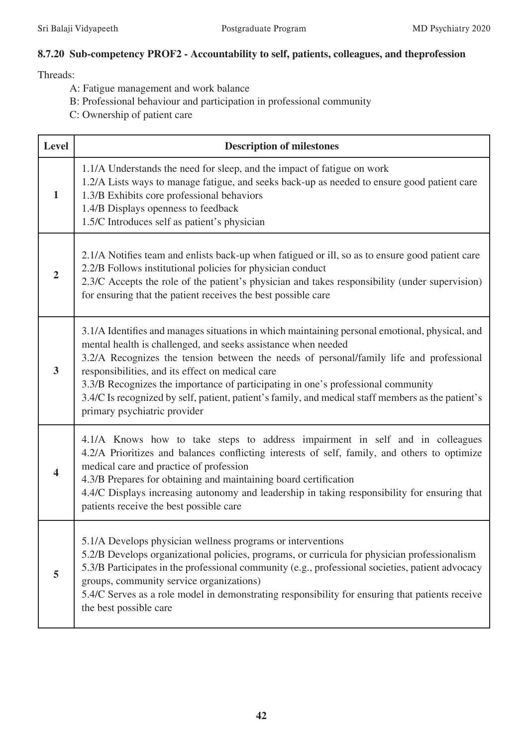### 8.7.20 Sub-competency PROF2 - Accountability to self, patients, colleagues, and theprofession

Threads:

- A: Fatigue management and work balance
- B: Professional behaviour and participation in professional community
- C: Ownership of patient care

| Level | Description of milestones |
|---|---|
| 1 | 1.1/A Understands the need for sleep, and the impact of fatigue on work<br>1.2/A Lists ways to manage fatigue, and seeks back-up as needed to ensure good patient care<br>1.3/B Exhibits core professional behaviors<br>1.4/B Displays openness to feedback<br>1.5/C Introduces self as patient's physician |
| 2 | 2.1/A Notifies team and enlists back-up when fatigued or ill, so as to ensure good patient care<br>2.2/B Follows institutional policies for physician conduct<br>2.3/C Accepts the role of the patient's physician and takes responsibility (under supervision) for ensuring that the patient receives the best possible care |
| 3 | 3.1/A Identifies and manages situations in which maintaining personal emotional, physical, and mental health is challenged, and seeks assistance when needed<br>3.2/A Recognizes the tension between the needs of personal/family life and professional responsibilities, and its effect on medical care<br>3.3/B Recognizes the importance of participating in one's professional community<br>3.4/C Is recognized by self, patient, patient's family, and medical staff members as the patient's primary psychiatric provider |
| 4 | 4.1/A Knows how to take steps to address impairment in self and in colleagues<br>4.2/A Prioritizes and balances conflicting interests of self, family, and others to optimize medical care and practice of profession<br>4.3/B Prepares for obtaining and maintaining board certification<br>4.4/C Displays increasing autonomy and leadership in taking responsibility for ensuring that patients receive the best possible care |
| 5 | 5.1/A Develops physician wellness programs or interventions<br>5.2/B Develops organizational policies, programs, or curricula for physician professionalism<br>5.3/B Participates in the professional community (e.g., professional societies, patient advocacy groups, community service organizations)<br>5.4/C Serves as a role model in demonstrating responsibility for ensuring that patients receive the best possible care |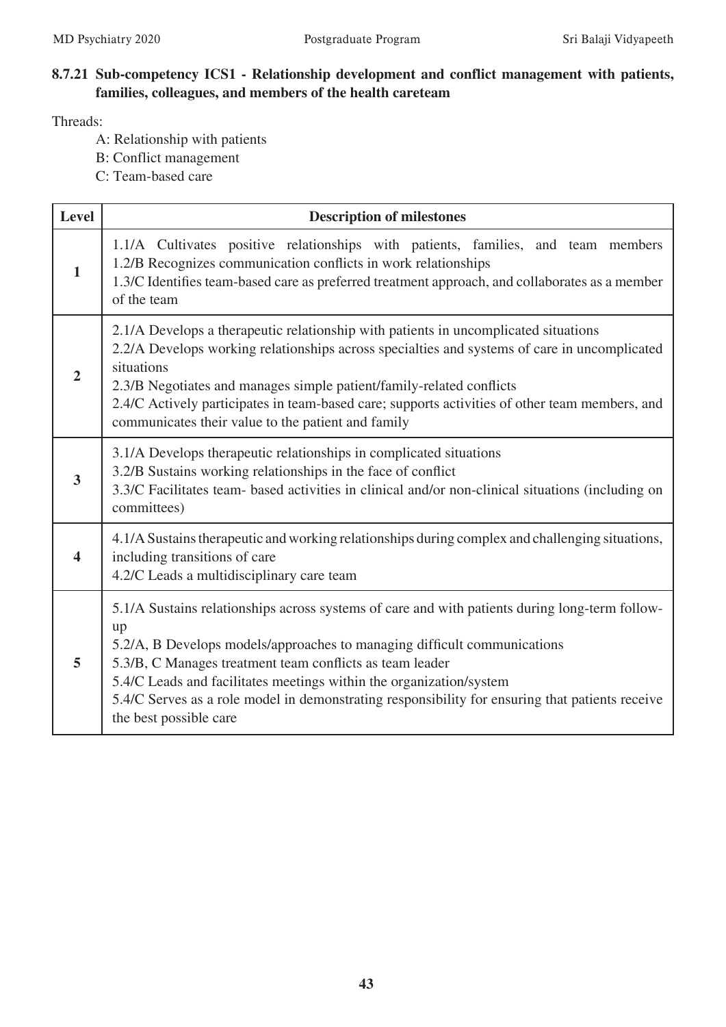### 8.7.21 Sub-competency ICS1 - Relationship development and conflict management with patients, families, colleagues, and members of the health careteam

Threads:

- A: Relationship with patients
- B: Conflict management
- C: Team-based care

| Level | Description of milestones |
|---|---|
| **1** | 1.1/A Cultivates positive relationships with patients, families, and team members<br>1.2/B Recognizes communication conflicts in work relationships<br>1.3/C Identifies team-based care as preferred treatment approach, and collaborates as a member of the team |
| **2** | 2.1/A Develops a therapeutic relationship with patients in uncomplicated situations<br>2.2/A Develops working relationships across specialties and systems of care in uncomplicated situations<br>2.3/B Negotiates and manages simple patient/family-related conflicts<br>2.4/C Actively participates in team-based care; supports activities of other team members, and communicates their value to the patient and family |
| **3** | 3.1/A Develops therapeutic relationships in complicated situations<br>3.2/B Sustains working relationships in the face of conflict<br>3.3/C Facilitates team- based activities in clinical and/or non-clinical situations (including on committees) |
| **4** | 4.1/A Sustains therapeutic and working relationships during complex and challenging situations, including transitions of care<br>4.2/C Leads a multidisciplinary care team |
| **5** | 5.1/A Sustains relationships across systems of care and with patients during long-term follow-up<br>5.2/A, B Develops models/approaches to managing difficult communications<br>5.3/B, C Manages treatment team conflicts as team leader<br>5.4/C Leads and facilitates meetings within the organization/system<br>5.4/C Serves as a role model in demonstrating responsibility for ensuring that patients receive the best possible care |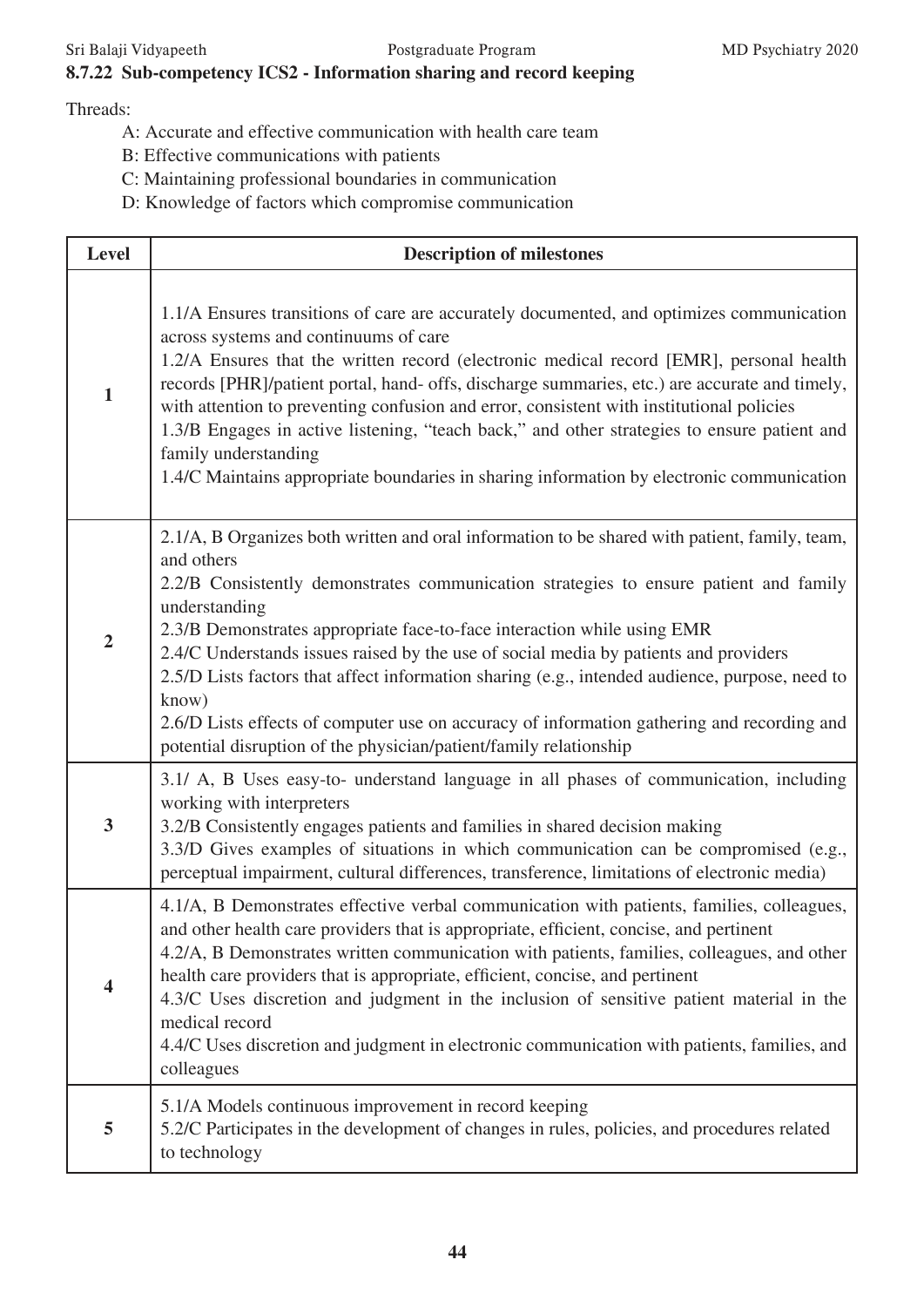### 8.7.22 Sub-competency ICS2 - Information sharing and record keeping

Threads:

- A: Accurate and effective communication with health care team
- B: Effective communications with patients
- C: Maintaining professional boundaries in communication
- D: Knowledge of factors which compromise communication

| Level | Description of milestones |
|---|---|
| 1 | 1.1/A Ensures transitions of care are accurately documented, and optimizes communication across systems and continuums of care<br>1.2/A Ensures that the written record (electronic medical record [EMR], personal health records [PHR]/patient portal, hand- offs, discharge summaries, etc.) are accurate and timely, with attention to preventing confusion and error, consistent with institutional policies<br>1.3/B Engages in active listening, "teach back," and other strategies to ensure patient and family understanding<br>1.4/C Maintains appropriate boundaries in sharing information by electronic communication |
| 2 | 2.1/A, B Organizes both written and oral information to be shared with patient, family, team, and others<br>2.2/B Consistently demonstrates communication strategies to ensure patient and family understanding<br>2.3/B Demonstrates appropriate face-to-face interaction while using EMR<br>2.4/C Understands issues raised by the use of social media by patients and providers<br>2.5/D Lists factors that affect information sharing (e.g., intended audience, purpose, need to know)<br>2.6/D Lists effects of computer use on accuracy of information gathering and recording and potential disruption of the physician/patient/family relationship |
| 3 | 3.1/ A, B Uses easy-to- understand language in all phases of communication, including working with interpreters<br>3.2/B Consistently engages patients and families in shared decision making<br>3.3/D Gives examples of situations in which communication can be compromised (e.g., perceptual impairment, cultural differences, transference, limitations of electronic media) |
| 4 | 4.1/A, B Demonstrates effective verbal communication with patients, families, colleagues, and other health care providers that is appropriate, efficient, concise, and pertinent<br>4.2/A, B Demonstrates written communication with patients, families, colleagues, and other health care providers that is appropriate, efficient, concise, and pertinent<br>4.3/C Uses discretion and judgment in the inclusion of sensitive patient material in the medical record<br>4.4/C Uses discretion and judgment in electronic communication with patients, families, and colleagues |
| 5 | 5.1/A Models continuous improvement in record keeping<br>5.2/C Participates in the development of changes in rules, policies, and procedures related to technology |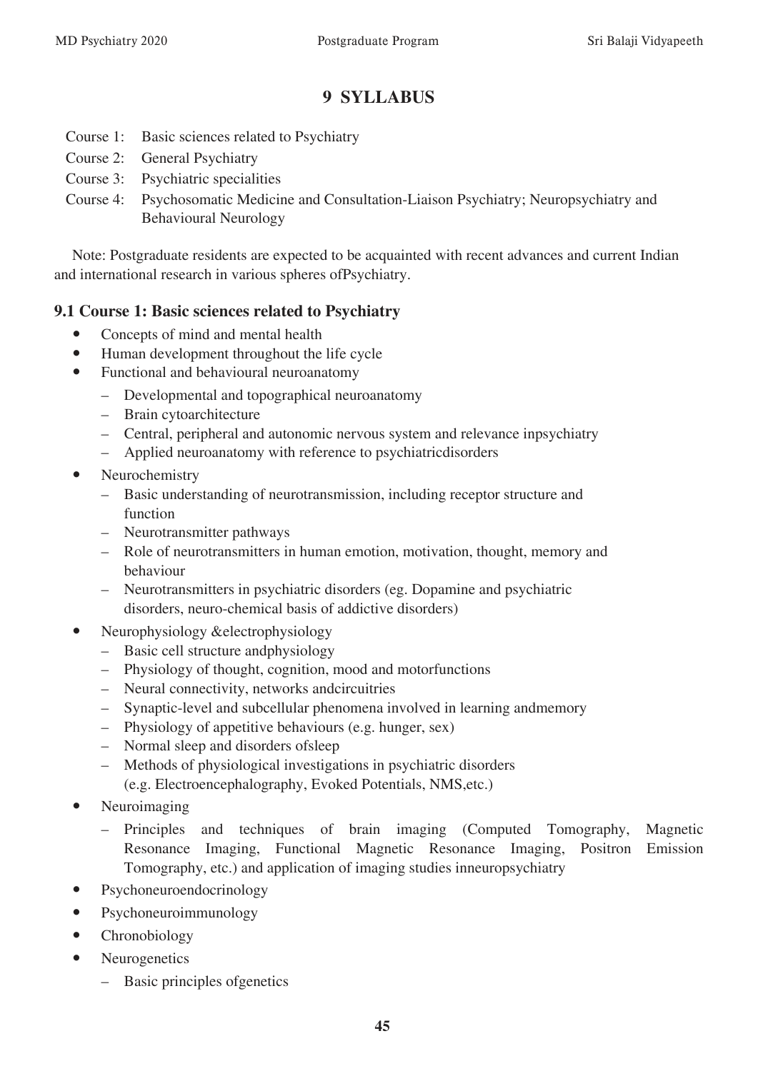# 9 SYLLABUS

Course 1: Basic sciences related to Psychiatry

Course 2: General Psychiatry

Course 3: Psychiatric specialities

Course 4: Psychosomatic Medicine and Consultation-Liaison Psychiatry; Neuropsychiatry and Behavioural Neurology

Note: Postgraduate residents are expected to be acquainted with recent advances and current Indian and international research in various spheres ofPsychiatry.

## 9.1 Course 1: Basic sciences related to Psychiatry

- Concepts of mind and mental health
- Human development throughout the life cycle
- Functional and behavioural neuroanatomy
  - Developmental and topographical neuroanatomy
  - Brain cytoarchitecture
  - Central, peripheral and autonomic nervous system and relevance inpsychiatry
  - Applied neuroanatomy with reference to psychiatricdisorders
- Neurochemistry
  - Basic understanding of neurotransmission, including receptor structure and function
  - Neurotransmitter pathways
  - Role of neurotransmitters in human emotion, motivation, thought, memory and behaviour
  - Neurotransmitters in psychiatric disorders (eg. Dopamine and psychiatric disorders, neuro-chemical basis of addictive disorders)
- Neurophysiology &electrophysiology
  - Basic cell structure andphysiology
  - Physiology of thought, cognition, mood and motorfunctions
  - Neural connectivity, networks andcircuitries
  - Synaptic-level and subcellular phenomena involved in learning andmemory
  - Physiology of appetitive behaviours (e.g. hunger, sex)
  - Normal sleep and disorders ofsleep
  - Methods of physiological investigations in psychiatric disorders (e.g. Electroencephalography, Evoked Potentials, NMS,etc.)
- Neuroimaging
  - Principles and techniques of brain imaging (Computed Tomography, Magnetic Resonance Imaging, Functional Magnetic Resonance Imaging, Positron Emission Tomography, etc.) and application of imaging studies inneuropsychiatry
- Psychoneuroendocrinology
- Psychoneuroimmunology
- Chronobiology
- Neurogenetics
  - Basic principles ofgenetics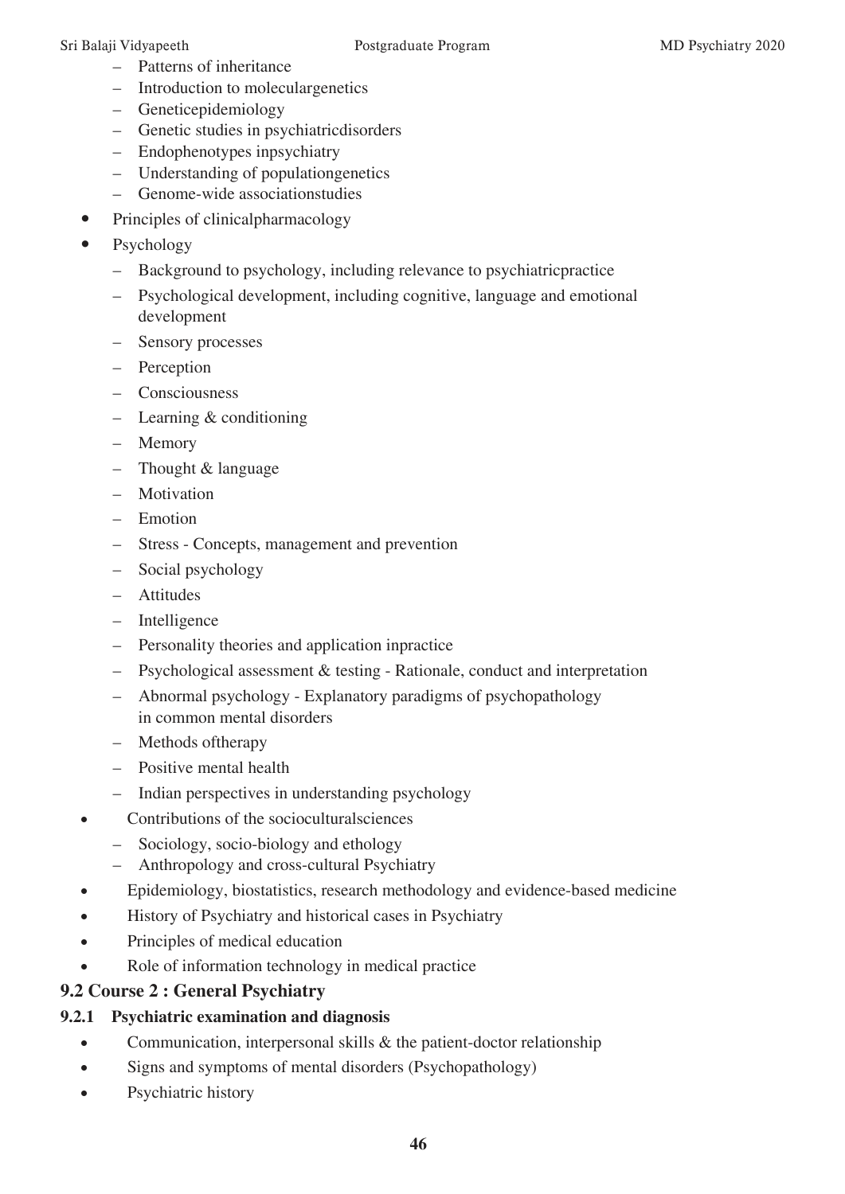- Patterns of inheritance
  - Introduction to moleculargenetics
  - Geneticepidemiology
  - Genetic studies in psychiatricdisorders
  - Endophenotypes inpsychiatry
  - Understanding of populationgenetics
  - Genome-wide associationstudies
- Principles of clinicalpharmacology
- Psychology
  - Background to psychology, including relevance to psychiatricpractice
  - Psychological development, including cognitive, language and emotional development
  - Sensory processes
  - Perception
  - Consciousness
  - Learning & conditioning
  - Memory
  - Thought & language
  - Motivation
  - Emotion
  - Stress - Concepts, management and prevention
  - Social psychology
  - Attitudes
  - Intelligence
  - Personality theories and application inpractice
  - Psychological assessment & testing - Rationale, conduct and interpretation
  - Abnormal psychology - Explanatory paradigms of psychopathology in common mental disorders
  - Methods oftherapy
  - Positive mental health
  - Indian perspectives in understanding psychology
- Contributions of the socioculturalsciences
  - Sociology, socio-biology and ethology
  - Anthropology and cross-cultural Psychiatry
- Epidemiology, biostatistics, research methodology and evidence-based medicine
- History of Psychiatry and historical cases in Psychiatry
- Principles of medical education
- Role of information technology in medical practice

## 9.2 Course 2 : General Psychiatry

### 9.2.1 Psychiatric examination and diagnosis

- Communication, interpersonal skills & the patient-doctor relationship
- Signs and symptoms of mental disorders (Psychopathology)
- Psychiatric history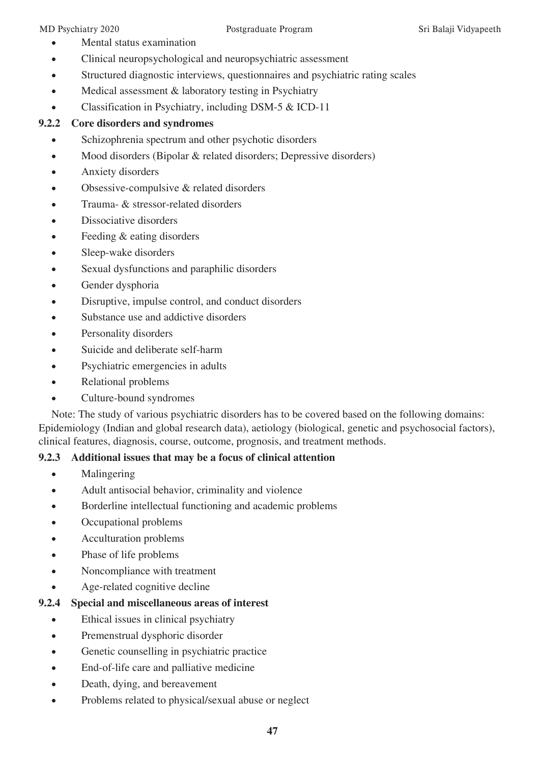- Mental status examination
- Clinical neuropsychological and neuropsychiatric assessment
- Structured diagnostic interviews, questionnaires and psychiatric rating scales
- Medical assessment & laboratory testing in Psychiatry
- Classification in Psychiatry, including DSM-5 & ICD-11

### 9.2.2 Core disorders and syndromes

- Schizophrenia spectrum and other psychotic disorders
- Mood disorders (Bipolar & related disorders; Depressive disorders)
- Anxiety disorders
- Obsessive-compulsive & related disorders
- Trauma- & stressor-related disorders
- Dissociative disorders
- Feeding & eating disorders
- Sleep-wake disorders
- Sexual dysfunctions and paraphilic disorders
- Gender dysphoria
- Disruptive, impulse control, and conduct disorders
- Substance use and addictive disorders
- Personality disorders
- Suicide and deliberate self-harm
- Psychiatric emergencies in adults
- Relational problems
- Culture-bound syndromes

Note: The study of various psychiatric disorders has to be covered based on the following domains: Epidemiology (Indian and global research data), aetiology (biological, genetic and psychosocial factors), clinical features, diagnosis, course, outcome, prognosis, and treatment methods.

### 9.2.3 Additional issues that may be a focus of clinical attention

- Malingering
- Adult antisocial behavior, criminality and violence
- Borderline intellectual functioning and academic problems
- Occupational problems
- Acculturation problems
- Phase of life problems
- Noncompliance with treatment
- Age-related cognitive decline

### 9.2.4 Special and miscellaneous areas of interest

- Ethical issues in clinical psychiatry
- Premenstrual dysphoric disorder
- Genetic counselling in psychiatric practice
- End-of-life care and palliative medicine
- Death, dying, and bereavement
- Problems related to physical/sexual abuse or neglect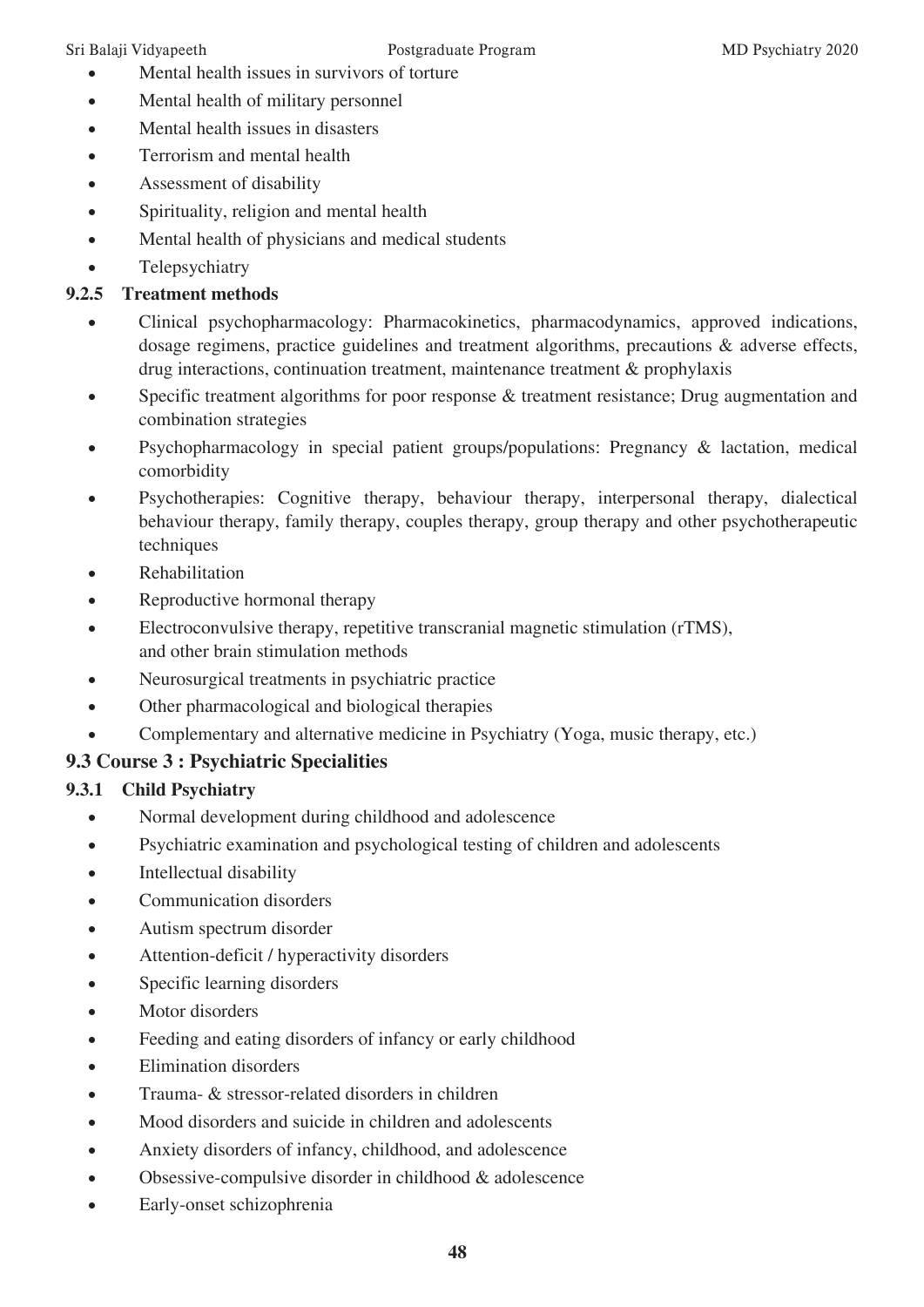- Mental health issues in survivors of torture
- Mental health of military personnel
- Mental health issues in disasters
- Terrorism and mental health
- Assessment of disability
- Spirituality, religion and mental health
- Mental health of physicians and medical students
- Telepsychiatry

### 9.2.5 Treatment methods

- Clinical psychopharmacology: Pharmacokinetics, pharmacodynamics, approved indications, dosage regimens, practice guidelines and treatment algorithms, precautions & adverse effects, drug interactions, continuation treatment, maintenance treatment & prophylaxis
- Specific treatment algorithms for poor response & treatment resistance; Drug augmentation and combination strategies
- Psychopharmacology in special patient groups/populations: Pregnancy & lactation, medical comorbidity
- Psychotherapies: Cognitive therapy, behaviour therapy, interpersonal therapy, dialectical behaviour therapy, family therapy, couples therapy, group therapy and other psychotherapeutic techniques
- Rehabilitation
- Reproductive hormonal therapy
- Electroconvulsive therapy, repetitive transcranial magnetic stimulation (rTMS), and other brain stimulation methods
- Neurosurgical treatments in psychiatric practice
- Other pharmacological and biological therapies
- Complementary and alternative medicine in Psychiatry (Yoga, music therapy, etc.)

## 9.3 Course 3 : Psychiatric Specialities

### 9.3.1 Child Psychiatry

- Normal development during childhood and adolescence
- Psychiatric examination and psychological testing of children and adolescents
- Intellectual disability
- Communication disorders
- Autism spectrum disorder
- Attention-deficit / hyperactivity disorders
- Specific learning disorders
- Motor disorders
- Feeding and eating disorders of infancy or early childhood
- Elimination disorders
- Trauma- & stressor-related disorders in children
- Mood disorders and suicide in children and adolescents
- Anxiety disorders of infancy, childhood, and adolescence
- Obsessive-compulsive disorder in childhood & adolescence
- Early-onset schizophrenia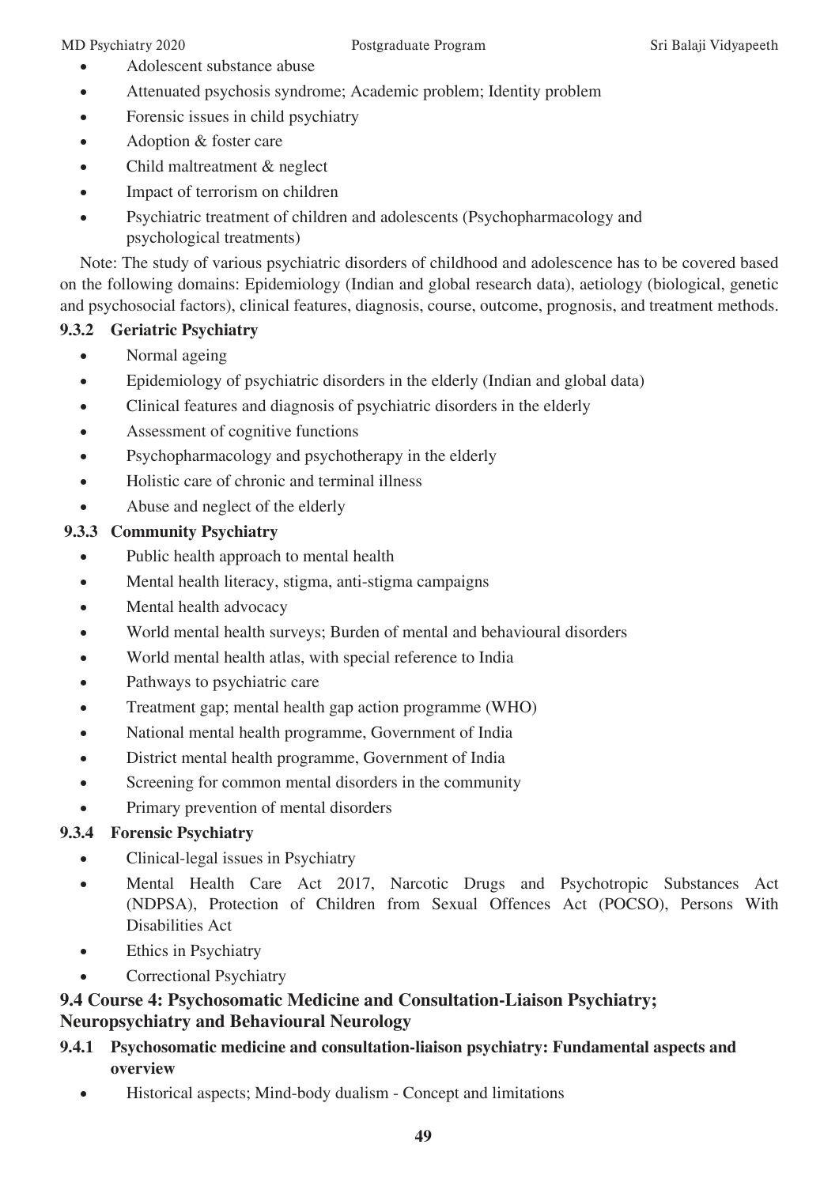- Adolescent substance abuse
- Attenuated psychosis syndrome; Academic problem; Identity problem
- Forensic issues in child psychiatry
- Adoption & foster care
- Child maltreatment & neglect
- Impact of terrorism on children
- Psychiatric treatment of children and adolescents (Psychopharmacology and psychological treatments)

Note: The study of various psychiatric disorders of childhood and adolescence has to be covered based on the following domains: Epidemiology (Indian and global research data), aetiology (biological, genetic and psychosocial factors), clinical features, diagnosis, course, outcome, prognosis, and treatment methods.

#### 9.3.2 Geriatric Psychiatry

- Normal ageing
- Epidemiology of psychiatric disorders in the elderly (Indian and global data)
- Clinical features and diagnosis of psychiatric disorders in the elderly
- Assessment of cognitive functions
- Psychopharmacology and psychotherapy in the elderly
- Holistic care of chronic and terminal illness
- Abuse and neglect of the elderly

#### 9.3.3 Community Psychiatry

- Public health approach to mental health
- Mental health literacy, stigma, anti-stigma campaigns
- Mental health advocacy
- World mental health surveys; Burden of mental and behavioural disorders
- World mental health atlas, with special reference to India
- Pathways to psychiatric care
- Treatment gap; mental health gap action programme (WHO)
- National mental health programme, Government of India
- District mental health programme, Government of India
- Screening for common mental disorders in the community
- Primary prevention of mental disorders

#### 9.3.4 Forensic Psychiatry

- Clinical-legal issues in Psychiatry
- Mental Health Care Act 2017, Narcotic Drugs and Psychotropic Substances Act (NDPSA), Protection of Children from Sexual Offences Act (POCSO), Persons With Disabilities Act
- Ethics in Psychiatry
- Correctional Psychiatry

### 9.4 Course 4: Psychosomatic Medicine and Consultation-Liaison Psychiatry; Neuropsychiatry and Behavioural Neurology

#### 9.4.1 Psychosomatic medicine and consultation-liaison psychiatry: Fundamental aspects and overview

- Historical aspects; Mind-body dualism - Concept and limitations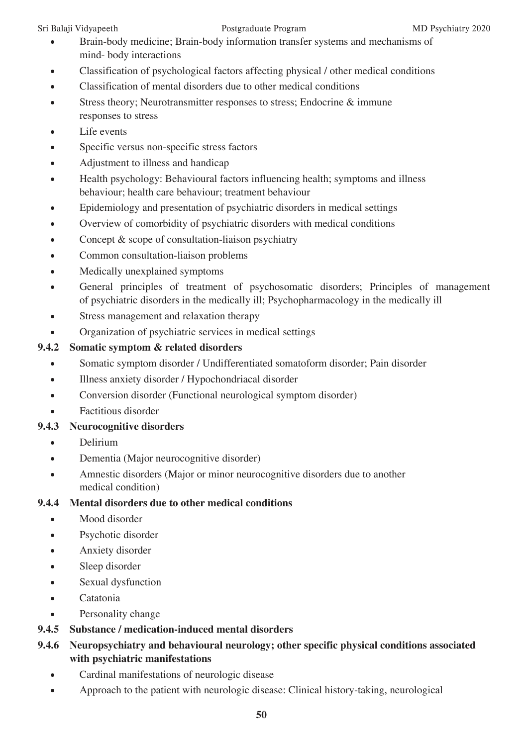- Brain-body medicine; Brain-body information transfer systems and mechanisms of mind- body interactions
- Classification of psychological factors affecting physical / other medical conditions
- Classification of mental disorders due to other medical conditions
- Stress theory; Neurotransmitter responses to stress; Endocrine & immune responses to stress
- Life events
- Specific versus non-specific stress factors
- Adjustment to illness and handicap
- Health psychology: Behavioural factors influencing health; symptoms and illness behaviour; health care behaviour; treatment behaviour
- Epidemiology and presentation of psychiatric disorders in medical settings
- Overview of comorbidity of psychiatric disorders with medical conditions
- Concept & scope of consultation-liaison psychiatry
- Common consultation-liaison problems
- Medically unexplained symptoms
- General principles of treatment of psychosomatic disorders; Principles of management of psychiatric disorders in the medically ill; Psychopharmacology in the medically ill
- Stress management and relaxation therapy
- Organization of psychiatric services in medical settings

**9.4.2 Somatic symptom & related disorders**

- Somatic symptom disorder / Undifferentiated somatoform disorder; Pain disorder
- Illness anxiety disorder / Hypochondriacal disorder
- Conversion disorder (Functional neurological symptom disorder)
- Factitious disorder

**9.4.3 Neurocognitive disorders**

- Delirium
- Dementia (Major neurocognitive disorder)
- Amnestic disorders (Major or minor neurocognitive disorders due to another medical condition)

**9.4.4 Mental disorders due to other medical conditions**

- Mood disorder
- Psychotic disorder
- Anxiety disorder
- Sleep disorder
- Sexual dysfunction
- Catatonia
- Personality change

**9.4.5 Substance / medication-induced mental disorders**

**9.4.6 Neuropsychiatry and behavioural neurology; other specific physical conditions associated with psychiatric manifestations**

- Cardinal manifestations of neurologic disease
- Approach to the patient with neurologic disease: Clinical history-taking, neurological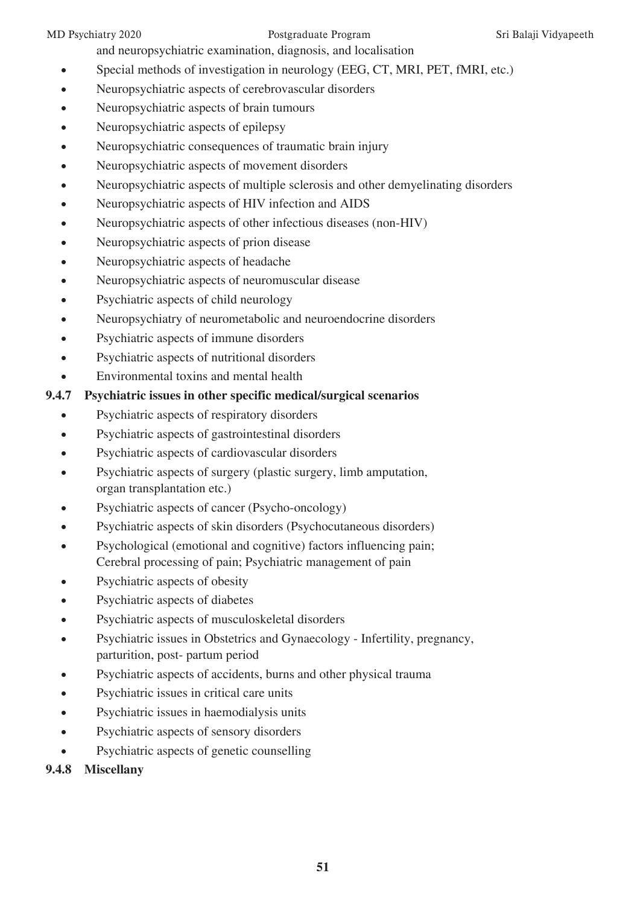and neuropsychiatric examination, diagnosis, and localisation

- Special methods of investigation in neurology (EEG, CT, MRI, PET, fMRI, etc.)
- Neuropsychiatric aspects of cerebrovascular disorders
- Neuropsychiatric aspects of brain tumours
- Neuropsychiatric aspects of epilepsy
- Neuropsychiatric consequences of traumatic brain injury
- Neuropsychiatric aspects of movement disorders
- Neuropsychiatric aspects of multiple sclerosis and other demyelinating disorders
- Neuropsychiatric aspects of HIV infection and AIDS
- Neuropsychiatric aspects of other infectious diseases (non-HIV)
- Neuropsychiatric aspects of prion disease
- Neuropsychiatric aspects of headache
- Neuropsychiatric aspects of neuromuscular disease
- Psychiatric aspects of child neurology
- Neuropsychiatry of neurometabolic and neuroendocrine disorders
- Psychiatric aspects of immune disorders
- Psychiatric aspects of nutritional disorders
- Environmental toxins and mental health

### 9.4.7 Psychiatric issues in other specific medical/surgical scenarios

- Psychiatric aspects of respiratory disorders
- Psychiatric aspects of gastrointestinal disorders
- Psychiatric aspects of cardiovascular disorders
- Psychiatric aspects of surgery (plastic surgery, limb amputation, organ transplantation etc.)
- Psychiatric aspects of cancer (Psycho-oncology)
- Psychiatric aspects of skin disorders (Psychocutaneous disorders)
- Psychological (emotional and cognitive) factors influencing pain; Cerebral processing of pain; Psychiatric management of pain
- Psychiatric aspects of obesity
- Psychiatric aspects of diabetes
- Psychiatric aspects of musculoskeletal disorders
- Psychiatric issues in Obstetrics and Gynaecology - Infertility, pregnancy, parturition, post- partum period
- Psychiatric aspects of accidents, burns and other physical trauma
- Psychiatric issues in critical care units
- Psychiatric issues in haemodialysis units
- Psychiatric aspects of sensory disorders
- Psychiatric aspects of genetic counselling

### 9.4.8 Miscellany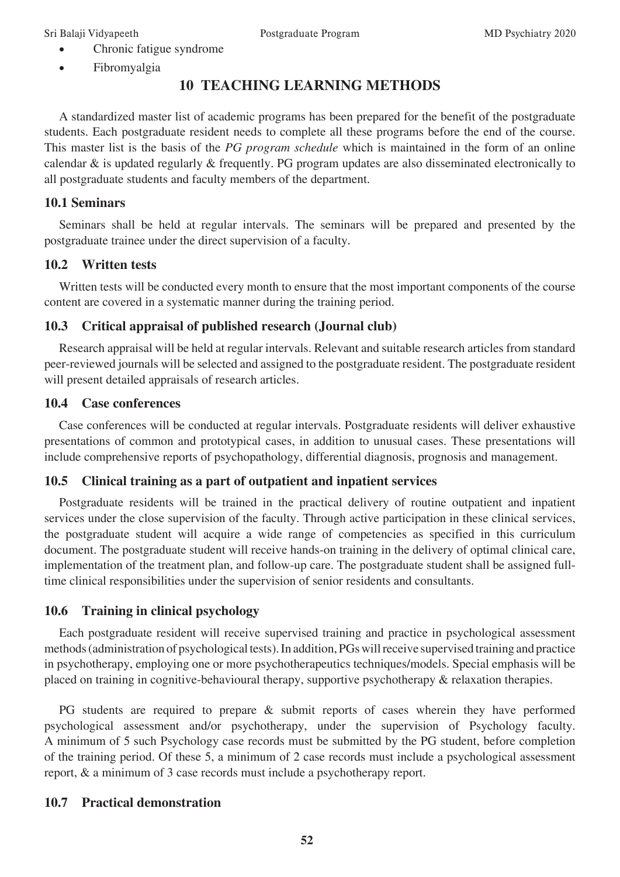- Chronic fatigue syndrome
- Fibromyalgia

# 10 TEACHING LEARNING METHODS

A standardized master list of academic programs has been prepared for the benefit of the postgraduate students. Each postgraduate resident needs to complete all these programs before the end of the course. This master list is the basis of the *PG program schedule* which is maintained in the form of an online calendar & is updated regularly & frequently. PG program updates are also disseminated electronically to all postgraduate students and faculty members of the department.

## 10.1 Seminars

Seminars shall be held at regular intervals. The seminars will be prepared and presented by the postgraduate trainee under the direct supervision of a faculty.

## 10.2 Written tests

Written tests will be conducted every month to ensure that the most important components of the course content are covered in a systematic manner during the training period.

## 10.3 Critical appraisal of published research (Journal club)

Research appraisal will be held at regular intervals. Relevant and suitable research articles from standard peer-reviewed journals will be selected and assigned to the postgraduate resident. The postgraduate resident will present detailed appraisals of research articles.

## 10.4 Case conferences

Case conferences will be conducted at regular intervals. Postgraduate residents will deliver exhaustive presentations of common and prototypical cases, in addition to unusual cases. These presentations will include comprehensive reports of psychopathology, differential diagnosis, prognosis and management.

## 10.5 Clinical training as a part of outpatient and inpatient services

Postgraduate residents will be trained in the practical delivery of routine outpatient and inpatient services under the close supervision of the faculty. Through active participation in these clinical services, the postgraduate student will acquire a wide range of competencies as specified in this curriculum document. The postgraduate student will receive hands-on training in the delivery of optimal clinical care, implementation of the treatment plan, and follow-up care. The postgraduate student shall be assigned full-time clinical responsibilities under the supervision of senior residents and consultants.

## 10.6 Training in clinical psychology

Each postgraduate resident will receive supervised training and practice in psychological assessment methods (administration of psychological tests). In addition, PGs will receive supervised training and practice in psychotherapy, employing one or more psychotherapeutics techniques/models. Special emphasis will be placed on training in cognitive-behavioural therapy, supportive psychotherapy & relaxation therapies.

PG students are required to prepare & submit reports of cases wherein they have performed psychological assessment and/or psychotherapy, under the supervision of Psychology faculty. A minimum of 5 such Psychology case records must be submitted by the PG student, before completion of the training period. Of these 5, a minimum of 2 case records must include a psychological assessment report, & a minimum of 3 case records must include a psychotherapy report.

## 10.7 Practical demonstration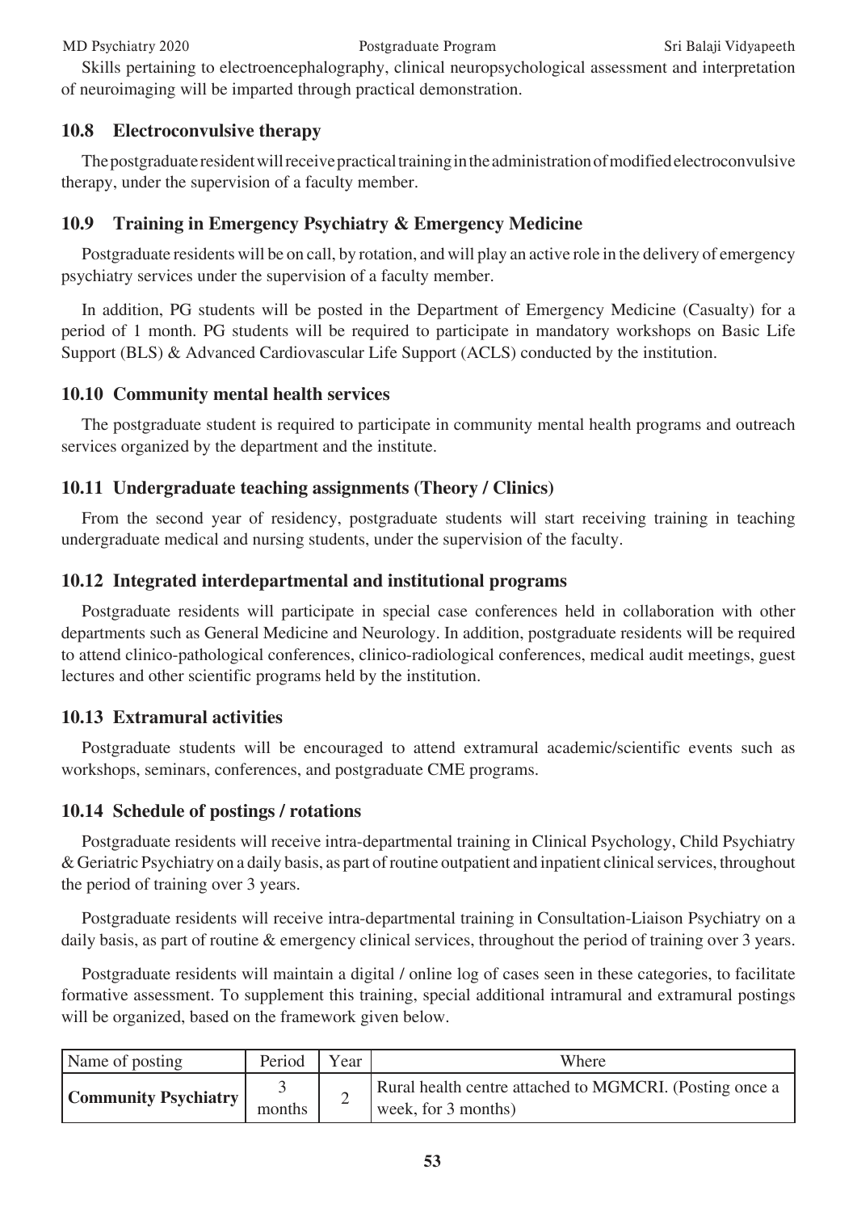Skills pertaining to electroencephalography, clinical neuropsychological assessment and interpretation of neuroimaging will be imparted through practical demonstration.

### 10.8 Electroconvulsive therapy

The postgraduate resident will receive practical training in the administration of modified electroconvulsive therapy, under the supervision of a faculty member.

### 10.9 Training in Emergency Psychiatry & Emergency Medicine

Postgraduate residents will be on call, by rotation, and will play an active role in the delivery of emergency psychiatry services under the supervision of a faculty member.

In addition, PG students will be posted in the Department of Emergency Medicine (Casualty) for a period of 1 month. PG students will be required to participate in mandatory workshops on Basic Life Support (BLS) & Advanced Cardiovascular Life Support (ACLS) conducted by the institution.

### 10.10 Community mental health services

The postgraduate student is required to participate in community mental health programs and outreach services organized by the department and the institute.

### 10.11 Undergraduate teaching assignments (Theory / Clinics)

From the second year of residency, postgraduate students will start receiving training in teaching undergraduate medical and nursing students, under the supervision of the faculty.

### 10.12 Integrated interdepartmental and institutional programs

Postgraduate residents will participate in special case conferences held in collaboration with other departments such as General Medicine and Neurology. In addition, postgraduate residents will be required to attend clinico-pathological conferences, clinico-radiological conferences, medical audit meetings, guest lectures and other scientific programs held by the institution.

### 10.13 Extramural activities

Postgraduate students will be encouraged to attend extramural academic/scientific events such as workshops, seminars, conferences, and postgraduate CME programs.

### 10.14 Schedule of postings / rotations

Postgraduate residents will receive intra-departmental training in Clinical Psychology, Child Psychiatry & Geriatric Psychiatry on a daily basis, as part of routine outpatient and inpatient clinical services, throughout the period of training over 3 years.

Postgraduate residents will receive intra-departmental training in Consultation-Liaison Psychiatry on a daily basis, as part of routine & emergency clinical services, throughout the period of training over 3 years.

Postgraduate residents will maintain a digital / online log of cases seen in these categories, to facilitate formative assessment. To supplement this training, special additional intramural and extramural postings will be organized, based on the framework given below.

| Name of posting | Period | Year | Where |
|---|---|---|---|
| **Community Psychiatry** | 3 months | 2 | Rural health centre attached to MGMCRI. (Posting once a week, for 3 months) |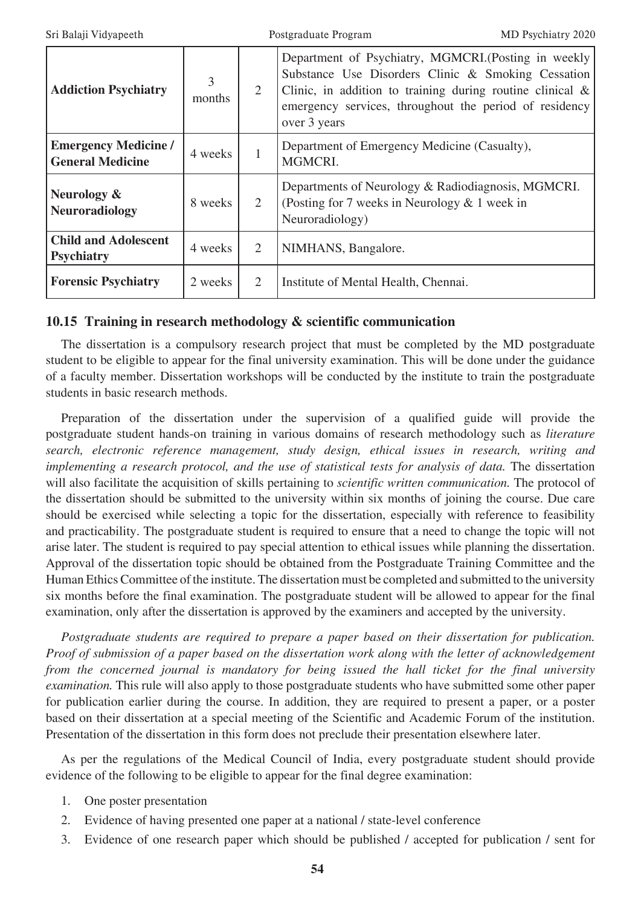| **Addiction Psychiatry** | 3 months | 2 | Department of Psychiatry, MGMCRI.(Posting in weekly Substance Use Disorders Clinic & Smoking Cessation Clinic, in addition to training during routine clinical & emergency services, throughout the period of residency over 3 years |
|---|---|---|---|
| **Emergency Medicine / General Medicine** | 4 weeks | 1 | Department of Emergency Medicine (Casualty), MGMCRI. |
| **Neurology & Neuroradiology** | 8 weeks | 2 | Departments of Neurology & Radiodiagnosis, MGMCRI. (Posting for 7 weeks in Neurology & 1 week in Neuroradiology) |
| **Child and Adolescent Psychiatry** | 4 weeks | 2 | NIMHANS, Bangalore. |
| **Forensic Psychiatry** | 2 weeks | 2 | Institute of Mental Health, Chennai. |

### 10.15 Training in research methodology & scientific communication

The dissertation is a compulsory research project that must be completed by the MD postgraduate student to be eligible to appear for the final university examination. This will be done under the guidance of a faculty member. Dissertation workshops will be conducted by the institute to train the postgraduate students in basic research methods.

Preparation of the dissertation under the supervision of a qualified guide will provide the postgraduate student hands-on training in various domains of research methodology such as *literature search, electronic reference management, study design, ethical issues in research, writing and implementing a research protocol, and the use of statistical tests for analysis of data.* The dissertation will also facilitate the acquisition of skills pertaining to *scientific written communication.* The protocol of the dissertation should be submitted to the university within six months of joining the course. Due care should be exercised while selecting a topic for the dissertation, especially with reference to feasibility and practicability. The postgraduate student is required to ensure that a need to change the topic will not arise later. The student is required to pay special attention to ethical issues while planning the dissertation. Approval of the dissertation topic should be obtained from the Postgraduate Training Committee and the Human Ethics Committee of the institute. The dissertation must be completed and submitted to the university six months before the final examination. The postgraduate student will be allowed to appear for the final examination, only after the dissertation is approved by the examiners and accepted by the university.

*Postgraduate students are required to prepare a paper based on their dissertation for publication. Proof of submission of a paper based on the dissertation work along with the letter of acknowledgement from the concerned journal is mandatory for being issued the hall ticket for the final university examination.* This rule will also apply to those postgraduate students who have submitted some other paper for publication earlier during the course. In addition, they are required to present a paper, or a poster based on their dissertation at a special meeting of the Scientific and Academic Forum of the institution. Presentation of the dissertation in this form does not preclude their presentation elsewhere later.

As per the regulations of the Medical Council of India, every postgraduate student should provide evidence of the following to be eligible to appear for the final degree examination:

1. One poster presentation
2. Evidence of having presented one paper at a national / state-level conference
3. Evidence of one research paper which should be published / accepted for publication / sent for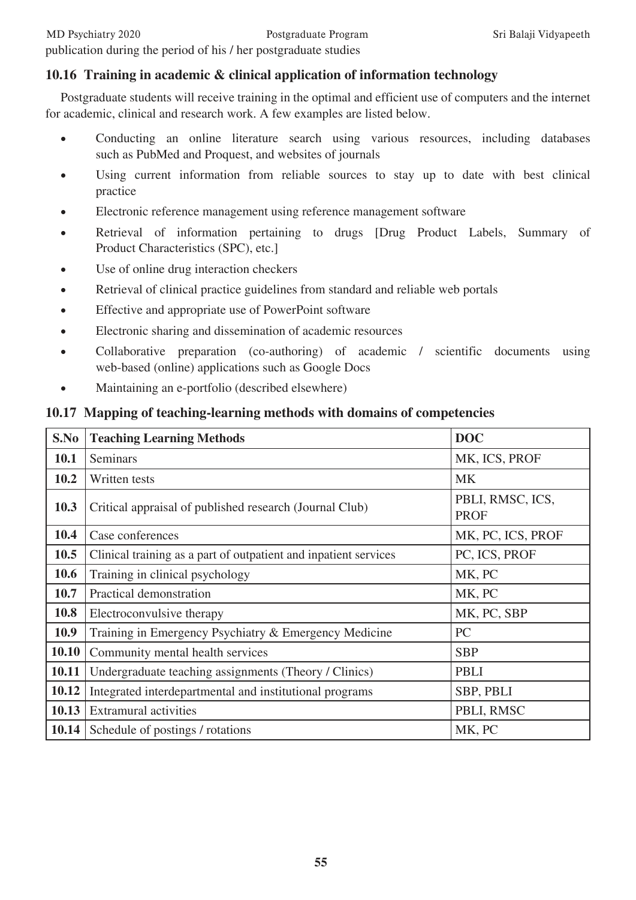publication during the period of his / her postgraduate studies

### 10.16 Training in academic & clinical application of information technology

Postgraduate students will receive training in the optimal and efficient use of computers and the internet for academic, clinical and research work. A few examples are listed below.

- Conducting an online literature search using various resources, including databases such as PubMed and Proquest, and websites of journals
- Using current information from reliable sources to stay up to date with best clinical practice
- Electronic reference management using reference management software
- Retrieval of information pertaining to drugs [Drug Product Labels, Summary of Product Characteristics (SPC), etc.]
- Use of online drug interaction checkers
- Retrieval of clinical practice guidelines from standard and reliable web portals
- Effective and appropriate use of PowerPoint software
- Electronic sharing and dissemination of academic resources
- Collaborative preparation (co-authoring) of academic / scientific documents using web-based (online) applications such as Google Docs
- Maintaining an e-portfolio (described elsewhere)

### 10.17 Mapping of teaching-learning methods with domains of competencies

| S.No | Teaching Learning Methods | DOC |
|---|---|---|
| **10.1** | Seminars | MK, ICS, PROF |
| **10.2** | Written tests | MK |
| **10.3** | Critical appraisal of published research (Journal Club) | PBLI, RMSC, ICS, PROF |
| **10.4** | Case conferences | MK, PC, ICS, PROF |
| **10.5** | Clinical training as a part of outpatient and inpatient services | PC, ICS, PROF |
| **10.6** | Training in clinical psychology | MK, PC |
| **10.7** | Practical demonstration | MK, PC |
| **10.8** | Electroconvulsive therapy | MK, PC, SBP |
| **10.9** | Training in Emergency Psychiatry & Emergency Medicine | PC |
| **10.10** | Community mental health services | SBP |
| **10.11** | Undergraduate teaching assignments (Theory / Clinics) | PBLI |
| **10.12** | Integrated interdepartmental and institutional programs | SBP, PBLI |
| **10.13** | Extramural activities | PBLI, RMSC |
| **10.14** | Schedule of postings / rotations | MK, PC |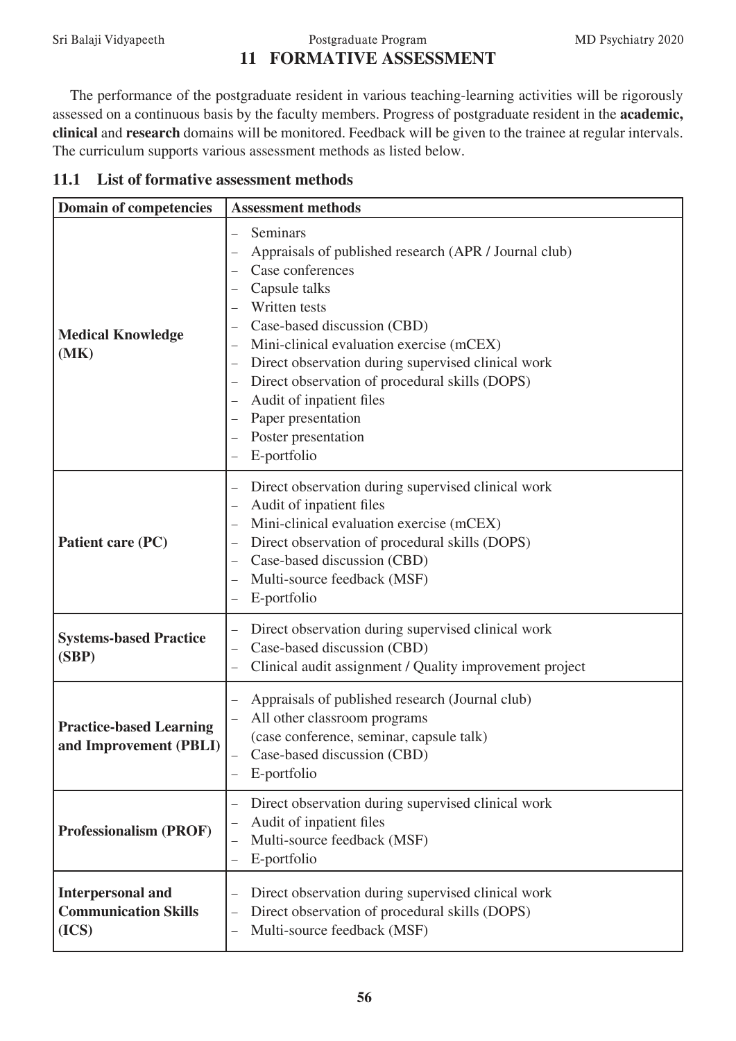# 11 FORMATIVE ASSESSMENT

The performance of the postgraduate resident in various teaching-learning activities will be rigorously assessed on a continuous basis by the faculty members. Progress of postgraduate resident in the **academic, clinical** and **research** domains will be monitored. Feedback will be given to the trainee at regular intervals. The curriculum supports various assessment methods as listed below.

## 11.1 List of formative assessment methods

| Domain of competencies | Assessment methods |
|---|---|
| **Medical Knowledge (MK)** | – Seminars<br>– Appraisals of published research (APR / Journal club)<br>– Case conferences<br>– Capsule talks<br>– Written tests<br>– Case-based discussion (CBD)<br>– Mini-clinical evaluation exercise (mCEX)<br>– Direct observation during supervised clinical work<br>– Direct observation of procedural skills (DOPS)<br>– Audit of inpatient files<br>– Paper presentation<br>– Poster presentation<br>– E-portfolio |
| **Patient care (PC)** | – Direct observation during supervised clinical work<br>– Audit of inpatient files<br>– Mini-clinical evaluation exercise (mCEX)<br>– Direct observation of procedural skills (DOPS)<br>– Case-based discussion (CBD)<br>– Multi-source feedback (MSF)<br>– E-portfolio |
| **Systems-based Practice (SBP)** | – Direct observation during supervised clinical work<br>– Case-based discussion (CBD)<br>– Clinical audit assignment / Quality improvement project |
| **Practice-based Learning and Improvement (PBLI)** | – Appraisals of published research (Journal club)<br>– All other classroom programs (case conference, seminar, capsule talk)<br>– Case-based discussion (CBD)<br>– E-portfolio |
| **Professionalism (PROF)** | – Direct observation during supervised clinical work<br>– Audit of inpatient files<br>– Multi-source feedback (MSF)<br>– E-portfolio |
| **Interpersonal and Communication Skills (ICS)** | – Direct observation during supervised clinical work<br>– Direct observation of procedural skills (DOPS)<br>– Multi-source feedback (MSF) |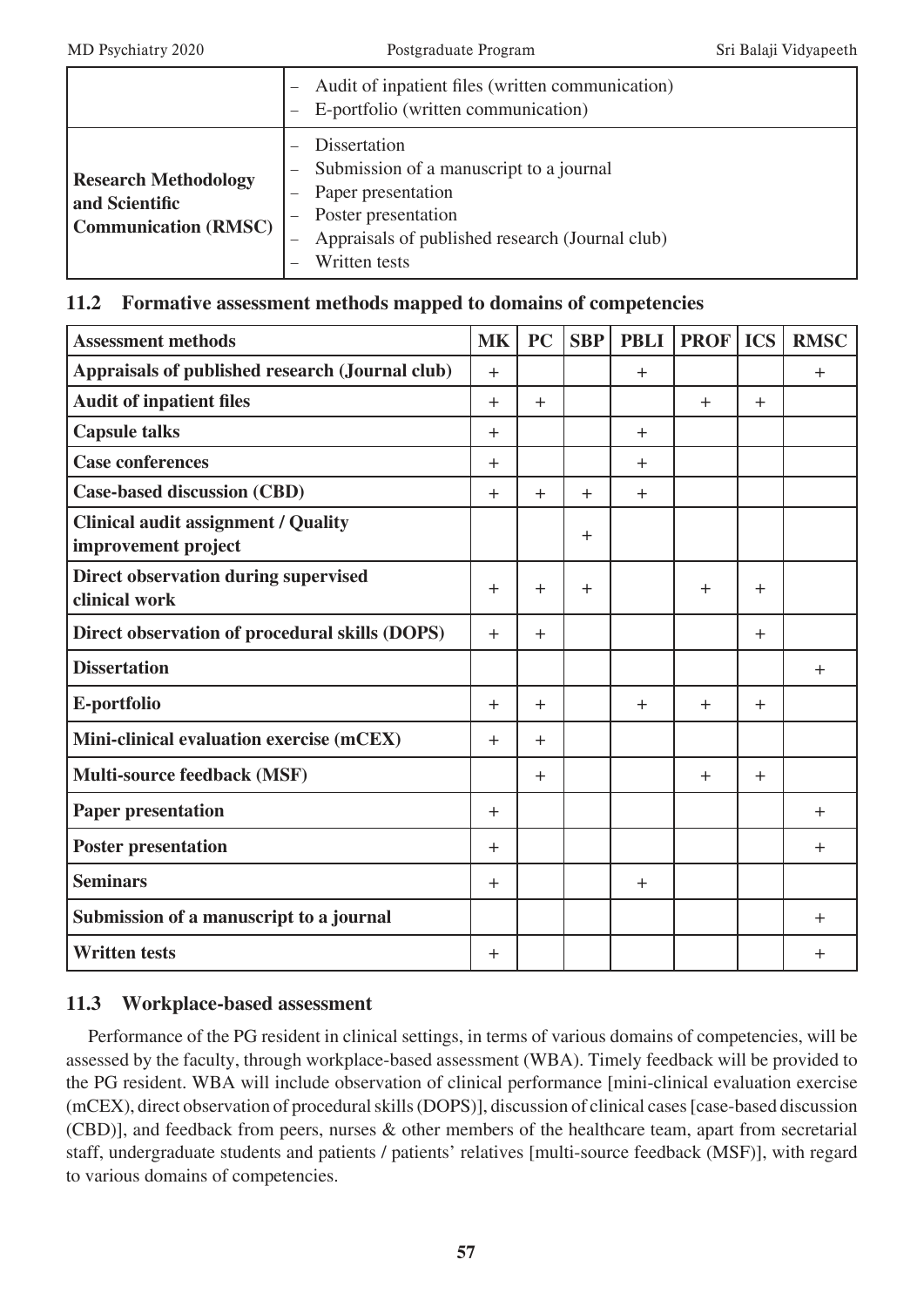| | – Audit of inpatient files (written communication)<br>– E-portfolio (written communication) |
|---|---|
| **Research Methodology and Scientific Communication (RMSC)** | – Dissertation<br>– Submission of a manuscript to a journal<br>– Paper presentation<br>– Poster presentation<br>– Appraisals of published research (Journal club)<br>– Written tests |

### 11.2 Formative assessment methods mapped to domains of competencies

| Assessment methods | MK | PC | SBP | PBLI | PROF | ICS | RMSC |
|---|---|---|---|---|---|---|---|
| **Appraisals of published research (Journal club)** | + | | | + | | | + |
| **Audit of inpatient files** | + | + | | | + | + | |
| **Capsule talks** | + | | | + | | | |
| **Case conferences** | + | | | + | | | |
| **Case-based discussion (CBD)** | + | + | + | + | | | |
| **Clinical audit assignment / Quality improvement project** | | | + | | | | |
| **Direct observation during supervised clinical work** | + | + | + | | + | + | |
| **Direct observation of procedural skills (DOPS)** | + | + | | | | + | |
| **Dissertation** | | | | | | | + |
| **E-portfolio** | + | + | | + | + | + | |
| **Mini-clinical evaluation exercise (mCEX)** | + | + | | | | | |
| **Multi-source feedback (MSF)** | | + | | | + | + | |
| **Paper presentation** | + | | | | | | + |
| **Poster presentation** | + | | | | | | + |
| **Seminars** | + | | | + | | | |
| **Submission of a manuscript to a journal** | | | | | | | + |
| **Written tests** | + | | | | | | + |

### 11.3 Workplace-based assessment

Performance of the PG resident in clinical settings, in terms of various domains of competencies, will be assessed by the faculty, through workplace-based assessment (WBA). Timely feedback will be provided to the PG resident. WBA will include observation of clinical performance [mini-clinical evaluation exercise (mCEX), direct observation of procedural skills (DOPS)], discussion of clinical cases [case-based discussion (CBD)], and feedback from peers, nurses & other members of the healthcare team, apart from secretarial staff, undergraduate students and patients / patients' relatives [multi-source feedback (MSF)], with regard to various domains of competencies.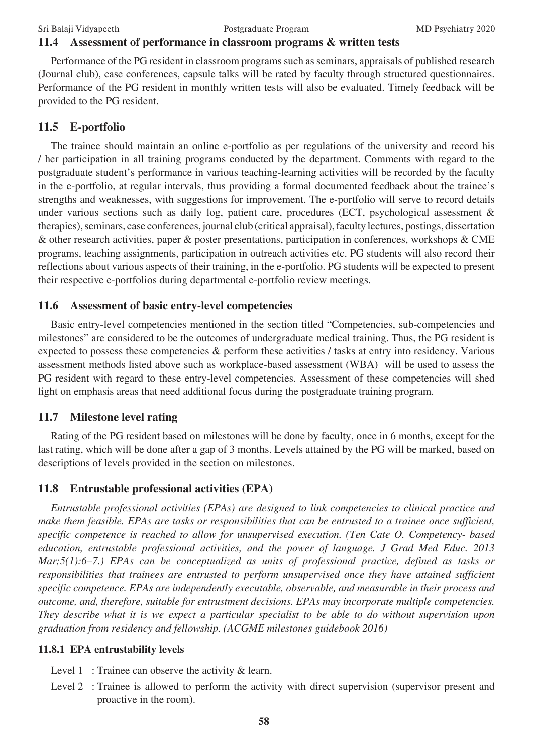### 11.4 Assessment of performance in classroom programs & written tests

Performance of the PG resident in classroom programs such as seminars, appraisals of published research (Journal club), case conferences, capsule talks will be rated by faculty through structured questionnaires. Performance of the PG resident in monthly written tests will also be evaluated. Timely feedback will be provided to the PG resident.

### 11.5 E-portfolio

The trainee should maintain an online e-portfolio as per regulations of the university and record his / her participation in all training programs conducted by the department. Comments with regard to the postgraduate student's performance in various teaching-learning activities will be recorded by the faculty in the e-portfolio, at regular intervals, thus providing a formal documented feedback about the trainee's strengths and weaknesses, with suggestions for improvement. The e-portfolio will serve to record details under various sections such as daily log, patient care, procedures (ECT, psychological assessment & therapies), seminars, case conferences, journal club (critical appraisal), faculty lectures, postings, dissertation & other research activities, paper & poster presentations, participation in conferences, workshops & CME programs, teaching assignments, participation in outreach activities etc. PG students will also record their reflections about various aspects of their training, in the e-portfolio. PG students will be expected to present their respective e-portfolios during departmental e-portfolio review meetings.

### 11.6 Assessment of basic entry-level competencies

Basic entry-level competencies mentioned in the section titled "Competencies, sub-competencies and milestones" are considered to be the outcomes of undergraduate medical training. Thus, the PG resident is expected to possess these competencies & perform these activities / tasks at entry into residency. Various assessment methods listed above such as workplace-based assessment (WBA) will be used to assess the PG resident with regard to these entry-level competencies. Assessment of these competencies will shed light on emphasis areas that need additional focus during the postgraduate training program.

### 11.7 Milestone level rating

Rating of the PG resident based on milestones will be done by faculty, once in 6 months, except for the last rating, which will be done after a gap of 3 months. Levels attained by the PG will be marked, based on descriptions of levels provided in the section on milestones.

### 11.8 Entrustable professional activities (EPA)

*Entrustable professional activities (EPAs) are designed to link competencies to clinical practice and make them feasible. EPAs are tasks or responsibilities that can be entrusted to a trainee once sufficient, specific competence is reached to allow for unsupervised execution. (Ten Cate O. Competency- based education, entrustable professional activities, and the power of language. J Grad Med Educ. 2013 Mar;5(1):6–7.) EPAs can be conceptualized as units of professional practice, defined as tasks or responsibilities that trainees are entrusted to perform unsupervised once they have attained sufficient specific competence. EPAs are independently executable, observable, and measurable in their process and outcome, and, therefore, suitable for entrustment decisions. EPAs may incorporate multiple competencies. They describe what it is we expect a particular specialist to be able to do without supervision upon graduation from residency and fellowship. (ACGME milestones guidebook 2016)*

#### 11.8.1 EPA entrustability levels

- Level 1 : Trainee can observe the activity & learn.
- Level 2 : Trainee is allowed to perform the activity with direct supervision (supervisor present and proactive in the room).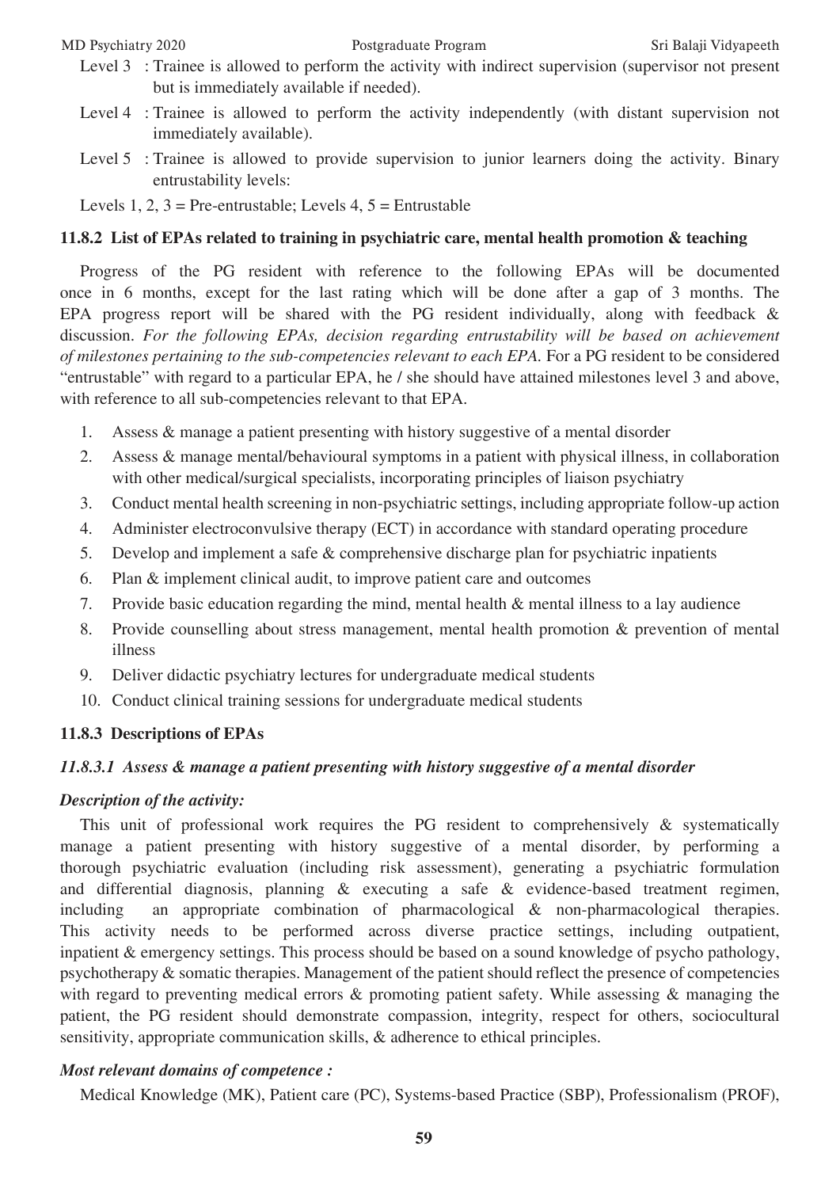Level 3 : Trainee is allowed to perform the activity with indirect supervision (supervisor not present but is immediately available if needed).

Level 4 : Trainee is allowed to perform the activity independently (with distant supervision not immediately available).

Level 5 : Trainee is allowed to provide supervision to junior learners doing the activity. Binary entrustability levels:

Levels 1, 2, 3 = Pre-entrustable; Levels 4, 5 = Entrustable

### 11.8.2 List of EPAs related to training in psychiatric care, mental health promotion & teaching

Progress of the PG resident with reference to the following EPAs will be documented once in 6 months, except for the last rating which will be done after a gap of 3 months. The EPA progress report will be shared with the PG resident individually, along with feedback & discussion. *For the following EPAs, decision regarding entrustability will be based on achievement of milestones pertaining to the sub-competencies relevant to each EPA.* For a PG resident to be considered "entrustable" with regard to a particular EPA, he / she should have attained milestones level 3 and above, with reference to all sub-competencies relevant to that EPA.

1. Assess & manage a patient presenting with history suggestive of a mental disorder
2. Assess & manage mental/behavioural symptoms in a patient with physical illness, in collaboration with other medical/surgical specialists, incorporating principles of liaison psychiatry
3. Conduct mental health screening in non-psychiatric settings, including appropriate follow-up action
4. Administer electroconvulsive therapy (ECT) in accordance with standard operating procedure
5. Develop and implement a safe & comprehensive discharge plan for psychiatric inpatients
6. Plan & implement clinical audit, to improve patient care and outcomes
7. Provide basic education regarding the mind, mental health & mental illness to a lay audience
8. Provide counselling about stress management, mental health promotion & prevention of mental illness
9. Deliver didactic psychiatry lectures for undergraduate medical students
10. Conduct clinical training sessions for undergraduate medical students

### 11.8.3 Descriptions of EPAs

#### *11.8.3.1 Assess & manage a patient presenting with history suggestive of a mental disorder*

***Description of the activity:***

This unit of professional work requires the PG resident to comprehensively & systematically manage a patient presenting with history suggestive of a mental disorder, by performing a thorough psychiatric evaluation (including risk assessment), generating a psychiatric formulation and differential diagnosis, planning & executing a safe & evidence-based treatment regimen, including an appropriate combination of pharmacological & non-pharmacological therapies. This activity needs to be performed across diverse practice settings, including outpatient, inpatient & emergency settings. This process should be based on a sound knowledge of psycho pathology, psychotherapy & somatic therapies. Management of the patient should reflect the presence of competencies with regard to preventing medical errors & promoting patient safety. While assessing & managing the patient, the PG resident should demonstrate compassion, integrity, respect for others, sociocultural sensitivity, appropriate communication skills, & adherence to ethical principles.

***Most relevant domains of competence :***

Medical Knowledge (MK), Patient care (PC), Systems-based Practice (SBP), Professionalism (PROF),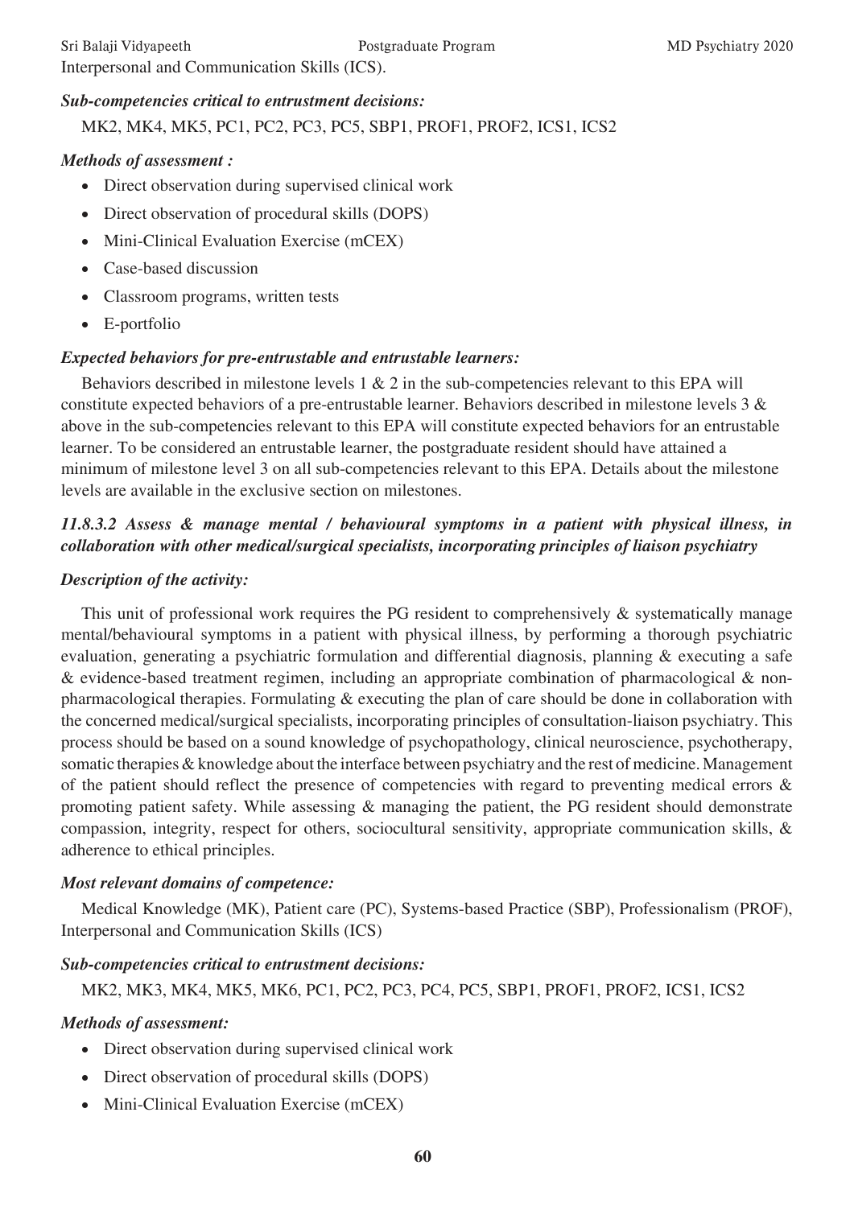Interpersonal and Communication Skills (ICS).

***Sub-competencies critical to entrustment decisions:***

MK2, MK4, MK5, PC1, PC2, PC3, PC5, SBP1, PROF1, PROF2, ICS1, ICS2

***Methods of assessment :***

- Direct observation during supervised clinical work
- Direct observation of procedural skills (DOPS)
- Mini-Clinical Evaluation Exercise (mCEX)
- Case-based discussion
- Classroom programs, written tests
- E-portfolio

***Expected behaviors for pre-entrustable and entrustable learners:***

Behaviors described in milestone levels 1 & 2 in the sub-competencies relevant to this EPA will constitute expected behaviors of a pre-entrustable learner. Behaviors described in milestone levels 3 & above in the sub-competencies relevant to this EPA will constitute expected behaviors for an entrustable learner. To be considered an entrustable learner, the postgraduate resident should have attained a minimum of milestone level 3 on all sub-competencies relevant to this EPA. Details about the milestone levels are available in the exclusive section on milestones.

### *11.8.3.2 Assess & manage mental / behavioural symptoms in a patient with physical illness, in collaboration with other medical/surgical specialists, incorporating principles of liaison psychiatry*

***Description of the activity:***

This unit of professional work requires the PG resident to comprehensively & systematically manage mental/behavioural symptoms in a patient with physical illness, by performing a thorough psychiatric evaluation, generating a psychiatric formulation and differential diagnosis, planning & executing a safe & evidence-based treatment regimen, including an appropriate combination of pharmacological & non-pharmacological therapies. Formulating & executing the plan of care should be done in collaboration with the concerned medical/surgical specialists, incorporating principles of consultation-liaison psychiatry. This process should be based on a sound knowledge of psychopathology, clinical neuroscience, psychotherapy, somatic therapies & knowledge about the interface between psychiatry and the rest of medicine. Management of the patient should reflect the presence of competencies with regard to preventing medical errors & promoting patient safety. While assessing & managing the patient, the PG resident should demonstrate compassion, integrity, respect for others, sociocultural sensitivity, appropriate communication skills, & adherence to ethical principles.

***Most relevant domains of competence:***

Medical Knowledge (MK), Patient care (PC), Systems-based Practice (SBP), Professionalism (PROF), Interpersonal and Communication Skills (ICS)

***Sub-competencies critical to entrustment decisions:***

MK2, MK3, MK4, MK5, MK6, PC1, PC2, PC3, PC4, PC5, SBP1, PROF1, PROF2, ICS1, ICS2

***Methods of assessment:***

- Direct observation during supervised clinical work
- Direct observation of procedural skills (DOPS)
- Mini-Clinical Evaluation Exercise (mCEX)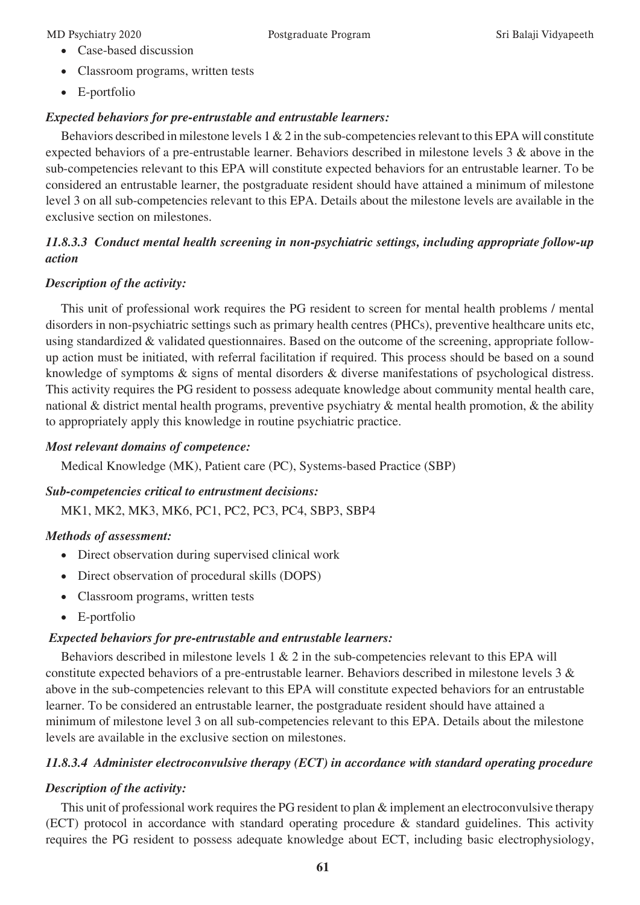- Case-based discussion
- Classroom programs, written tests
- E-portfolio

***Expected behaviors for pre-entrustable and entrustable learners:***

Behaviors described in milestone levels 1 & 2 in the sub-competencies relevant to this EPA will constitute expected behaviors of a pre-entrustable learner. Behaviors described in milestone levels 3 & above in the sub-competencies relevant to this EPA will constitute expected behaviors for an entrustable learner. To be considered an entrustable learner, the postgraduate resident should have attained a minimum of milestone level 3 on all sub-competencies relevant to this EPA. Details about the milestone levels are available in the exclusive section on milestones.

### *11.8.3.3 Conduct mental health screening in non-psychiatric settings, including appropriate follow-up action*

***Description of the activity:***

This unit of professional work requires the PG resident to screen for mental health problems / mental disorders in non-psychiatric settings such as primary health centres (PHCs), preventive healthcare units etc, using standardized & validated questionnaires. Based on the outcome of the screening, appropriate follow-up action must be initiated, with referral facilitation if required. This process should be based on a sound knowledge of symptoms & signs of mental disorders & diverse manifestations of psychological distress. This activity requires the PG resident to possess adequate knowledge about community mental health care, national & district mental health programs, preventive psychiatry & mental health promotion, & the ability to appropriately apply this knowledge in routine psychiatric practice.

***Most relevant domains of competence:***

Medical Knowledge (MK), Patient care (PC), Systems-based Practice (SBP)

***Sub-competencies critical to entrustment decisions:***

MK1, MK2, MK3, MK6, PC1, PC2, PC3, PC4, SBP3, SBP4

***Methods of assessment:***

- Direct observation during supervised clinical work
- Direct observation of procedural skills (DOPS)
- Classroom programs, written tests
- E-portfolio

***Expected behaviors for pre-entrustable and entrustable learners:***

Behaviors described in milestone levels 1 & 2 in the sub-competencies relevant to this EPA will constitute expected behaviors of a pre-entrustable learner. Behaviors described in milestone levels 3 & above in the sub-competencies relevant to this EPA will constitute expected behaviors for an entrustable learner. To be considered an entrustable learner, the postgraduate resident should have attained a minimum of milestone level 3 on all sub-competencies relevant to this EPA. Details about the milestone levels are available in the exclusive section on milestones.

### *11.8.3.4 Administer electroconvulsive therapy (ECT) in accordance with standard operating procedure*

***Description of the activity:***

This unit of professional work requires the PG resident to plan & implement an electroconvulsive therapy (ECT) protocol in accordance with standard operating procedure & standard guidelines. This activity requires the PG resident to possess adequate knowledge about ECT, including basic electrophysiology,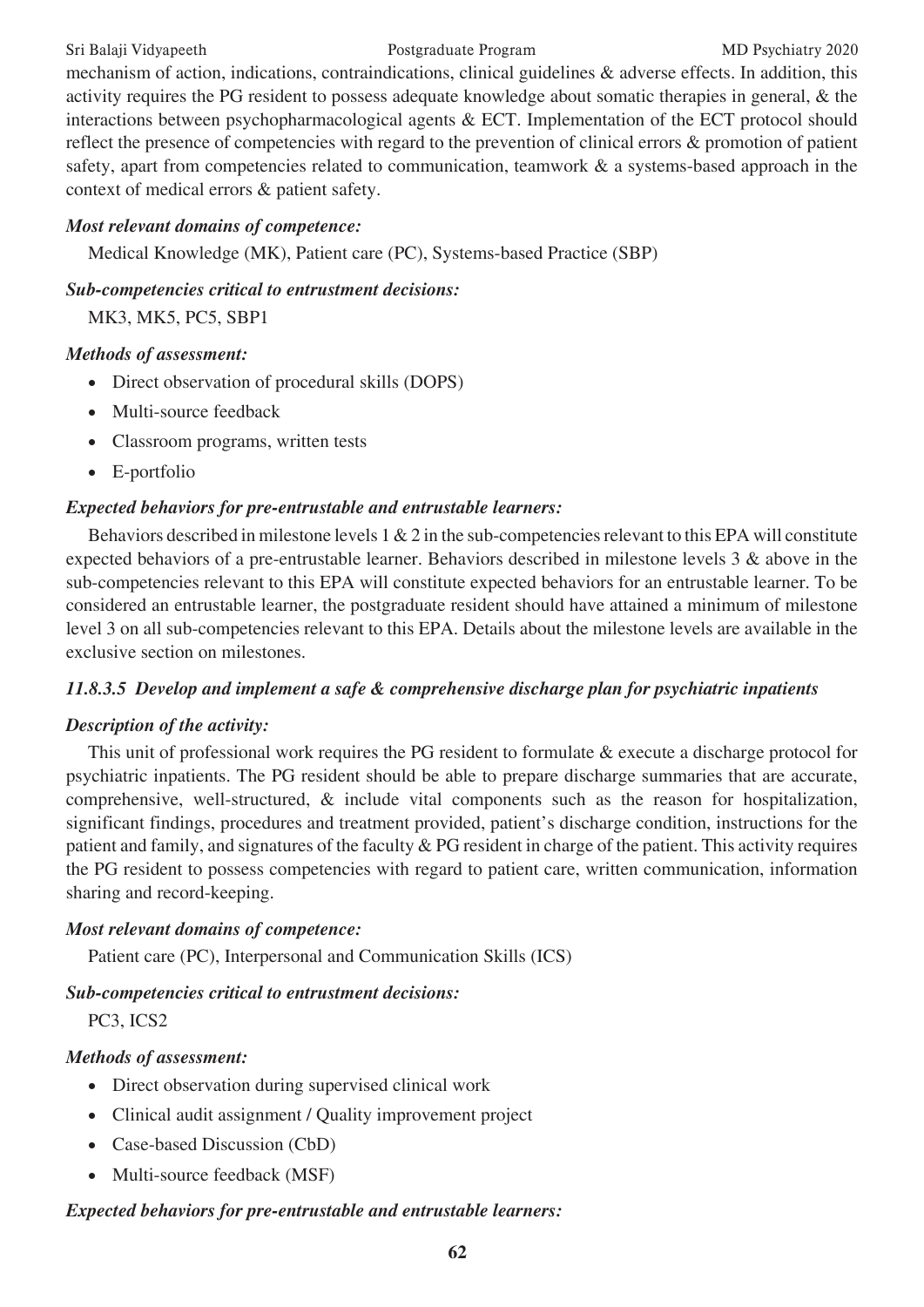mechanism of action, indications, contraindications, clinical guidelines & adverse effects. In addition, this activity requires the PG resident to possess adequate knowledge about somatic therapies in general, & the interactions between psychopharmacological agents & ECT. Implementation of the ECT protocol should reflect the presence of competencies with regard to the prevention of clinical errors & promotion of patient safety, apart from competencies related to communication, teamwork & a systems-based approach in the context of medical errors & patient safety.

***Most relevant domains of competence:***

Medical Knowledge (MK), Patient care (PC), Systems-based Practice (SBP)

***Sub-competencies critical to entrustment decisions:***

MK3, MK5, PC5, SBP1

***Methods of assessment:***

- Direct observation of procedural skills (DOPS)
- Multi-source feedback
- Classroom programs, written tests
- E-portfolio

***Expected behaviors for pre-entrustable and entrustable learners:***

Behaviors described in milestone levels 1 & 2 in the sub-competencies relevant to this EPA will constitute expected behaviors of a pre-entrustable learner. Behaviors described in milestone levels 3 & above in the sub-competencies relevant to this EPA will constitute expected behaviors for an entrustable learner. To be considered an entrustable learner, the postgraduate resident should have attained a minimum of milestone level 3 on all sub-competencies relevant to this EPA. Details about the milestone levels are available in the exclusive section on milestones.

### *11.8.3.5 Develop and implement a safe & comprehensive discharge plan for psychiatric inpatients*

***Description of the activity:***

This unit of professional work requires the PG resident to formulate & execute a discharge protocol for psychiatric inpatients. The PG resident should be able to prepare discharge summaries that are accurate, comprehensive, well-structured, & include vital components such as the reason for hospitalization, significant findings, procedures and treatment provided, patient's discharge condition, instructions for the patient and family, and signatures of the faculty & PG resident in charge of the patient. This activity requires the PG resident to possess competencies with regard to patient care, written communication, information sharing and record-keeping.

***Most relevant domains of competence:***

Patient care (PC), Interpersonal and Communication Skills (ICS)

***Sub-competencies critical to entrustment decisions:***

PC3, ICS2

***Methods of assessment:***

- Direct observation during supervised clinical work
- Clinical audit assignment / Quality improvement project
- Case-based Discussion (CbD)
- Multi-source feedback (MSF)

***Expected behaviors for pre-entrustable and entrustable learners:***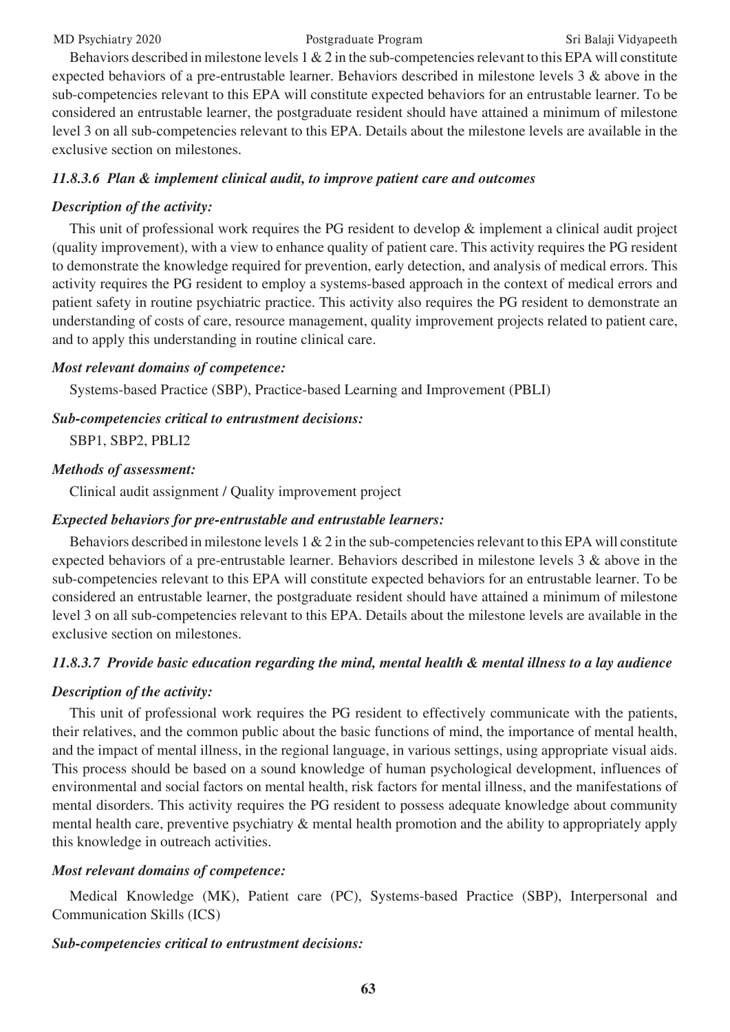Behaviors described in milestone levels 1 & 2 in the sub-competencies relevant to this EPA will constitute expected behaviors of a pre-entrustable learner. Behaviors described in milestone levels 3 & above in the sub-competencies relevant to this EPA will constitute expected behaviors for an entrustable learner. To be considered an entrustable learner, the postgraduate resident should have attained a minimum of milestone level 3 on all sub-competencies relevant to this EPA. Details about the milestone levels are available in the exclusive section on milestones.

#### *11.8.3.6 Plan & implement clinical audit, to improve patient care and outcomes*

***Description of the activity:***

This unit of professional work requires the PG resident to develop & implement a clinical audit project (quality improvement), with a view to enhance quality of patient care. This activity requires the PG resident to demonstrate the knowledge required for prevention, early detection, and analysis of medical errors. This activity requires the PG resident to employ a systems-based approach in the context of medical errors and patient safety in routine psychiatric practice. This activity also requires the PG resident to demonstrate an understanding of costs of care, resource management, quality improvement projects related to patient care, and to apply this understanding in routine clinical care.

***Most relevant domains of competence:***

Systems-based Practice (SBP), Practice-based Learning and Improvement (PBLI)

***Sub-competencies critical to entrustment decisions:***

SBP1, SBP2, PBLI2

***Methods of assessment:***

Clinical audit assignment / Quality improvement project

***Expected behaviors for pre-entrustable and entrustable learners:***

Behaviors described in milestone levels 1 & 2 in the sub-competencies relevant to this EPA will constitute expected behaviors of a pre-entrustable learner. Behaviors described in milestone levels 3 & above in the sub-competencies relevant to this EPA will constitute expected behaviors for an entrustable learner. To be considered an entrustable learner, the postgraduate resident should have attained a minimum of milestone level 3 on all sub-competencies relevant to this EPA. Details about the milestone levels are available in the exclusive section on milestones.

#### *11.8.3.7 Provide basic education regarding the mind, mental health & mental illness to a lay audience*

***Description of the activity:***

This unit of professional work requires the PG resident to effectively communicate with the patients, their relatives, and the common public about the basic functions of mind, the importance of mental health, and the impact of mental illness, in the regional language, in various settings, using appropriate visual aids. This process should be based on a sound knowledge of human psychological development, influences of environmental and social factors on mental health, risk factors for mental illness, and the manifestations of mental disorders. This activity requires the PG resident to possess adequate knowledge about community mental health care, preventive psychiatry & mental health promotion and the ability to appropriately apply this knowledge in outreach activities.

***Most relevant domains of competence:***

Medical Knowledge (MK), Patient care (PC), Systems-based Practice (SBP), Interpersonal and Communication Skills (ICS)

***Sub-competencies critical to entrustment decisions:***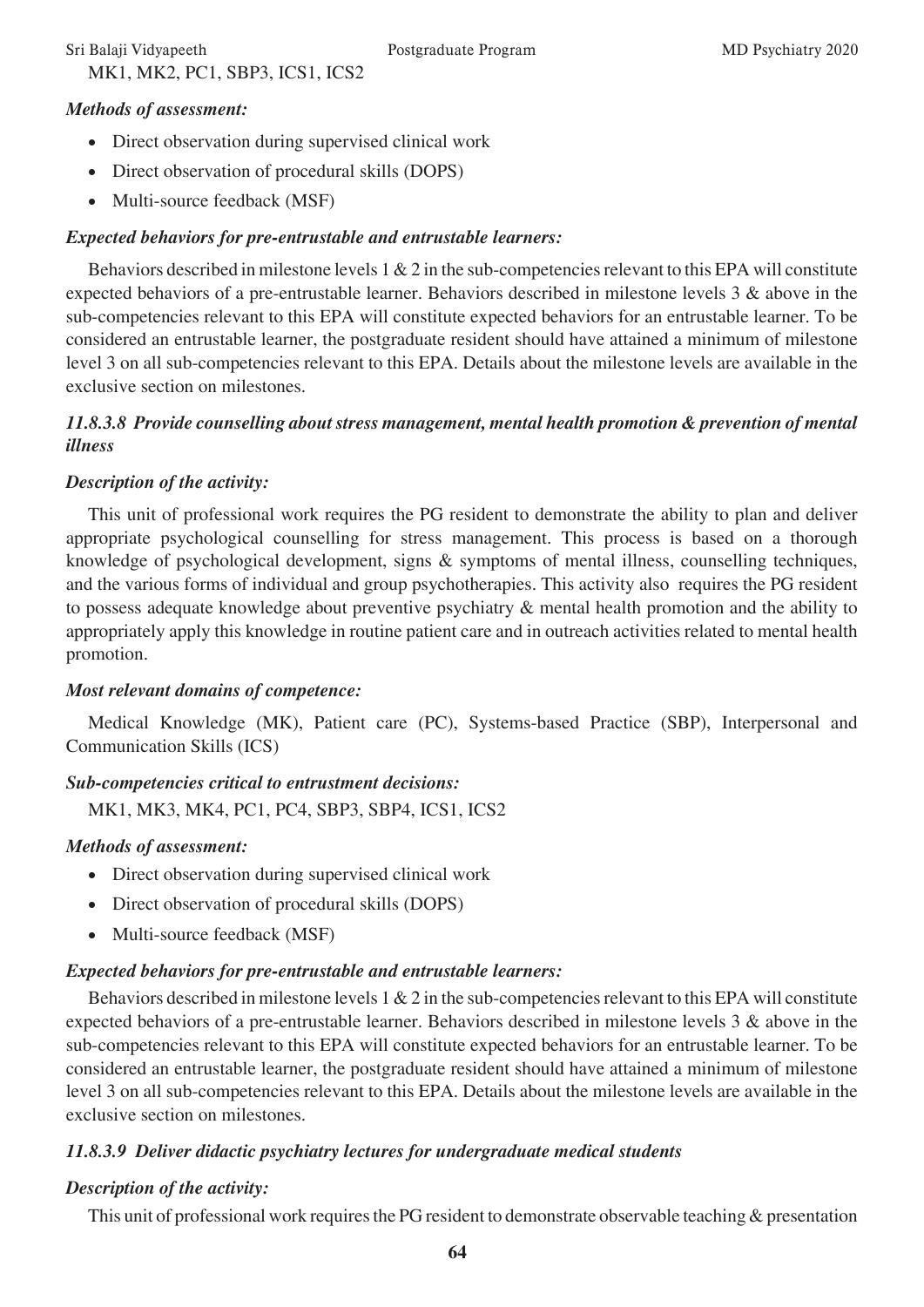MK1, MK2, PC1, SBP3, ICS1, ICS2

***Methods of assessment:***

- Direct observation during supervised clinical work
- Direct observation of procedural skills (DOPS)
- Multi-source feedback (MSF)

***Expected behaviors for pre-entrustable and entrustable learners:***

Behaviors described in milestone levels 1 & 2 in the sub-competencies relevant to this EPA will constitute expected behaviors of a pre-entrustable learner. Behaviors described in milestone levels 3 & above in the sub-competencies relevant to this EPA will constitute expected behaviors for an entrustable learner. To be considered an entrustable learner, the postgraduate resident should have attained a minimum of milestone level 3 on all sub-competencies relevant to this EPA. Details about the milestone levels are available in the exclusive section on milestones.

### *11.8.3.8 Provide counselling about stress management, mental health promotion & prevention of mental illness*

***Description of the activity:***

This unit of professional work requires the PG resident to demonstrate the ability to plan and deliver appropriate psychological counselling for stress management. This process is based on a thorough knowledge of psychological development, signs & symptoms of mental illness, counselling techniques, and the various forms of individual and group psychotherapies. This activity also requires the PG resident to possess adequate knowledge about preventive psychiatry & mental health promotion and the ability to appropriately apply this knowledge in routine patient care and in outreach activities related to mental health promotion.

***Most relevant domains of competence:***

Medical Knowledge (MK), Patient care (PC), Systems-based Practice (SBP), Interpersonal and Communication Skills (ICS)

***Sub-competencies critical to entrustment decisions:***

MK1, MK3, MK4, PC1, PC4, SBP3, SBP4, ICS1, ICS2

***Methods of assessment:***

- Direct observation during supervised clinical work
- Direct observation of procedural skills (DOPS)
- Multi-source feedback (MSF)

***Expected behaviors for pre-entrustable and entrustable learners:***

Behaviors described in milestone levels 1 & 2 in the sub-competencies relevant to this EPA will constitute expected behaviors of a pre-entrustable learner. Behaviors described in milestone levels 3 & above in the sub-competencies relevant to this EPA will constitute expected behaviors for an entrustable learner. To be considered an entrustable learner, the postgraduate resident should have attained a minimum of milestone level 3 on all sub-competencies relevant to this EPA. Details about the milestone levels are available in the exclusive section on milestones.

### *11.8.3.9 Deliver didactic psychiatry lectures for undergraduate medical students*

***Description of the activity:***

This unit of professional work requires the PG resident to demonstrate observable teaching & presentation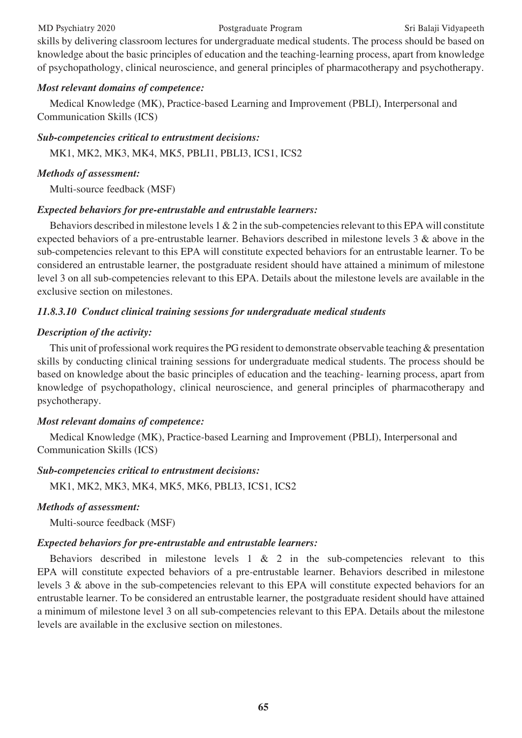skills by delivering classroom lectures for undergraduate medical students. The process should be based on knowledge about the basic principles of education and the teaching-learning process, apart from knowledge of psychopathology, clinical neuroscience, and general principles of pharmacotherapy and psychotherapy.

***Most relevant domains of competence:***

Medical Knowledge (MK), Practice-based Learning and Improvement (PBLI), Interpersonal and Communication Skills (ICS)

***Sub-competencies critical to entrustment decisions:***

MK1, MK2, MK3, MK4, MK5, PBLI1, PBLI3, ICS1, ICS2

***Methods of assessment:***

Multi-source feedback (MSF)

***Expected behaviors for pre-entrustable and entrustable learners:***

Behaviors described in milestone levels 1 & 2 in the sub-competencies relevant to this EPA will constitute expected behaviors of a pre-entrustable learner. Behaviors described in milestone levels 3 & above in the sub-competencies relevant to this EPA will constitute expected behaviors for an entrustable learner. To be considered an entrustable learner, the postgraduate resident should have attained a minimum of milestone level 3 on all sub-competencies relevant to this EPA. Details about the milestone levels are available in the exclusive section on milestones.

### *11.8.3.10 Conduct clinical training sessions for undergraduate medical students*

***Description of the activity:***

This unit of professional work requires the PG resident to demonstrate observable teaching & presentation skills by conducting clinical training sessions for undergraduate medical students. The process should be based on knowledge about the basic principles of education and the teaching- learning process, apart from knowledge of psychopathology, clinical neuroscience, and general principles of pharmacotherapy and psychotherapy.

***Most relevant domains of competence:***

Medical Knowledge (MK), Practice-based Learning and Improvement (PBLI), Interpersonal and Communication Skills (ICS)

***Sub-competencies critical to entrustment decisions:***

MK1, MK2, MK3, MK4, MK5, MK6, PBLI3, ICS1, ICS2

***Methods of assessment:***

Multi-source feedback (MSF)

***Expected behaviors for pre-entrustable and entrustable learners:***

Behaviors described in milestone levels 1 & 2 in the sub-competencies relevant to this EPA will constitute expected behaviors of a pre-entrustable learner. Behaviors described in milestone levels 3 & above in the sub-competencies relevant to this EPA will constitute expected behaviors for an entrustable learner. To be considered an entrustable learner, the postgraduate resident should have attained a minimum of milestone level 3 on all sub-competencies relevant to this EPA. Details about the milestone levels are available in the exclusive section on milestones.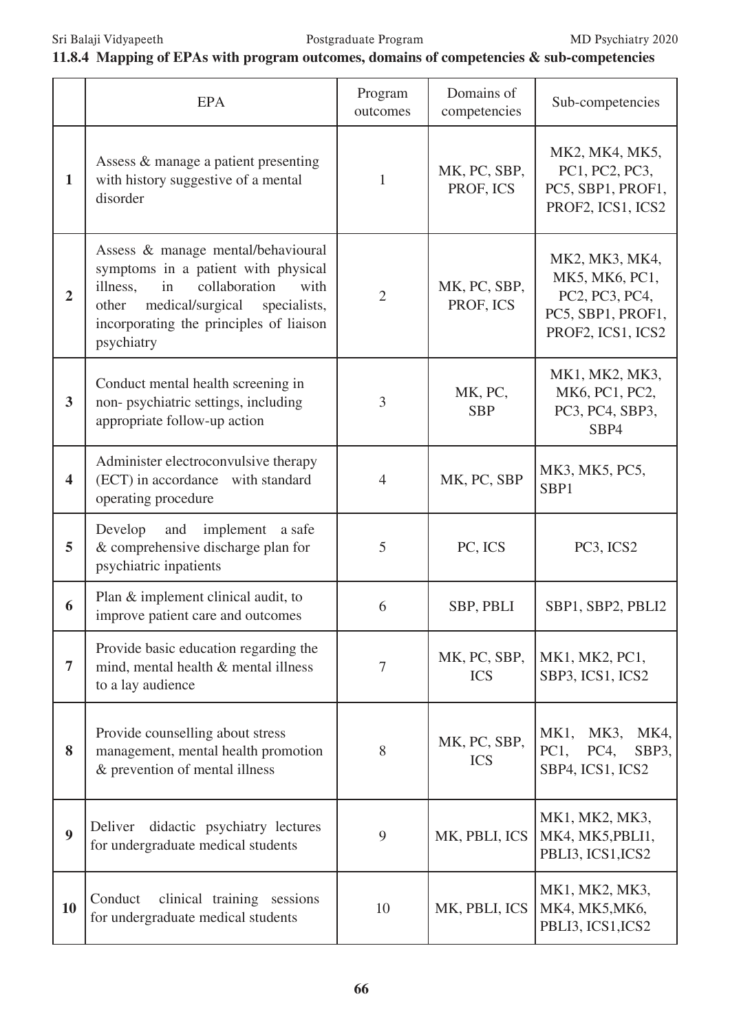### 11.8.4 Mapping of EPAs with program outcomes, domains of competencies & sub-competencies

| | EPA | Program outcomes | Domains of competencies | Sub-competencies |
|---|---|---|---|---|
| **1** | Assess & manage a patient presenting with history suggestive of a mental disorder | 1 | MK, PC, SBP, PROF, ICS | MK2, MK4, MK5, PC1, PC2, PC3, PC5, SBP1, PROF1, PROF2, ICS1, ICS2 |
| **2** | Assess & manage mental/behavioural symptoms in a patient with physical illness, in collaboration with other medical/surgical specialists, incorporating the principles of liaison psychiatry | 2 | MK, PC, SBP, PROF, ICS | MK2, MK3, MK4, MK5, MK6, PC1, PC2, PC3, PC4, PC5, SBP1, PROF1, PROF2, ICS1, ICS2 |
| **3** | Conduct mental health screening in non- psychiatric settings, including appropriate follow-up action | 3 | MK, PC, SBP | MK1, MK2, MK3, MK6, PC1, PC2, PC3, PC4, SBP3, SBP4 |
| **4** | Administer electroconvulsive therapy (ECT) in accordance with standard operating procedure | 4 | MK, PC, SBP | MK3, MK5, PC5, SBP1 |
| **5** | Develop and implement a safe & comprehensive discharge plan for psychiatric inpatients | 5 | PC, ICS | PC3, ICS2 |
| **6** | Plan & implement clinical audit, to improve patient care and outcomes | 6 | SBP, PBLI | SBP1, SBP2, PBLI2 |
| **7** | Provide basic education regarding the mind, mental health & mental illness to a lay audience | 7 | MK, PC, SBP, ICS | MK1, MK2, PC1, SBP3, ICS1, ICS2 |
| **8** | Provide counselling about stress management, mental health promotion & prevention of mental illness | 8 | MK, PC, SBP, ICS | MK1, MK3, MK4, PC1, PC4, SBP3, SBP4, ICS1, ICS2 |
| **9** | Deliver didactic psychiatry lectures for undergraduate medical students | 9 | MK, PBLI, ICS | MK1, MK2, MK3, MK4, MK5,PBLI1, PBLI3, ICS1,ICS2 |
| **10** | Conduct clinical training sessions for undergraduate medical students | 10 | MK, PBLI, ICS | MK1, MK2, MK3, MK4, MK5,MK6, PBLI3, ICS1,ICS2 |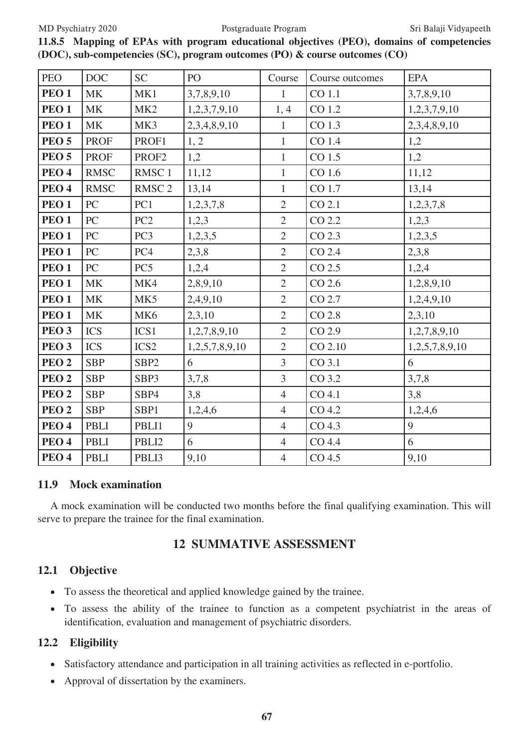### 11.8.5 Mapping of EPAs with program educational objectives (PEO), domains of competencies (DOC), sub-competencies (SC), program outcomes (PO) & course outcomes (CO)

| PEO | DOC | SC | PO | Course | Course outcomes | EPA |
|---|---|---|---|---|---|---|
| **PEO 1** | MK | MK1 | 3,7,8,9,10 | 1 | CO 1.1 | 3,7,8,9,10 |
| **PEO 1** | MK | MK2 | 1,2,3,7,9,10 | 1, 4 | CO 1.2 | 1,2,3,7,9,10 |
| **PEO 1** | MK | MK3 | 2,3,4,8,9,10 | 1 | CO 1.3 | 2,3,4,8,9,10 |
| **PEO 5** | PROF | PROF1 | 1, 2 | 1 | CO 1.4 | 1,2 |
| **PEO 5** | PROF | PROF2 | 1,2 | 1 | CO 1.5 | 1,2 |
| **PEO 4** | RMSC | RMSC 1 | 11,12 | 1 | CO 1.6 | 11,12 |
| **PEO 4** | RMSC | RMSC 2 | 13,14 | 1 | CO 1.7 | 13,14 |
| **PEO 1** | PC | PC1 | 1,2,3,7,8 | 2 | CO 2.1 | 1,2,3,7,8 |
| **PEO 1** | PC | PC2 | 1,2,3 | 2 | CO 2.2 | 1,2,3 |
| **PEO 1** | PC | PC3 | 1,2,3,5 | 2 | CO 2.3 | 1,2,3,5 |
| **PEO 1** | PC | PC4 | 2,3,8 | 2 | CO 2.4 | 2,3,8 |
| **PEO 1** | PC | PC5 | 1,2,4 | 2 | CO 2.5 | 1,2,4 |
| **PEO 1** | MK | MK4 | 2,8,9,10 | 2 | CO 2.6 | 1,2,8,9,10 |
| **PEO 1** | MK | MK5 | 2,4,9,10 | 2 | CO 2.7 | 1,2,4,9,10 |
| **PEO 1** | MK | MK6 | 2,3,10 | 2 | CO 2.8 | 2,3,10 |
| **PEO 3** | ICS | ICS1 | 1,2,7,8,9,10 | 2 | CO 2.9 | 1,2,7,8,9,10 |
| **PEO 3** | ICS | ICS2 | 1,2,5,7,8,9,10 | 2 | CO 2.10 | 1,2,5,7,8,9,10 |
| **PEO 2** | SBP | SBP2 | 6 | 3 | CO 3.1 | 6 |
| **PEO 2** | SBP | SBP3 | 3,7,8 | 3 | CO 3.2 | 3,7,8 |
| **PEO 2** | SBP | SBP4 | 3,8 | 4 | CO 4.1 | 3,8 |
| **PEO 2** | SBP | SBP1 | 1,2,4,6 | 4 | CO 4.2 | 1,2,4,6 |
| **PEO 4** | PBLI | PBLI1 | 9 | 4 | CO 4.3 | 9 |
| **PEO 4** | PBLI | PBLI2 | 6 | 4 | CO 4.4 | 6 |
| **PEO 4** | PBLI | PBLI3 | 9,10 | 4 | CO 4.5 | 9,10 |

### 11.9 Mock examination

A mock examination will be conducted two months before the final qualifying examination. This will serve to prepare the trainee for the final examination.

## 12 SUMMATIVE ASSESSMENT

### 12.1 Objective

- To assess the theoretical and applied knowledge gained by the trainee.
- To assess the ability of the trainee to function as a competent psychiatrist in the areas of identification, evaluation and management of psychiatric disorders.

### 12.2 Eligibility

- Satisfactory attendance and participation in all training activities as reflected in e-portfolio.
- Approval of dissertation by the examiners.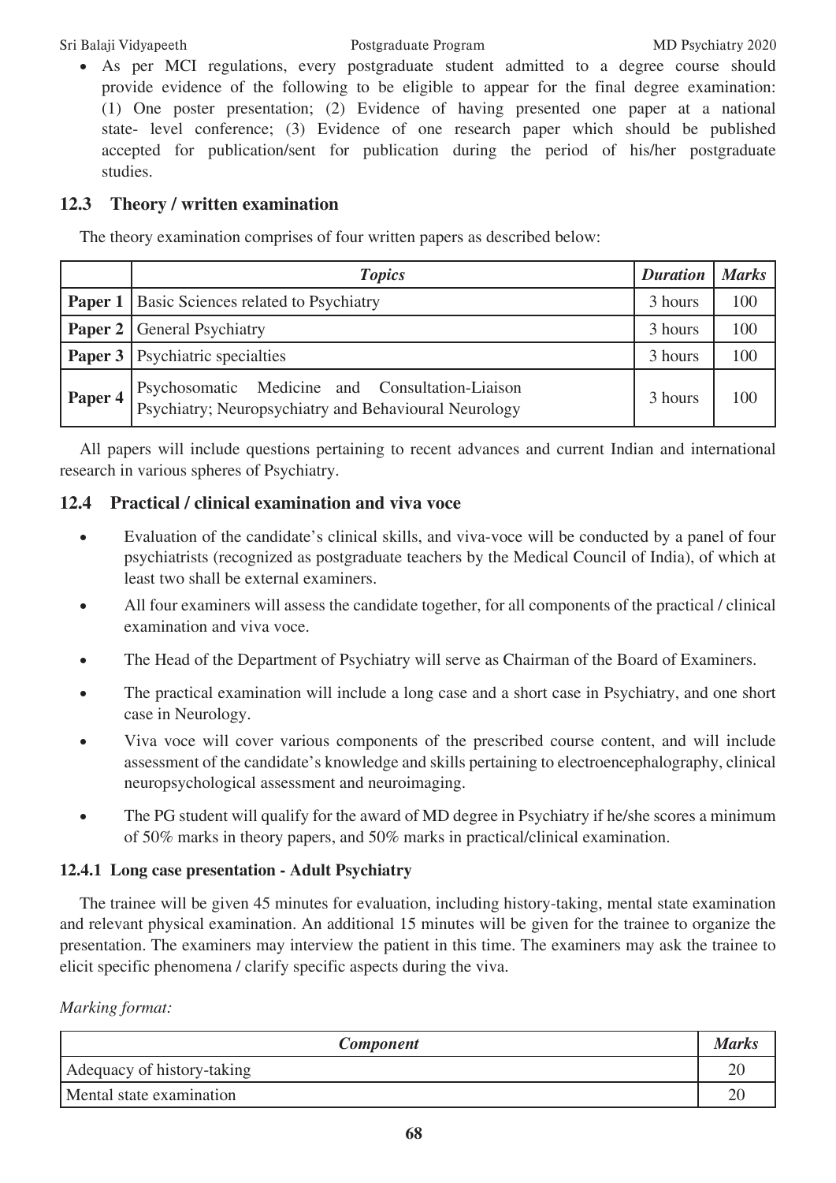- As per MCI regulations, every postgraduate student admitted to a degree course should provide evidence of the following to be eligible to appear for the final degree examination: (1) One poster presentation; (2) Evidence of having presented one paper at a national state- level conference; (3) Evidence of one research paper which should be published accepted for publication/sent for publication during the period of his/her postgraduate studies.

## 12.3 Theory / written examination

The theory examination comprises of four written papers as described below:

| | *Topics* | *Duration* | *Marks* |
|---|---|---|---|
| **Paper 1** | Basic Sciences related to Psychiatry | 3 hours | 100 |
| **Paper 2** | General Psychiatry | 3 hours | 100 |
| **Paper 3** | Psychiatric specialties | 3 hours | 100 |
| **Paper 4** | Psychosomatic Medicine and Consultation-Liaison Psychiatry; Neuropsychiatry and Behavioural Neurology | 3 hours | 100 |

All papers will include questions pertaining to recent advances and current Indian and international research in various spheres of Psychiatry.

## 12.4 Practical / clinical examination and viva voce

- Evaluation of the candidate's clinical skills, and viva-voce will be conducted by a panel of four psychiatrists (recognized as postgraduate teachers by the Medical Council of India), of which at least two shall be external examiners.
- All four examiners will assess the candidate together, for all components of the practical / clinical examination and viva voce.
- The Head of the Department of Psychiatry will serve as Chairman of the Board of Examiners.
- The practical examination will include a long case and a short case in Psychiatry, and one short case in Neurology.
- Viva voce will cover various components of the prescribed course content, and will include assessment of the candidate's knowledge and skills pertaining to electroencephalography, clinical neuropsychological assessment and neuroimaging.
- The PG student will qualify for the award of MD degree in Psychiatry if he/she scores a minimum of 50% marks in theory papers, and 50% marks in practical/clinical examination.

### 12.4.1 Long case presentation - Adult Psychiatry

The trainee will be given 45 minutes for evaluation, including history-taking, mental state examination and relevant physical examination. An additional 15 minutes will be given for the trainee to organize the presentation. The examiners may interview the patient in this time. The examiners may ask the trainee to elicit specific phenomena / clarify specific aspects during the viva.

*Marking format:*

| *Component* | *Marks* |
|---|---|
| Adequacy of history-taking | 20 |
| Mental state examination | 20 |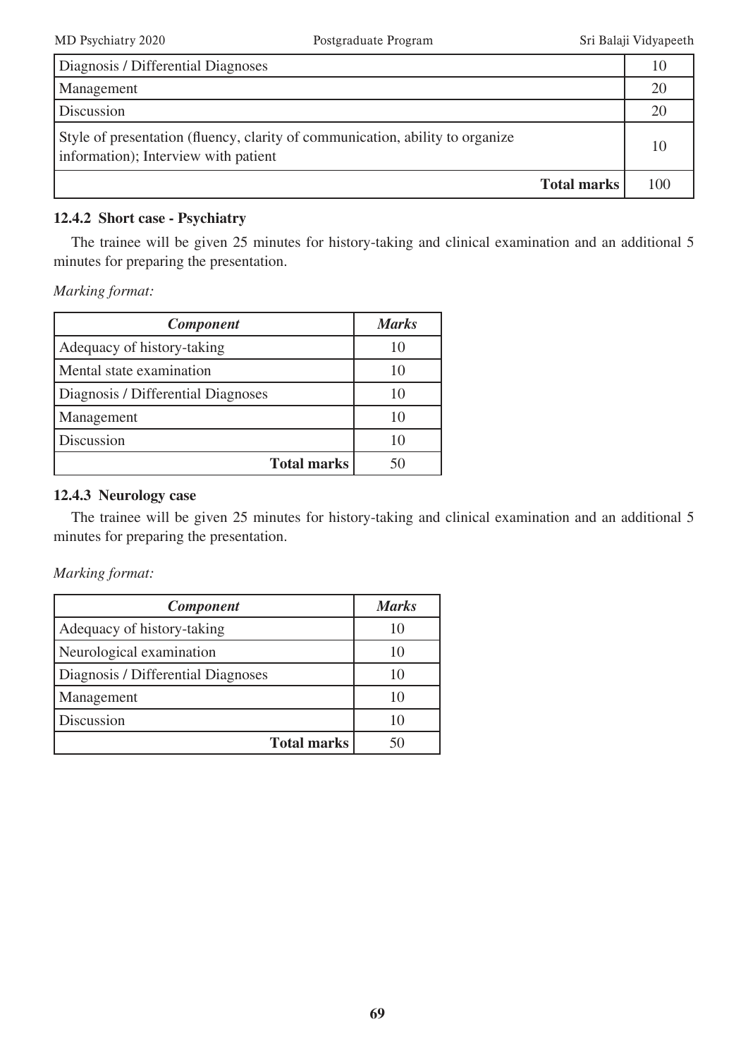| Diagnosis / Differential Diagnoses | 10 |
|---|---|
| Management | 20 |
| Discussion | 20 |
| Style of presentation (fluency, clarity of communication, ability to organize information); Interview with patient | 10 |
| **Total marks** | 100 |

### 12.4.2 Short case - Psychiatry

The trainee will be given 25 minutes for history-taking and clinical examination and an additional 5 minutes for preparing the presentation.

*Marking format:*

| ***Component*** | ***Marks*** |
|---|---|
| Adequacy of history-taking | 10 |
| Mental state examination | 10 |
| Diagnosis / Differential Diagnoses | 10 |
| Management | 10 |
| Discussion | 10 |
| **Total marks** | 50 |

### 12.4.3 Neurology case

The trainee will be given 25 minutes for history-taking and clinical examination and an additional 5 minutes for preparing the presentation.

*Marking format:*

| ***Component*** | ***Marks*** |
|---|---|
| Adequacy of history-taking | 10 |
| Neurological examination | 10 |
| Diagnosis / Differential Diagnoses | 10 |
| Management | 10 |
| Discussion | 10 |
| **Total marks** | 50 |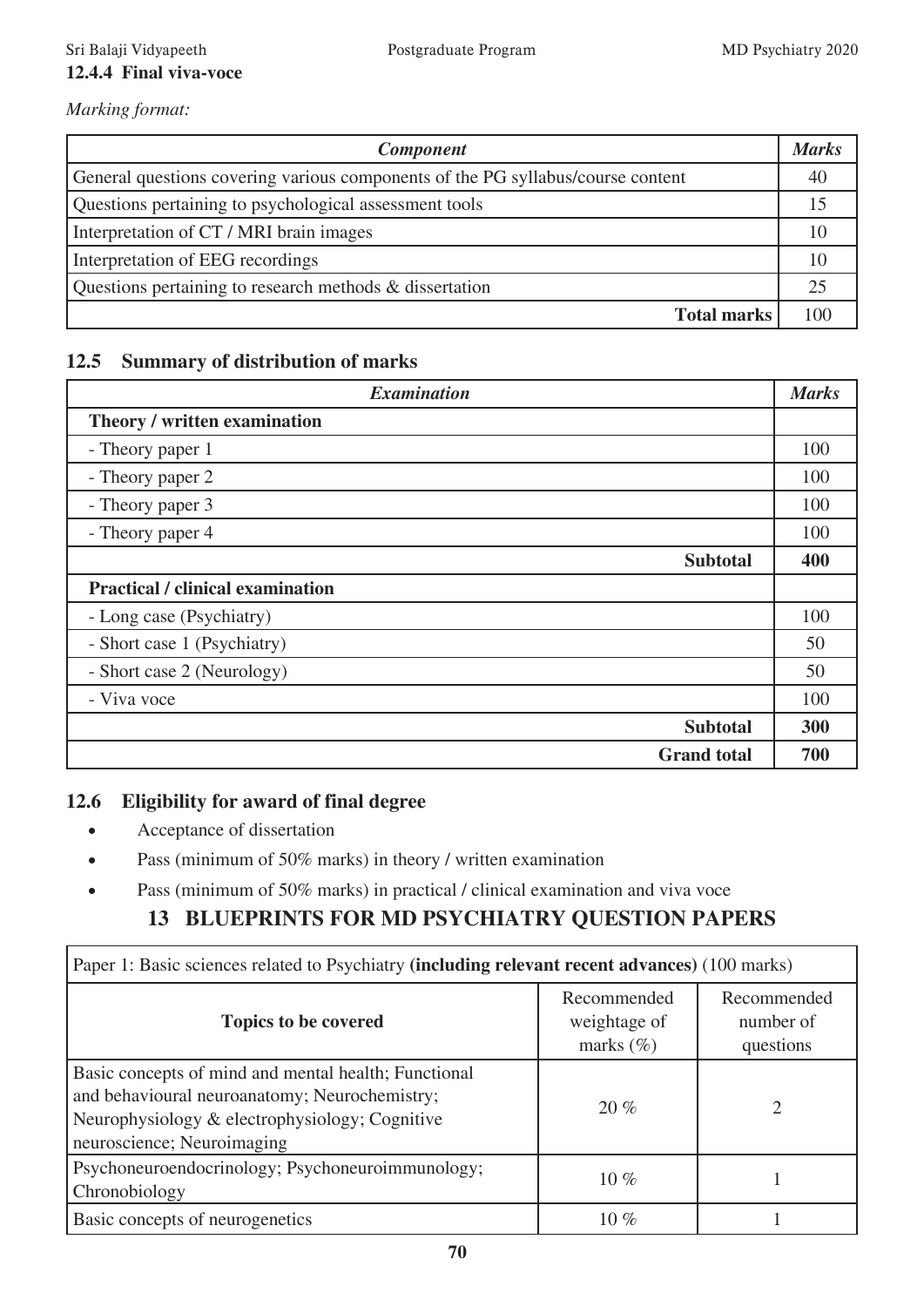#### 12.4.4 Final viva-voce

*Marking format:*

| *Component* | *Marks* |
|---|---|
| General questions covering various components of the PG syllabus/course content | 40 |
| Questions pertaining to psychological assessment tools | 15 |
| Interpretation of CT / MRI brain images | 10 |
| Interpretation of EEG recordings | 10 |
| Questions pertaining to research methods & dissertation | 25 |
| **Total marks** | 100 |

### 12.5 Summary of distribution of marks

| *Examination* | *Marks* |
|---|---|
| **Theory / written examination** | |
| - Theory paper 1 | 100 |
| - Theory paper 2 | 100 |
| - Theory paper 3 | 100 |
| - Theory paper 4 | 100 |
| **Subtotal** | **400** |
| **Practical / clinical examination** | |
| - Long case (Psychiatry) | 100 |
| - Short case 1 (Psychiatry) | 50 |
| - Short case 2 (Neurology) | 50 |
| - Viva voce | 100 |
| **Subtotal** | **300** |
| **Grand total** | **700** |

### 12.6 Eligibility for award of final degree

- Acceptance of dissertation
- Pass (minimum of 50% marks) in theory / written examination
- Pass (minimum of 50% marks) in practical / clinical examination and viva voce

## 13 BLUEPRINTS FOR MD PSYCHIATRY QUESTION PAPERS

| Paper 1: Basic sciences related to Psychiatry **(including relevant recent advances)** (100 marks) | | |
|---|---|---|
| **Topics to be covered** | Recommended weightage of marks (%) | Recommended number of questions |
| Basic concepts of mind and mental health; Functional and behavioural neuroanatomy; Neurochemistry; Neurophysiology & electrophysiology; Cognitive neuroscience; Neuroimaging | 20 % | 2 |
| Psychoneuroendocrinology; Psychoneuroimmunology; Chronobiology | 10 % | 1 |
| Basic concepts of neurogenetics | 10 % | 1 |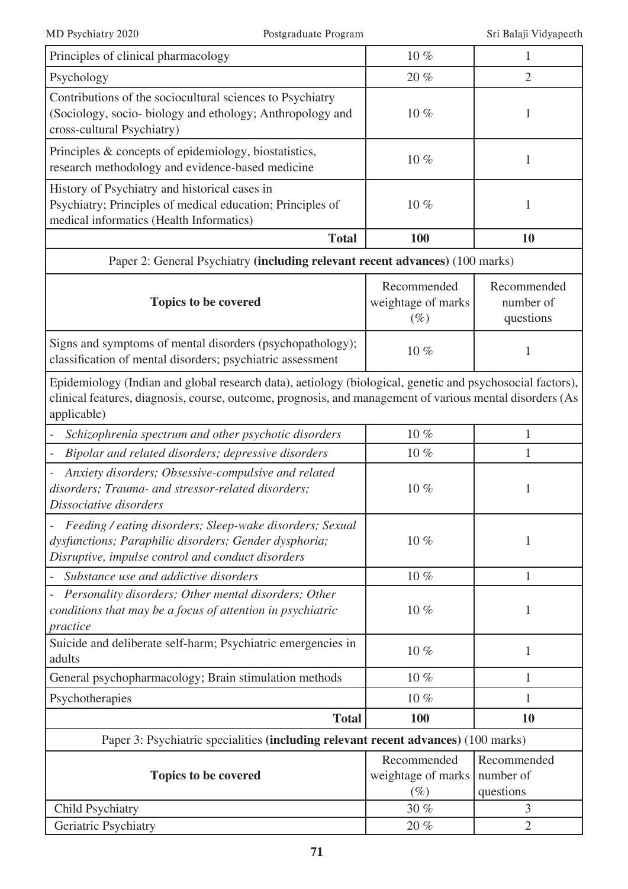| | | |
|---|---|---|
| Principles of clinical pharmacology | 10 % | 1 |
| Psychology | 20 % | 2 |
| Contributions of the sociocultural sciences to Psychiatry (Sociology, socio- biology and ethology; Anthropology and cross-cultural Psychiatry) | 10 % | 1 |
| Principles & concepts of epidemiology, biostatistics, research methodology and evidence-based medicine | 10 % | 1 |
| History of Psychiatry and historical cases in Psychiatry; Principles of medical education; Principles of medical informatics (Health Informatics) | 10 % | 1 |
| **Total** | **100** | **10** |

Paper 2: General Psychiatry **(including relevant recent advances)** (100 marks)

| Topics to be covered | Recommended weightage of marks (%) | Recommended number of questions |
|---|---|---|
| Signs and symptoms of mental disorders (psychopathology); classification of mental disorders; psychiatric assessment | 10 % | 1 |
| Epidemiology (Indian and global research data), aetiology (biological, genetic and psychosocial factors), clinical features, diagnosis, course, outcome, prognosis, and management of various mental disorders (As applicable) | | |
| - *Schizophrenia spectrum and other psychotic disorders* | 10 % | 1 |
| - *Bipolar and related disorders; depressive disorders* | 10 % | 1 |
| - *Anxiety disorders; Obsessive-compulsive and related disorders; Trauma- and stressor-related disorders; Dissociative disorders* | 10 % | 1 |
| - *Feeding / eating disorders; Sleep-wake disorders; Sexual dysfunctions; Paraphilic disorders; Gender dysphoria; Disruptive, impulse control and conduct disorders* | 10 % | 1 |
| - *Substance use and addictive disorders* | 10 % | 1 |
| - *Personality disorders; Other mental disorders; Other conditions that may be a focus of attention in psychiatric practice* | 10 % | 1 |
| Suicide and deliberate self-harm; Psychiatric emergencies in adults | 10 % | 1 |
| General psychopharmacology; Brain stimulation methods | 10 % | 1 |
| Psychotherapies | 10 % | 1 |
| **Total** | **100** | **10** |

Paper 3: Psychiatric specialities **(including relevant recent advances)** (100 marks)

| Topics to be covered | Recommended weightage of marks (%) | Recommended number of questions |
|---|---|---|
| Child Psychiatry | 30 % | 3 |
| Geriatric Psychiatry | 20 % | 2 |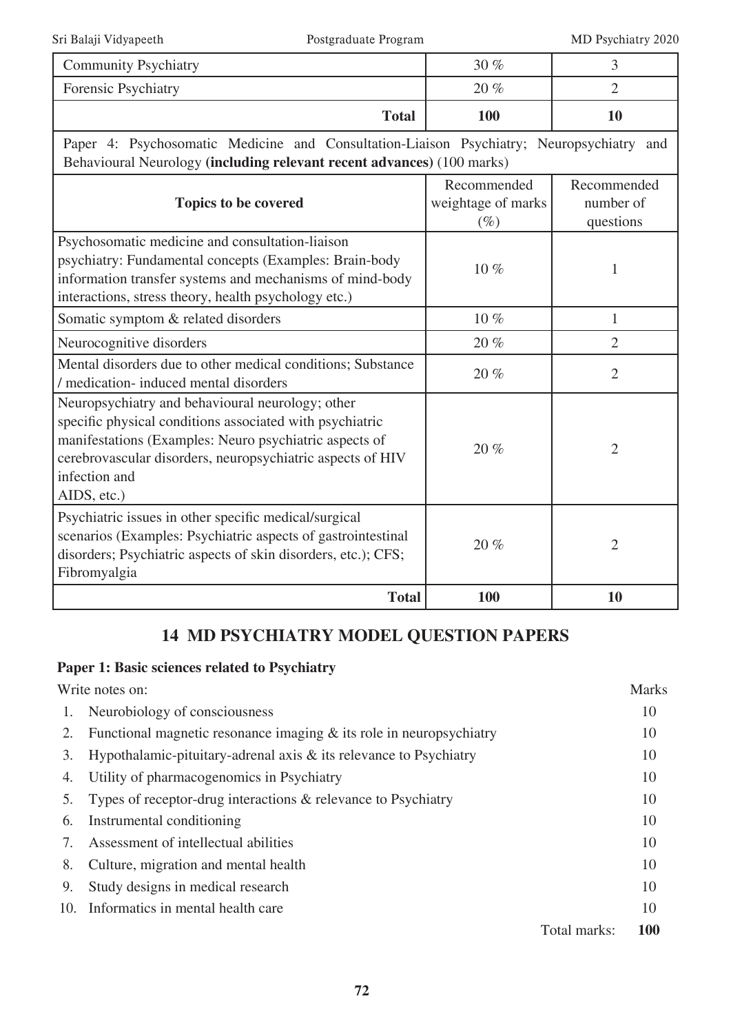| Community Psychiatry | 30 % | 3 |
|---|---|---|
| Forensic Psychiatry | 20 % | 2 |
| **Total** | **100** | **10** |

Paper 4: Psychosomatic Medicine and Consultation-Liaison Psychiatry; Neuropsychiatry and Behavioural Neurology **(including relevant recent advances)** (100 marks)

| Topics to be covered | Recommended weightage of marks (%) | Recommended number of questions |
|---|---|---|
| Psychosomatic medicine and consultation-liaison psychiatry: Fundamental concepts (Examples: Brain-body information transfer systems and mechanisms of mind-body interactions, stress theory, health psychology etc.) | 10 % | 1 |
| Somatic symptom & related disorders | 10 % | 1 |
| Neurocognitive disorders | 20 % | 2 |
| Mental disorders due to other medical conditions; Substance / medication- induced mental disorders | 20 % | 2 |
| Neuropsychiatry and behavioural neurology; other specific physical conditions associated with psychiatric manifestations (Examples: Neuro psychiatric aspects of cerebrovascular disorders, neuropsychiatric aspects of HIV infection and AIDS, etc.) | 20 % | 2 |
| Psychiatric issues in other specific medical/surgical scenarios (Examples: Psychiatric aspects of gastrointestinal disorders; Psychiatric aspects of skin disorders, etc.); CFS; Fibromyalgia | 20 % | 2 |
| **Total** | **100** | **10** |

## 14 MD PSYCHIATRY MODEL QUESTION PAPERS

**Paper 1: Basic sciences related to Psychiatry**

| Write notes on: | Marks |
|---|---|
| 1. Neurobiology of consciousness | 10 |
| 2. Functional magnetic resonance imaging & its role in neuropsychiatry | 10 |
| 3. Hypothalamic-pituitary-adrenal axis & its relevance to Psychiatry | 10 |
| 4. Utility of pharmacogenomics in Psychiatry | 10 |
| 5. Types of receptor-drug interactions & relevance to Psychiatry | 10 |
| 6. Instrumental conditioning | 10 |
| 7. Assessment of intellectual abilities | 10 |
| 8. Culture, migration and mental health | 10 |
| 9. Study designs in medical research | 10 |
| 10. Informatics in mental health care | 10 |
| Total marks: | **100** |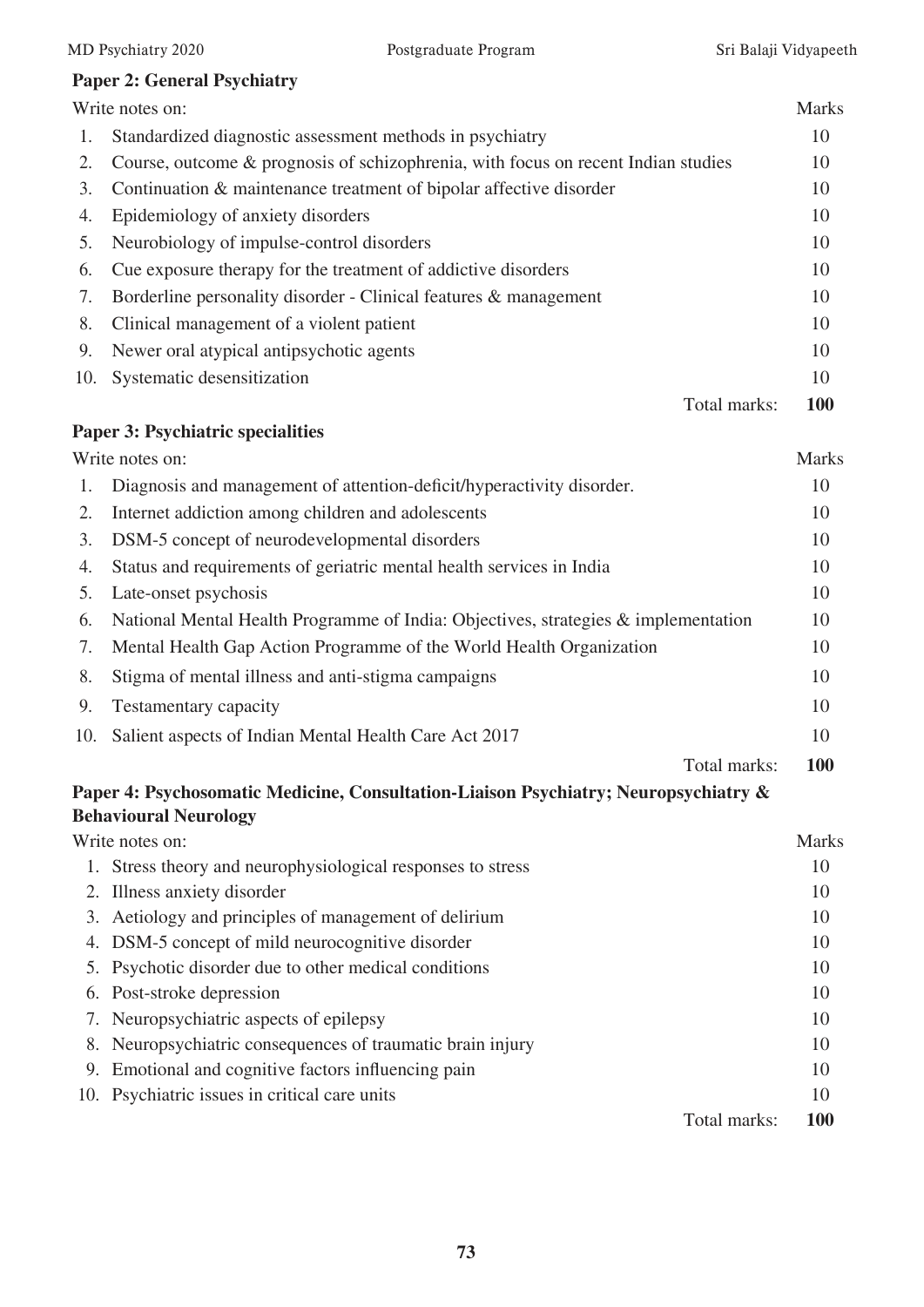### Paper 2: General Psychiatry

| Write notes on: | | Marks |
|---|---|---|
| 1. | Standardized diagnostic assessment methods in psychiatry | 10 |
| 2. | Course, outcome & prognosis of schizophrenia, with focus on recent Indian studies | 10 |
| 3. | Continuation & maintenance treatment of bipolar affective disorder | 10 |
| 4. | Epidemiology of anxiety disorders | 10 |
| 5. | Neurobiology of impulse-control disorders | 10 |
| 6. | Cue exposure therapy for the treatment of addictive disorders | 10 |
| 7. | Borderline personality disorder - Clinical features & management | 10 |
| 8. | Clinical management of a violent patient | 10 |
| 9. | Newer oral atypical antipsychotic agents | 10 |
| 10. | Systematic desensitization | 10 |
| | Total marks: | **100** |

### Paper 3: Psychiatric specialities

| Write notes on: | | Marks |
|---|---|---|
| 1. | Diagnosis and management of attention-deficit/hyperactivity disorder. | 10 |
| 2. | Internet addiction among children and adolescents | 10 |
| 3. | DSM-5 concept of neurodevelopmental disorders | 10 |
| 4. | Status and requirements of geriatric mental health services in India | 10 |
| 5. | Late-onset psychosis | 10 |
| 6. | National Mental Health Programme of India: Objectives, strategies & implementation | 10 |
| 7. | Mental Health Gap Action Programme of the World Health Organization | 10 |
| 8. | Stigma of mental illness and anti-stigma campaigns | 10 |
| 9. | Testamentary capacity | 10 |
| 10. | Salient aspects of Indian Mental Health Care Act 2017 | 10 |
| | Total marks: | **100** |

### Paper 4: Psychosomatic Medicine, Consultation-Liaison Psychiatry; Neuropsychiatry & Behavioural Neurology

| Write notes on: | | Marks |
|---|---|---|
| 1. | Stress theory and neurophysiological responses to stress | 10 |
| 2. | Illness anxiety disorder | 10 |
| 3. | Aetiology and principles of management of delirium | 10 |
| 4. | DSM-5 concept of mild neurocognitive disorder | 10 |
| 5. | Psychotic disorder due to other medical conditions | 10 |
| 6. | Post-stroke depression | 10 |
| 7. | Neuropsychiatric aspects of epilepsy | 10 |
| 8. | Neuropsychiatric consequences of traumatic brain injury | 10 |
| 9. | Emotional and cognitive factors influencing pain | 10 |
| 10. | Psychiatric issues in critical care units | 10 |
| | Total marks: | **100** |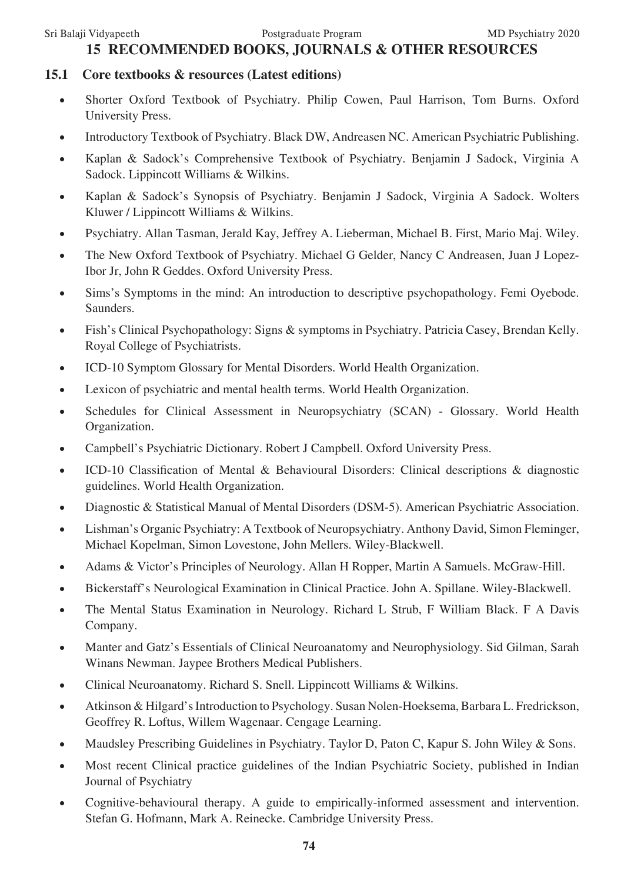## 15 RECOMMENDED BOOKS, JOURNALS & OTHER RESOURCES

### 15.1 Core textbooks & resources (Latest editions)

- Shorter Oxford Textbook of Psychiatry. Philip Cowen, Paul Harrison, Tom Burns. Oxford University Press.
- Introductory Textbook of Psychiatry. Black DW, Andreasen NC. American Psychiatric Publishing.
- Kaplan & Sadock's Comprehensive Textbook of Psychiatry. Benjamin J Sadock, Virginia A Sadock. Lippincott Williams & Wilkins.
- Kaplan & Sadock's Synopsis of Psychiatry. Benjamin J Sadock, Virginia A Sadock. Wolters Kluwer / Lippincott Williams & Wilkins.
- Psychiatry. Allan Tasman, Jerald Kay, Jeffrey A. Lieberman, Michael B. First, Mario Maj. Wiley.
- The New Oxford Textbook of Psychiatry. Michael G Gelder, Nancy C Andreasen, Juan J Lopez-Ibor Jr, John R Geddes. Oxford University Press.
- Sims's Symptoms in the mind: An introduction to descriptive psychopathology. Femi Oyebode. Saunders.
- Fish's Clinical Psychopathology: Signs & symptoms in Psychiatry. Patricia Casey, Brendan Kelly. Royal College of Psychiatrists.
- ICD-10 Symptom Glossary for Mental Disorders. World Health Organization.
- Lexicon of psychiatric and mental health terms. World Health Organization.
- Schedules for Clinical Assessment in Neuropsychiatry (SCAN) - Glossary. World Health Organization.
- Campbell's Psychiatric Dictionary. Robert J Campbell. Oxford University Press.
- ICD-10 Classification of Mental & Behavioural Disorders: Clinical descriptions & diagnostic guidelines. World Health Organization.
- Diagnostic & Statistical Manual of Mental Disorders (DSM-5). American Psychiatric Association.
- Lishman's Organic Psychiatry: A Textbook of Neuropsychiatry. Anthony David, Simon Fleminger, Michael Kopelman, Simon Lovestone, John Mellers. Wiley-Blackwell.
- Adams & Victor's Principles of Neurology. Allan H Ropper, Martin A Samuels. McGraw-Hill.
- Bickerstaff's Neurological Examination in Clinical Practice. John A. Spillane. Wiley-Blackwell.
- The Mental Status Examination in Neurology. Richard L Strub, F William Black. F A Davis Company.
- Manter and Gatz's Essentials of Clinical Neuroanatomy and Neurophysiology. Sid Gilman, Sarah Winans Newman. Jaypee Brothers Medical Publishers.
- Clinical Neuroanatomy. Richard S. Snell. Lippincott Williams & Wilkins.
- Atkinson & Hilgard's Introduction to Psychology. Susan Nolen-Hoeksema, Barbara L. Fredrickson, Geoffrey R. Loftus, Willem Wagenaar. Cengage Learning.
- Maudsley Prescribing Guidelines in Psychiatry. Taylor D, Paton C, Kapur S. John Wiley & Sons.
- Most recent Clinical practice guidelines of the Indian Psychiatric Society, published in Indian Journal of Psychiatry
- Cognitive-behavioural therapy. A guide to empirically-informed assessment and intervention. Stefan G. Hofmann, Mark A. Reinecke. Cambridge University Press.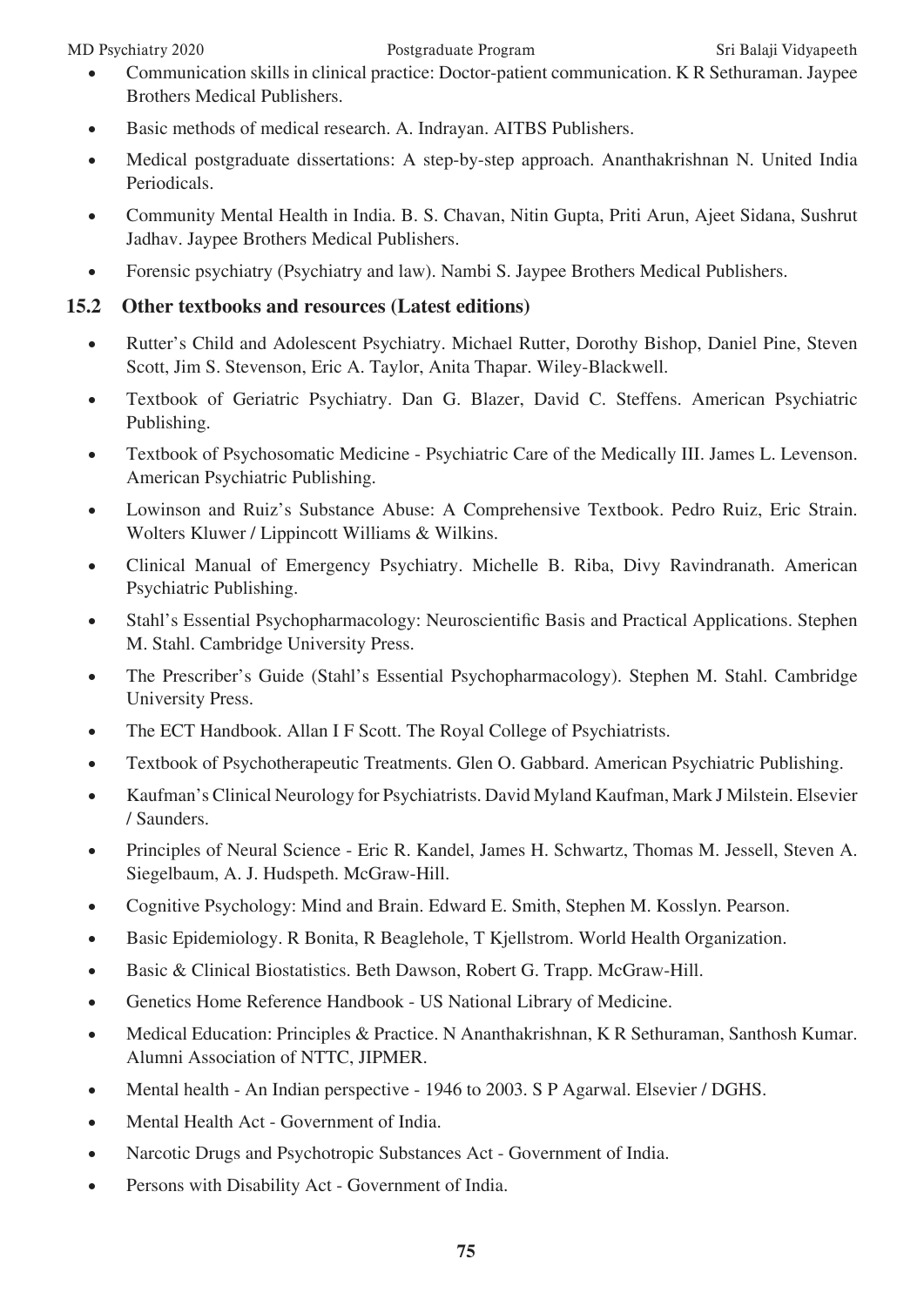- Communication skills in clinical practice: Doctor-patient communication. K R Sethuraman. Jaypee Brothers Medical Publishers.
- Basic methods of medical research. A. Indrayan. AITBS Publishers.
- Medical postgraduate dissertations: A step-by-step approach. Ananthakrishnan N. United India Periodicals.
- Community Mental Health in India. B. S. Chavan, Nitin Gupta, Priti Arun, Ajeet Sidana, Sushrut Jadhav. Jaypee Brothers Medical Publishers.
- Forensic psychiatry (Psychiatry and law). Nambi S. Jaypee Brothers Medical Publishers.

### 15.2 Other textbooks and resources (Latest editions)

- Rutter's Child and Adolescent Psychiatry. Michael Rutter, Dorothy Bishop, Daniel Pine, Steven Scott, Jim S. Stevenson, Eric A. Taylor, Anita Thapar. Wiley-Blackwell.
- Textbook of Geriatric Psychiatry. Dan G. Blazer, David C. Steffens. American Psychiatric Publishing.
- Textbook of Psychosomatic Medicine - Psychiatric Care of the Medically Ill. James L. Levenson. American Psychiatric Publishing.
- Lowinson and Ruiz's Substance Abuse: A Comprehensive Textbook. Pedro Ruiz, Eric Strain. Wolters Kluwer / Lippincott Williams & Wilkins.
- Clinical Manual of Emergency Psychiatry. Michelle B. Riba, Divy Ravindranath. American Psychiatric Publishing.
- Stahl's Essential Psychopharmacology: Neuroscientific Basis and Practical Applications. Stephen M. Stahl. Cambridge University Press.
- The Prescriber's Guide (Stahl's Essential Psychopharmacology). Stephen M. Stahl. Cambridge University Press.
- The ECT Handbook. Allan I F Scott. The Royal College of Psychiatrists.
- Textbook of Psychotherapeutic Treatments. Glen O. Gabbard. American Psychiatric Publishing.
- Kaufman's Clinical Neurology for Psychiatrists. David Myland Kaufman, Mark J Milstein. Elsevier / Saunders.
- Principles of Neural Science - Eric R. Kandel, James H. Schwartz, Thomas M. Jessell, Steven A. Siegelbaum, A. J. Hudspeth. McGraw-Hill.
- Cognitive Psychology: Mind and Brain. Edward E. Smith, Stephen M. Kosslyn. Pearson.
- Basic Epidemiology. R Bonita, R Beaglehole, T Kjellstrom. World Health Organization.
- Basic & Clinical Biostatistics. Beth Dawson, Robert G. Trapp. McGraw-Hill.
- Genetics Home Reference Handbook - US National Library of Medicine.
- Medical Education: Principles & Practice. N Ananthakrishnan, K R Sethuraman, Santhosh Kumar. Alumni Association of NTTC, JIPMER.
- Mental health - An Indian perspective - 1946 to 2003. S P Agarwal. Elsevier / DGHS.
- Mental Health Act - Government of India.
- Narcotic Drugs and Psychotropic Substances Act - Government of India.
- Persons with Disability Act - Government of India.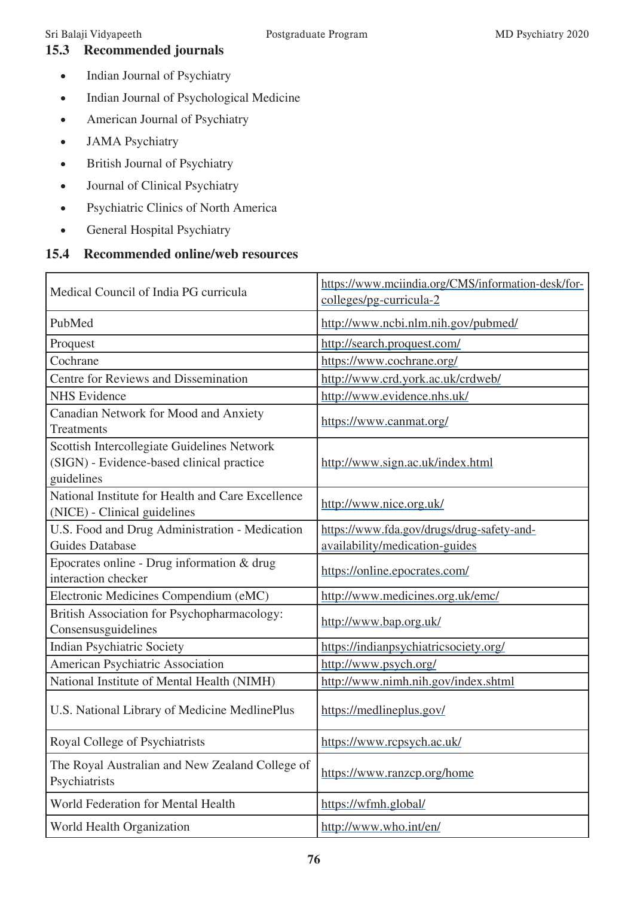## 15.3 Recommended journals

- Indian Journal of Psychiatry
- Indian Journal of Psychological Medicine
- American Journal of Psychiatry
- JAMA Psychiatry
- British Journal of Psychiatry
- Journal of Clinical Psychiatry
- Psychiatric Clinics of North America
- General Hospital Psychiatry

## 15.4 Recommended online/web resources

| | |
|---|---|
| Medical Council of India PG curricula | https://www.mciindia.org/CMS/information-desk/for-colleges/pg-curricula-2 |
| PubMed | http://www.ncbi.nlm.nih.gov/pubmed/ |
| Proquest | http://search.proquest.com/ |
| Cochrane | https://www.cochrane.org/ |
| Centre for Reviews and Dissemination | http://www.crd.york.ac.uk/crdweb/ |
| NHS Evidence | http://www.evidence.nhs.uk/ |
| Canadian Network for Mood and Anxiety Treatments | https://www.canmat.org/ |
| Scottish Intercollegiate Guidelines Network (SIGN) - Evidence-based clinical practice guidelines | http://www.sign.ac.uk/index.html |
| National Institute for Health and Care Excellence (NICE) - Clinical guidelines | http://www.nice.org.uk/ |
| U.S. Food and Drug Administration - Medication Guides Database | https://www.fda.gov/drugs/drug-safety-and-availability/medication-guides |
| Epocrates online - Drug information & drug interaction checker | https://online.epocrates.com/ |
| Electronic Medicines Compendium (eMC) | http://www.medicines.org.uk/emc/ |
| British Association for Psychopharmacology: Consensusguidelines | http://www.bap.org.uk/ |
| Indian Psychiatric Society | https://indianpsychiatricsociety.org/ |
| American Psychiatric Association | http://www.psych.org/ |
| National Institute of Mental Health (NIMH) | http://www.nimh.nih.gov/index.shtml |
| U.S. National Library of Medicine MedlinePlus | https://medlineplus.gov/ |
| Royal College of Psychiatrists | https://www.rcpsych.ac.uk/ |
| The Royal Australian and New Zealand College of Psychiatrists | https://www.ranzcp.org/home |
| World Federation for Mental Health | https://wfmh.global/ |
| World Health Organization | http://www.who.int/en/ |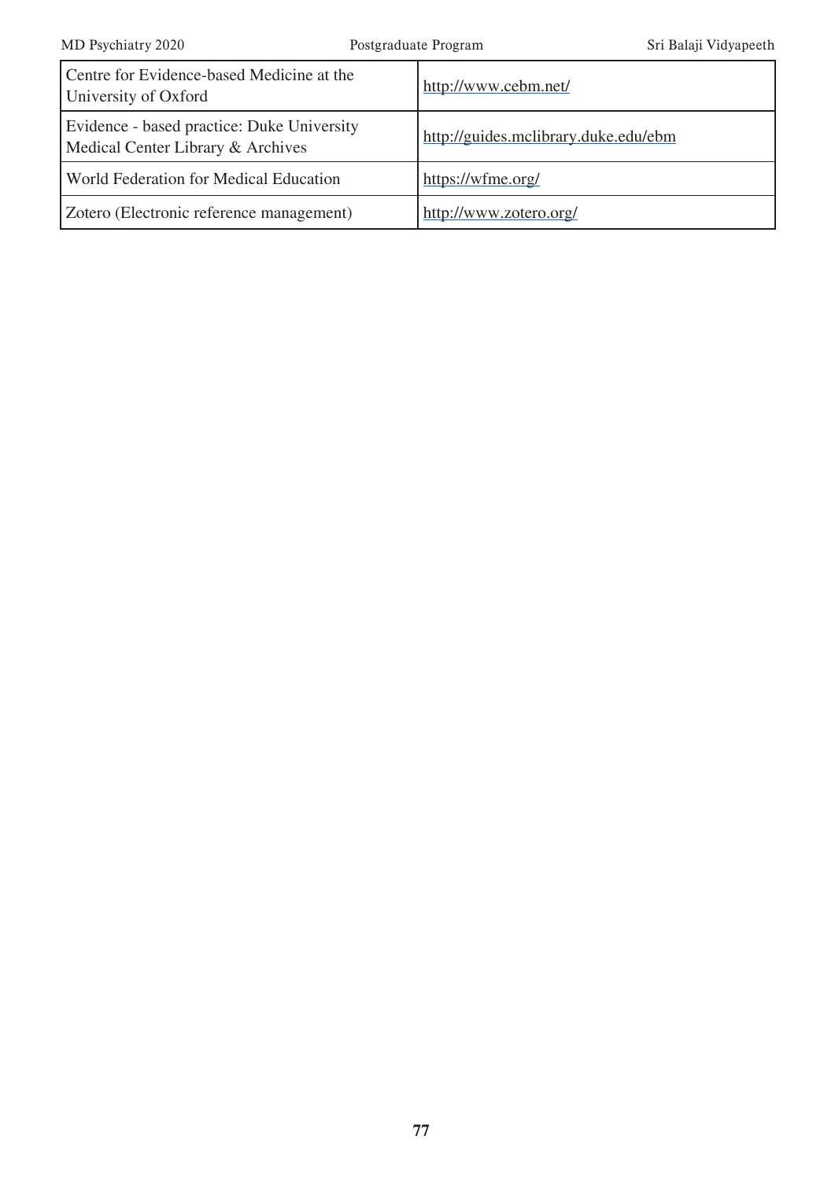| | |
|---|---|
| Centre for Evidence-based Medicine at the University of Oxford | http://www.cebm.net/ |
| Evidence - based practice: Duke University Medical Center Library & Archives | http://guides.mclibrary.duke.edu/ebm |
| World Federation for Medical Education | https://wfme.org/ |
| Zotero (Electronic reference management) | http://www.zotero.org/ |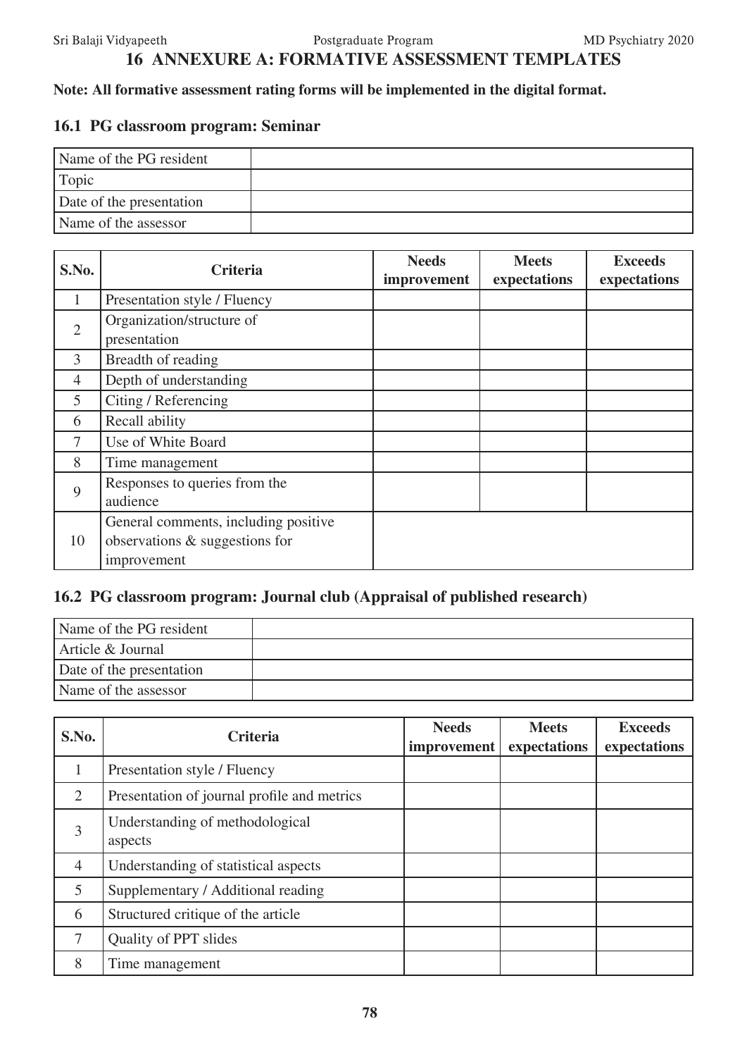# 16 ANNEXURE A: FORMATIVE ASSESSMENT TEMPLATES

**Note: All formative assessment rating forms will be implemented in the digital format.**

## 16.1 PG classroom program: Seminar

| Name of the PG resident | |
|---|---|
| Topic | |
| Date of the presentation | |
| Name of the assessor | |

| S.No. | Criteria | Needs improvement | Meets expectations | Exceeds expectations |
|---|---|---|---|---|
| 1 | Presentation style / Fluency | | | |
| 2 | Organization/structure of presentation | | | |
| 3 | Breadth of reading | | | |
| 4 | Depth of understanding | | | |
| 5 | Citing / Referencing | | | |
| 6 | Recall ability | | | |
| 7 | Use of White Board | | | |
| 8 | Time management | | | |
| 9 | Responses to queries from the audience | | | |
| 10 | General comments, including positive observations & suggestions for improvement | | | |

## 16.2 PG classroom program: Journal club (Appraisal of published research)

| Name of the PG resident | |
|---|---|
| Article & Journal | |
| Date of the presentation | |
| Name of the assessor | |

| S.No. | Criteria | Needs improvement | Meets expectations | Exceeds expectations |
|---|---|---|---|---|
| 1 | Presentation style / Fluency | | | |
| 2 | Presentation of journal profile and metrics | | | |
| 3 | Understanding of methodological aspects | | | |
| 4 | Understanding of statistical aspects | | | |
| 5 | Supplementary / Additional reading | | | |
| 6 | Structured critique of the article | | | |
| 7 | Quality of PPT slides | | | |
| 8 | Time management | | | |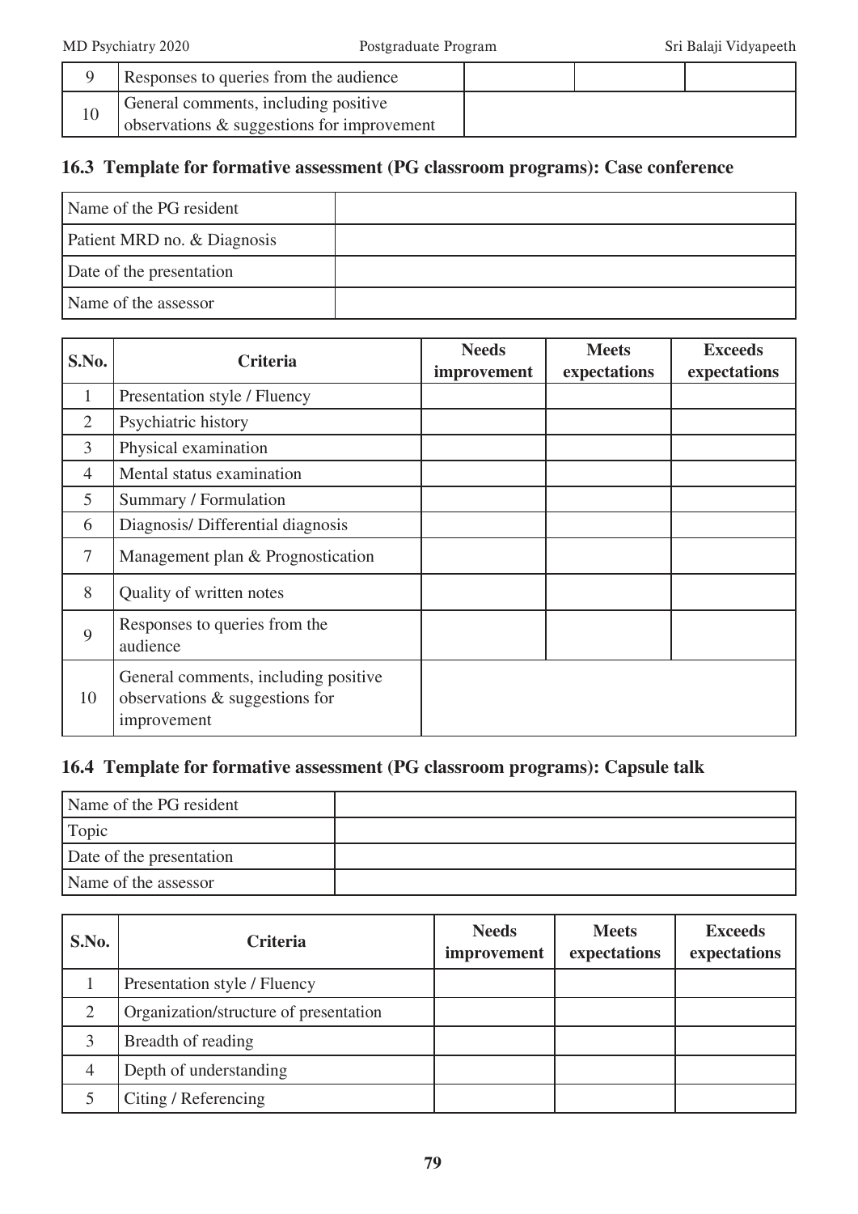| 9 | Responses to queries from the audience | | | |
|---|---|---|---|---|
| 10 | General comments, including positive observations & suggestions for improvement | | | |

### 16.3 Template for formative assessment (PG classroom programs): Case conference

| Name of the PG resident | |
|---|---|
| Patient MRD no. & Diagnosis | |
| Date of the presentation | |
| Name of the assessor | |

| S.No. | Criteria | Needs improvement | Meets expectations | Exceeds expectations |
|---|---|---|---|---|
| 1 | Presentation style / Fluency | | | |
| 2 | Psychiatric history | | | |
| 3 | Physical examination | | | |
| 4 | Mental status examination | | | |
| 5 | Summary / Formulation | | | |
| 6 | Diagnosis/ Differential diagnosis | | | |
| 7 | Management plan & Prognostication | | | |
| 8 | Quality of written notes | | | |
| 9 | Responses to queries from the audience | | | |
| 10 | General comments, including positive observations & suggestions for improvement | | | |

### 16.4 Template for formative assessment (PG classroom programs): Capsule talk

| Name of the PG resident | |
|---|---|
| Topic | |
| Date of the presentation | |
| Name of the assessor | |

| S.No. | Criteria | Needs improvement | Meets expectations | Exceeds expectations |
|---|---|---|---|---|
| 1 | Presentation style / Fluency | | | |
| 2 | Organization/structure of presentation | | | |
| 3 | Breadth of reading | | | |
| 4 | Depth of understanding | | | |
| 5 | Citing / Referencing | | | |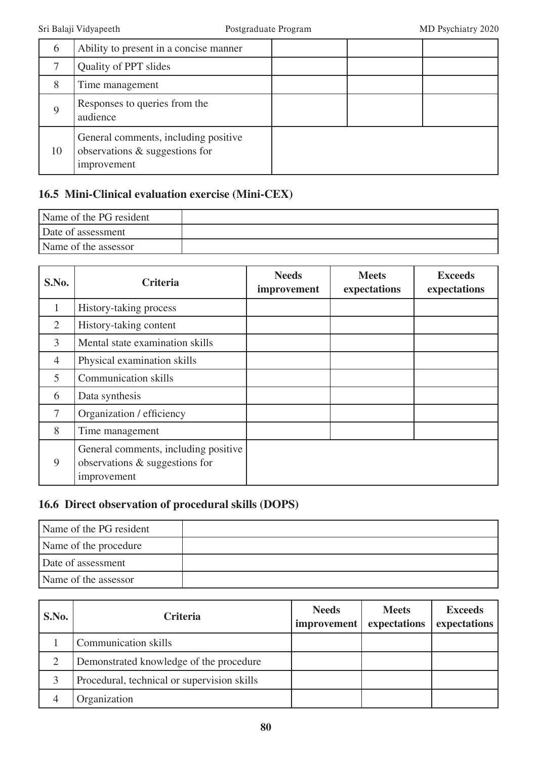| | | | | |
|---|---|---|---|---|
| 6 | Ability to present in a concise manner | | | |
| 7 | Quality of PPT slides | | | |
| 8 | Time management | | | |
| 9 | Responses to queries from the audience | | | |
| 10 | General comments, including positive observations & suggestions for improvement | | | |

## 16.5 Mini-Clinical evaluation exercise (Mini-CEX)

| | |
|---|---|
| Name of the PG resident | |
| Date of assessment | |
| Name of the assessor | |

| S.No. | Criteria | Needs improvement | Meets expectations | Exceeds expectations |
|---|---|---|---|---|
| 1 | History-taking process | | | |
| 2 | History-taking content | | | |
| 3 | Mental state examination skills | | | |
| 4 | Physical examination skills | | | |
| 5 | Communication skills | | | |
| 6 | Data synthesis | | | |
| 7 | Organization / efficiency | | | |
| 8 | Time management | | | |
| 9 | General comments, including positive observations & suggestions for improvement | | | |

## 16.6 Direct observation of procedural skills (DOPS)

| | |
|---|---|
| Name of the PG resident | |
| Name of the procedure | |
| Date of assessment | |
| Name of the assessor | |

| S.No. | Criteria | Needs improvement | Meets expectations | Exceeds expectations |
|---|---|---|---|---|
| 1 | Communication skills | | | |
| 2 | Demonstrated knowledge of the procedure | | | |
| 3 | Procedural, technical or supervision skills | | | |
| 4 | Organization | | | |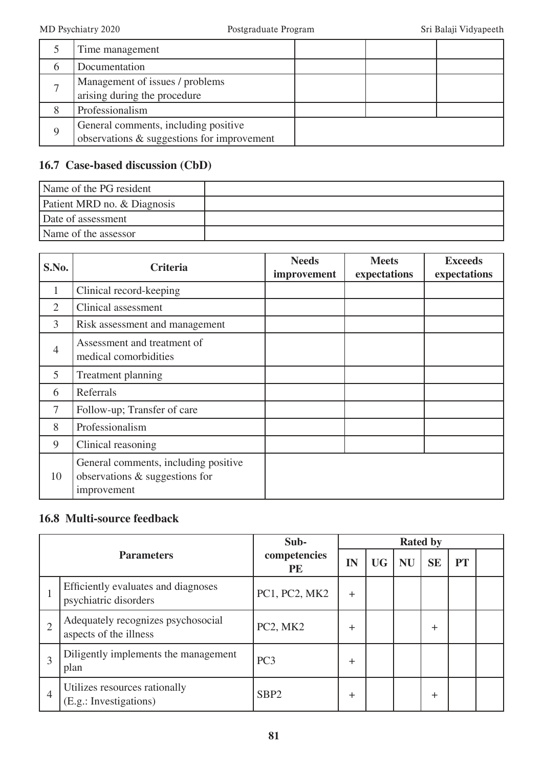| | | | | |
|---|---|---|---|---|
| 5 | Time management | | | |
| 6 | Documentation | | | |
| 7 | Management of issues / problems arising during the procedure | | | |
| 8 | Professionalism | | | |
| 9 | General comments, including positive observations & suggestions for improvement | | | |

## 16.7 Case-based discussion (CbD)

| | |
|---|---|
| Name of the PG resident | |
| Patient MRD no. & Diagnosis | |
| Date of assessment | |
| Name of the assessor | |

| S.No. | Criteria | Needs improvement | Meets expectations | Exceeds expectations |
|---|---|---|---|---|
| 1 | Clinical record-keeping | | | |
| 2 | Clinical assessment | | | |
| 3 | Risk assessment and management | | | |
| 4 | Assessment and treatment of medical comorbidities | | | |
| 5 | Treatment planning | | | |
| 6 | Referrals | | | |
| 7 | Follow-up; Transfer of care | | | |
| 8 | Professionalism | | | |
| 9 | Clinical reasoning | | | |
| 10 | General comments, including positive observations & suggestions for improvement | | | |

## 16.8 Multi-source feedback

| Parameters | | Sub-competencies PE | Rated by | | | | | |
|---|---|---|---|---|---|---|---|---|
| | | | IN | UG | NU | SE | PT | |
| 1 | Efficiently evaluates and diagnoses psychiatric disorders | PC1, PC2, MK2 | + | | | | | |
| 2 | Adequately recognizes psychosocial aspects of the illness | PC2, MK2 | + | | | + | | |
| 3 | Diligently implements the management plan | PC3 | + | | | | | |
| 4 | Utilizes resources rationally (E.g.: Investigations) | SBP2 | + | | | + | | |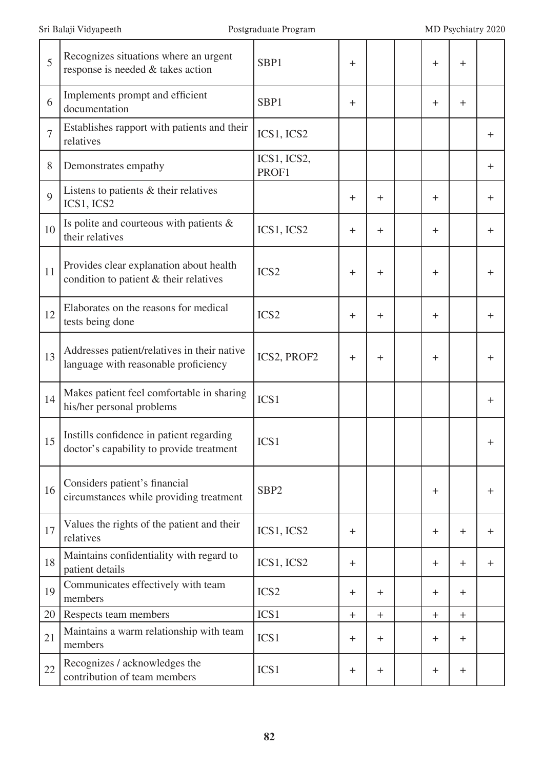| | | | | | | | | |
|---|---|---|---|---|---|---|---|---|
| 5 | Recognizes situations where an urgent response is needed & takes action | SBP1 | + | | | + | + | |
| 6 | Implements prompt and efficient documentation | SBP1 | + | | | + | + | |
| 7 | Establishes rapport with patients and their relatives | ICS1, ICS2 | | | | | | + |
| 8 | Demonstrates empathy | ICS1, ICS2, PROF1 | | | | | | + |
| 9 | Listens to patients & their relatives ICS1, ICS2 | | + | + | | + | | + |
| 10 | Is polite and courteous with patients & their relatives | ICS1, ICS2 | + | + | | + | | + |
| 11 | Provides clear explanation about health condition to patient & their relatives | ICS2 | + | + | | + | | + |
| 12 | Elaborates on the reasons for medical tests being done | ICS2 | + | + | | + | | + |
| 13 | Addresses patient/relatives in their native language with reasonable proficiency | ICS2, PROF2 | + | + | | + | | + |
| 14 | Makes patient feel comfortable in sharing his/her personal problems | ICS1 | | | | | | + |
| 15 | Instills confidence in patient regarding doctor's capability to provide treatment | ICS1 | | | | | | + |
| 16 | Considers patient's financial circumstances while providing treatment | SBP2 | | | | + | | + |
| 17 | Values the rights of the patient and their relatives | ICS1, ICS2 | + | | | + | + | + |
| 18 | Maintains confidentiality with regard to patient details | ICS1, ICS2 | + | | | + | + | + |
| 19 | Communicates effectively with team members | ICS2 | + | + | | + | + | |
| 20 | Respects team members | ICS1 | + | + | | + | + | |
| 21 | Maintains a warm relationship with team members | ICS1 | + | + | | + | + | |
| 22 | Recognizes / acknowledges the contribution of team members | ICS1 | + | + | | + | + | |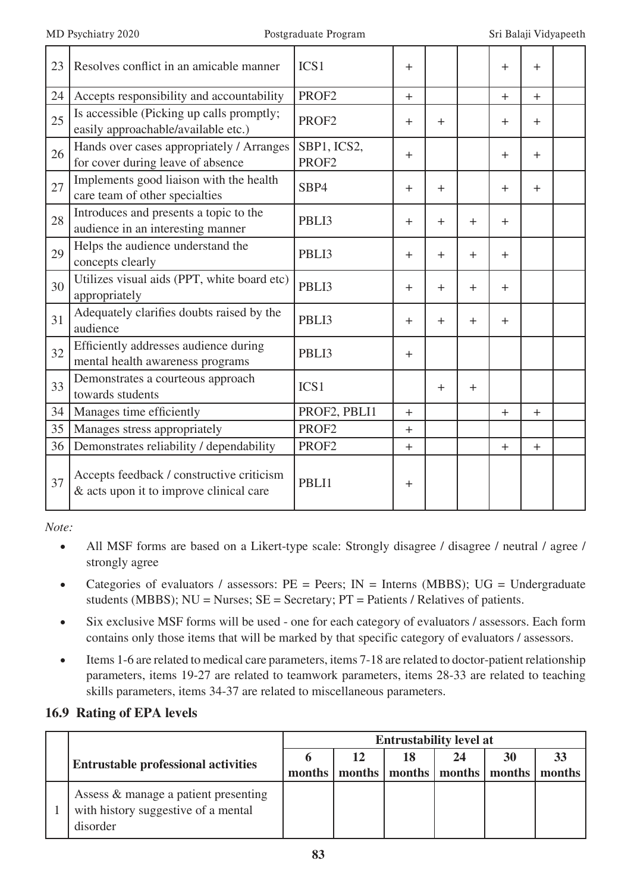| 23 | Resolves conflict in an amicable manner | ICS1 | + | | | + | + | |
|---|---|---|---|---|---|---|---|---|
| 24 | Accepts responsibility and accountability | PROF2 | + | | | + | + | |
| 25 | Is accessible (Picking up calls promptly; easily approachable/available etc.) | PROF2 | + | + | | + | + | |
| 26 | Hands over cases appropriately / Arranges for cover during leave of absence | SBP1, ICS2, PROF2 | + | | | + | + | |
| 27 | Implements good liaison with the health care team of other specialties | SBP4 | + | + | | + | + | |
| 28 | Introduces and presents a topic to the audience in an interesting manner | PBLI3 | + | + | + | + | | |
| 29 | Helps the audience understand the concepts clearly | PBLI3 | + | + | + | + | | |
| 30 | Utilizes visual aids (PPT, white board etc) appropriately | PBLI3 | + | + | + | + | | |
| 31 | Adequately clarifies doubts raised by the audience | PBLI3 | + | + | + | + | | |
| 32 | Efficiently addresses audience during mental health awareness programs | PBLI3 | + | | | | | |
| 33 | Demonstrates a courteous approach towards students | ICS1 | | + | + | | | |
| 34 | Manages time efficiently | PROF2, PBLI1 | + | | | + | + | |
| 35 | Manages stress appropriately | PROF2 | + | | | | | |
| 36 | Demonstrates reliability / dependability | PROF2 | + | | | + | + | |
| 37 | Accepts feedback / constructive criticism & acts upon it to improve clinical care | PBLI1 | + | | | | | |

*Note:*

- All MSF forms are based on a Likert-type scale: Strongly disagree / disagree / neutral / agree / strongly agree
- Categories of evaluators / assessors: PE = Peers; IN = Interns (MBBS); UG = Undergraduate students (MBBS); NU = Nurses; SE = Secretary; PT = Patients / Relatives of patients.
- Six exclusive MSF forms will be used - one for each category of evaluators / assessors. Each form contains only those items that will be marked by that specific category of evaluators / assessors.
- Items 1-6 are related to medical care parameters, items 7-18 are related to doctor-patient relationship parameters, items 19-27 are related to teamwork parameters, items 28-33 are related to teaching skills parameters, items 34-37 are related to miscellaneous parameters.

## 16.9 Rating of EPA levels

| | **Entrustable professional activities** | **Entrustability level at** | | | | | |
|---|---|---|---|---|---|---|---|
| | | **6 months** | **12 months** | **18 months** | **24 months** | **30 months** | **33 months** |
| 1 | Assess & manage a patient presenting with history suggestive of a mental disorder | | | | | | |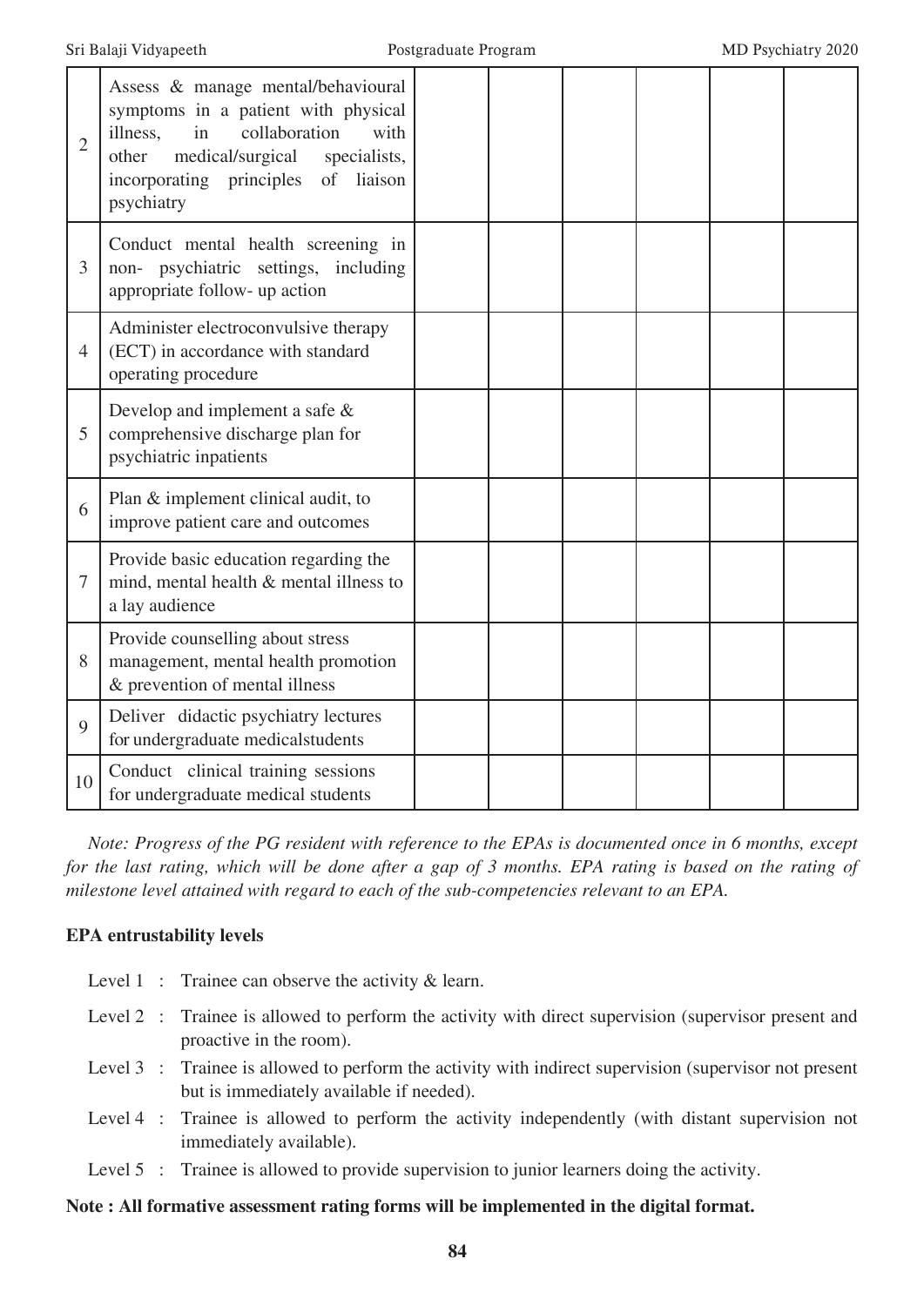| | | | | | | | |
|---|---|---|---|---|---|---|---|
| 2 | Assess & manage mental/behavioural symptoms in a patient with physical illness, in collaboration with other medical/surgical specialists, incorporating principles of liaison psychiatry | | | | | | |
| 3 | Conduct mental health screening in non- psychiatric settings, including appropriate follow- up action | | | | | | |
| 4 | Administer electroconvulsive therapy (ECT) in accordance with standard operating procedure | | | | | | |
| 5 | Develop and implement a safe & comprehensive discharge plan for psychiatric inpatients | | | | | | |
| 6 | Plan & implement clinical audit, to improve patient care and outcomes | | | | | | |
| 7 | Provide basic education regarding the mind, mental health & mental illness to a lay audience | | | | | | |
| 8 | Provide counselling about stress management, mental health promotion & prevention of mental illness | | | | | | |
| 9 | Deliver didactic psychiatry lectures for undergraduate medicalstudents | | | | | | |
| 10 | Conduct clinical training sessions for undergraduate medical students | | | | | | |

*Note: Progress of the PG resident with reference to the EPAs is documented once in 6 months, except for the last rating, which will be done after a gap of 3 months. EPA rating is based on the rating of milestone level attained with regard to each of the sub-competencies relevant to an EPA.*

**EPA entrustability levels**

Level 1 : Trainee can observe the activity & learn.

Level 2 : Trainee is allowed to perform the activity with direct supervision (supervisor present and proactive in the room).

Level 3 : Trainee is allowed to perform the activity with indirect supervision (supervisor not present but is immediately available if needed).

Level 4 : Trainee is allowed to perform the activity independently (with distant supervision not immediately available).

Level 5 : Trainee is allowed to provide supervision to junior learners doing the activity.

**Note : All formative assessment rating forms will be implemented in the digital format.**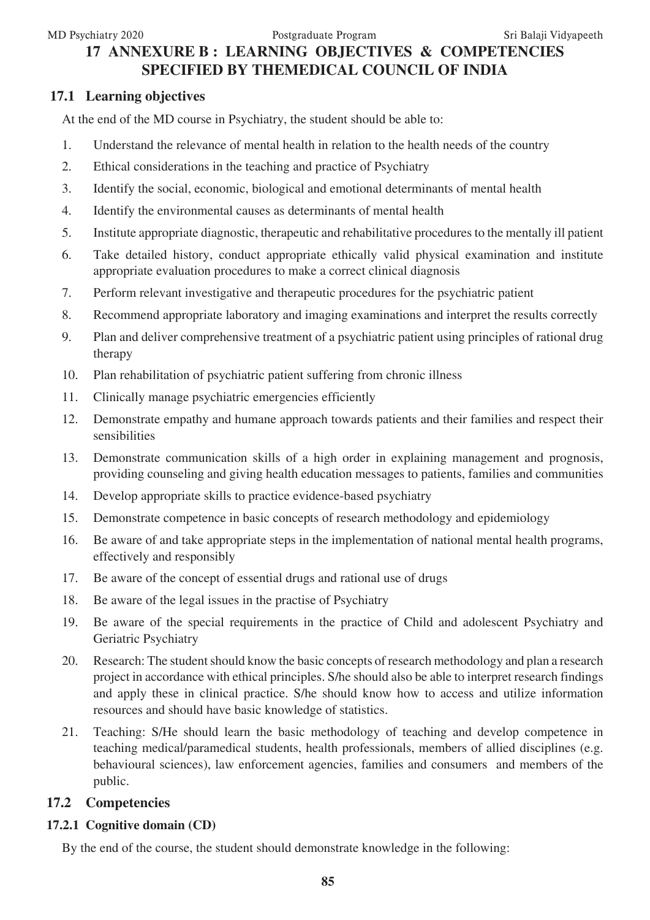# 17 ANNEXURE B : LEARNING OBJECTIVES & COMPETENCIES SPECIFIED BY THEMEDICAL COUNCIL OF INDIA

## 17.1 Learning objectives

At the end of the MD course in Psychiatry, the student should be able to:

1. Understand the relevance of mental health in relation to the health needs of the country
2. Ethical considerations in the teaching and practice of Psychiatry
3. Identify the social, economic, biological and emotional determinants of mental health
4. Identify the environmental causes as determinants of mental health
5. Institute appropriate diagnostic, therapeutic and rehabilitative procedures to the mentally ill patient
6. Take detailed history, conduct appropriate ethically valid physical examination and institute appropriate evaluation procedures to make a correct clinical diagnosis
7. Perform relevant investigative and therapeutic procedures for the psychiatric patient
8. Recommend appropriate laboratory and imaging examinations and interpret the results correctly
9. Plan and deliver comprehensive treatment of a psychiatric patient using principles of rational drug therapy
10. Plan rehabilitation of psychiatric patient suffering from chronic illness
11. Clinically manage psychiatric emergencies efficiently
12. Demonstrate empathy and humane approach towards patients and their families and respect their sensibilities
13. Demonstrate communication skills of a high order in explaining management and prognosis, providing counseling and giving health education messages to patients, families and communities
14. Develop appropriate skills to practice evidence-based psychiatry
15. Demonstrate competence in basic concepts of research methodology and epidemiology
16. Be aware of and take appropriate steps in the implementation of national mental health programs, effectively and responsibly
17. Be aware of the concept of essential drugs and rational use of drugs
18. Be aware of the legal issues in the practise of Psychiatry
19. Be aware of the special requirements in the practice of Child and adolescent Psychiatry and Geriatric Psychiatry
20. Research: The student should know the basic concepts of research methodology and plan a research project in accordance with ethical principles. S/he should also be able to interpret research findings and apply these in clinical practice. S/he should know how to access and utilize information resources and should have basic knowledge of statistics.
21. Teaching: S/He should learn the basic methodology of teaching and develop competence in teaching medical/paramedical students, health professionals, members of allied disciplines (e.g. behavioural sciences), law enforcement agencies, families and consumers and members of the public.

## 17.2 Competencies

### 17.2.1 Cognitive domain (CD)

By the end of the course, the student should demonstrate knowledge in the following: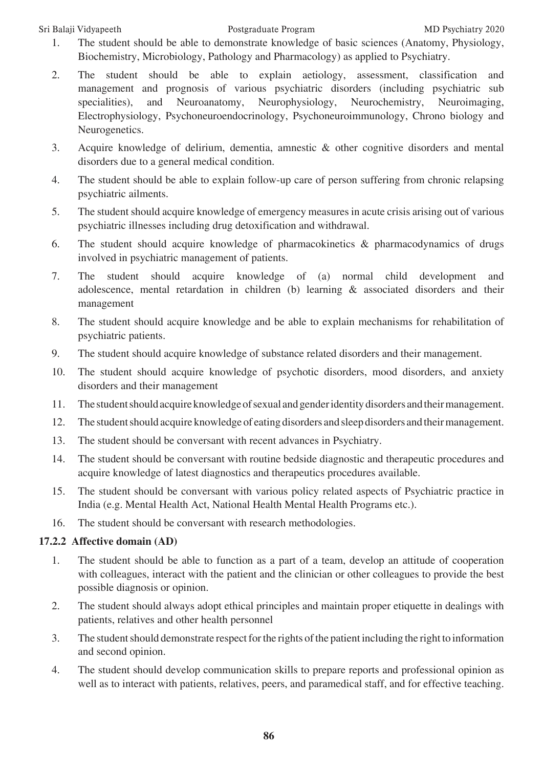1. The student should be able to demonstrate knowledge of basic sciences (Anatomy, Physiology, Biochemistry, Microbiology, Pathology and Pharmacology) as applied to Psychiatry.
2. The student should be able to explain aetiology, assessment, classification and management and prognosis of various psychiatric disorders (including psychiatric sub specialities), and Neuroanatomy, Neurophysiology, Neurochemistry, Neuroimaging, Electrophysiology, Psychoneuroendocrinology, Psychoneuroimmunology, Chrono biology and Neurogenetics.
3. Acquire knowledge of delirium, dementia, amnestic & other cognitive disorders and mental disorders due to a general medical condition.
4. The student should be able to explain follow-up care of person suffering from chronic relapsing psychiatric ailments.
5. The student should acquire knowledge of emergency measures in acute crisis arising out of various psychiatric illnesses including drug detoxification and withdrawal.
6. The student should acquire knowledge of pharmacokinetics & pharmacodynamics of drugs involved in psychiatric management of patients.
7. The student should acquire knowledge of (a) normal child development and adolescence, mental retardation in children (b) learning & associated disorders and their management
8. The student should acquire knowledge and be able to explain mechanisms for rehabilitation of psychiatric patients.
9. The student should acquire knowledge of substance related disorders and their management.
10. The student should acquire knowledge of psychotic disorders, mood disorders, and anxiety disorders and their management
11. The student should acquire knowledge of sexual and gender identity disorders and their management.
12. The student should acquire knowledge of eating disorders and sleep disorders and their management.
13. The student should be conversant with recent advances in Psychiatry.
14. The student should be conversant with routine bedside diagnostic and therapeutic procedures and acquire knowledge of latest diagnostics and therapeutics procedures available.
15. The student should be conversant with various policy related aspects of Psychiatric practice in India (e.g. Mental Health Act, National Health Mental Health Programs etc.).
16. The student should be conversant with research methodologies.

### 17.2.2 Affective domain (AD)

1. The student should be able to function as a part of a team, develop an attitude of cooperation with colleagues, interact with the patient and the clinician or other colleagues to provide the best possible diagnosis or opinion.
2. The student should always adopt ethical principles and maintain proper etiquette in dealings with patients, relatives and other health personnel
3. The student should demonstrate respect for the rights of the patient including the right to information and second opinion.
4. The student should develop communication skills to prepare reports and professional opinion as well as to interact with patients, relatives, peers, and paramedical staff, and for effective teaching.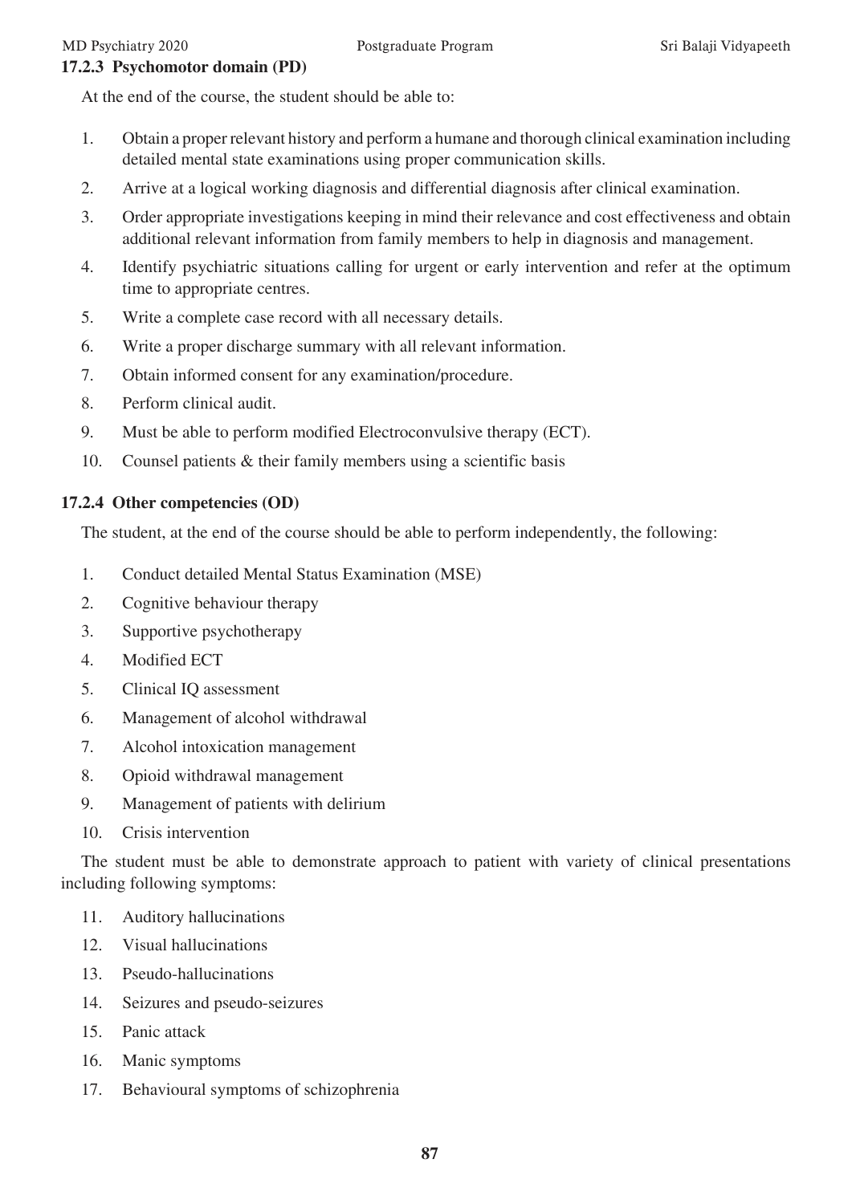### 17.2.3 Psychomotor domain (PD)

At the end of the course, the student should be able to:

1. Obtain a proper relevant history and perform a humane and thorough clinical examination including detailed mental state examinations using proper communication skills.
2. Arrive at a logical working diagnosis and differential diagnosis after clinical examination.
3. Order appropriate investigations keeping in mind their relevance and cost effectiveness and obtain additional relevant information from family members to help in diagnosis and management.
4. Identify psychiatric situations calling for urgent or early intervention and refer at the optimum time to appropriate centres.
5. Write a complete case record with all necessary details.
6. Write a proper discharge summary with all relevant information.
7. Obtain informed consent for any examination/procedure.
8. Perform clinical audit.
9. Must be able to perform modified Electroconvulsive therapy (ECT).
10. Counsel patients & their family members using a scientific basis

### 17.2.4 Other competencies (OD)

The student, at the end of the course should be able to perform independently, the following:

1. Conduct detailed Mental Status Examination (MSE)
2. Cognitive behaviour therapy
3. Supportive psychotherapy
4. Modified ECT
5. Clinical IQ assessment
6. Management of alcohol withdrawal
7. Alcohol intoxication management
8. Opioid withdrawal management
9. Management of patients with delirium
10. Crisis intervention

The student must be able to demonstrate approach to patient with variety of clinical presentations including following symptoms:

11. Auditory hallucinations
12. Visual hallucinations
13. Pseudo-hallucinations
14. Seizures and pseudo-seizures
15. Panic attack
16. Manic symptoms
17. Behavioural symptoms of schizophrenia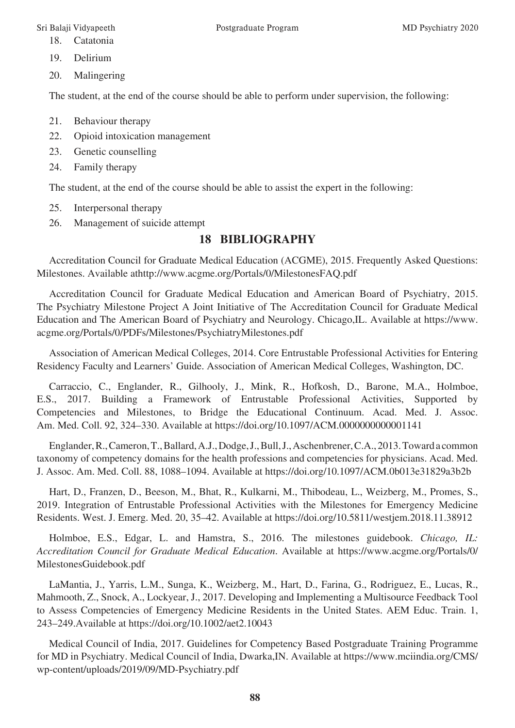18. Catatonia
19. Delirium
20. Malingering

The student, at the end of the course should be able to perform under supervision, the following:

21. Behaviour therapy
22. Opioid intoxication management
23. Genetic counselling
24. Family therapy

The student, at the end of the course should be able to assist the expert in the following:

25. Interpersonal therapy
26. Management of suicide attempt

## 18 BIBLIOGRAPHY

Accreditation Council for Graduate Medical Education (ACGME), 2015. Frequently Asked Questions: Milestones. Available athttp://www.acgme.org/Portals/0/MilestonesFAQ.pdf

Accreditation Council for Graduate Medical Education and American Board of Psychiatry, 2015. The Psychiatry Milestone Project A Joint Initiative of The Accreditation Council for Graduate Medical Education and The American Board of Psychiatry and Neurology. Chicago,IL. Available at https://www.acgme.org/Portals/0/PDFs/Milestones/PsychiatryMilestones.pdf

Association of American Medical Colleges, 2014. Core Entrustable Professional Activities for Entering Residency Faculty and Learners' Guide. Association of American Medical Colleges, Washington, DC.

Carraccio, C., Englander, R., Gilhooly, J., Mink, R., Hofkosh, D., Barone, M.A., Holmboe, E.S., 2017. Building a Framework of Entrustable Professional Activities, Supported by Competencies and Milestones, to Bridge the Educational Continuum. Acad. Med. J. Assoc. Am. Med. Coll. 92, 324–330. Available at https://doi.org/10.1097/ACM.0000000000001141

Englander, R., Cameron, T., Ballard, A.J., Dodge, J., Bull, J., Aschenbrener, C.A., 2013. Toward a common taxonomy of competency domains for the health professions and competencies for physicians. Acad. Med. J. Assoc. Am. Med. Coll. 88, 1088–1094. Available at https://doi.org/10.1097/ACM.0b013e31829a3b2b

Hart, D., Franzen, D., Beeson, M., Bhat, R., Kulkarni, M., Thibodeau, L., Weizberg, M., Promes, S., 2019. Integration of Entrustable Professional Activities with the Milestones for Emergency Medicine Residents. West. J. Emerg. Med. 20, 35–42. Available at https://doi.org/10.5811/westjem.2018.11.38912

Holmboe, E.S., Edgar, L. and Hamstra, S., 2016. The milestones guidebook. *Chicago, IL: Accreditation Council for Graduate Medical Education*. Available at https://www.acgme.org/Portals/0/MilestonesGuidebook.pdf

LaMantia, J., Yarris, L.M., Sunga, K., Weizberg, M., Hart, D., Farina, G., Rodriguez, E., Lucas, R., Mahmooth, Z., Snock, A., Lockyear, J., 2017. Developing and Implementing a Multisource Feedback Tool to Assess Competencies of Emergency Medicine Residents in the United States. AEM Educ. Train. 1, 243–249.Available at https://doi.org/10.1002/aet2.10043

Medical Council of India, 2017. Guidelines for Competency Based Postgraduate Training Programme for MD in Psychiatry. Medical Council of India, Dwarka,IN. Available at https://www.mciindia.org/CMS/wp-content/uploads/2019/09/MD-Psychiatry.pdf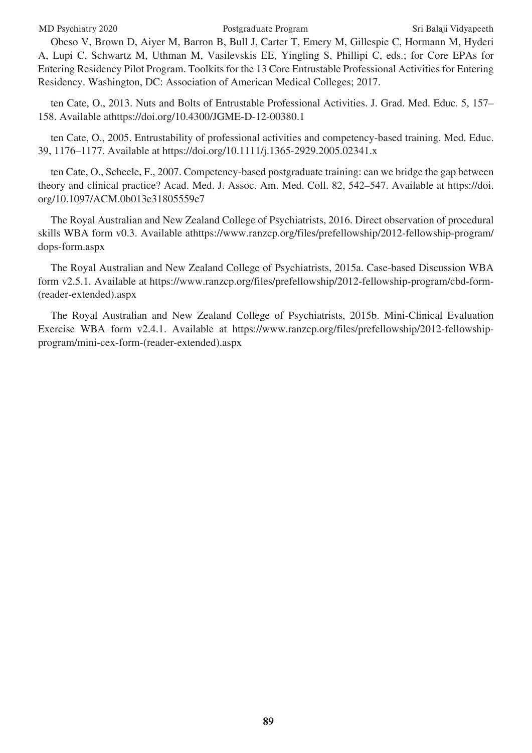Obeso V, Brown D, Aiyer M, Barron B, Bull J, Carter T, Emery M, Gillespie C, Hormann M, Hyderi A, Lupi C, Schwartz M, Uthman M, Vasilevskis EE, Yingling S, Phillipi C, eds.; for Core EPAs for Entering Residency Pilot Program. Toolkits for the 13 Core Entrustable Professional Activities for Entering Residency. Washington, DC: Association of American Medical Colleges; 2017.

ten Cate, O., 2013. Nuts and Bolts of Entrustable Professional Activities. J. Grad. Med. Educ. 5, 157–158. Available athttps://doi.org/10.4300/JGME-D-12-00380.1

ten Cate, O., 2005. Entrustability of professional activities and competency-based training. Med. Educ. 39, 1176–1177. Available at https://doi.org/10.1111/j.1365-2929.2005.02341.x

ten Cate, O., Scheele, F., 2007. Competency-based postgraduate training: can we bridge the gap between theory and clinical practice? Acad. Med. J. Assoc. Am. Med. Coll. 82, 542–547. Available at https://doi.org/10.1097/ACM.0b013e31805559c7

The Royal Australian and New Zealand College of Psychiatrists, 2016. Direct observation of procedural skills WBA form v0.3. Available athttps://www.ranzcp.org/files/prefellowship/2012-fellowship-program/dops-form.aspx

The Royal Australian and New Zealand College of Psychiatrists, 2015a. Case-based Discussion WBA form v2.5.1. Available at https://www.ranzcp.org/files/prefellowship/2012-fellowship-program/cbd-form-(reader-extended).aspx

The Royal Australian and New Zealand College of Psychiatrists, 2015b. Mini-Clinical Evaluation Exercise WBA form v2.4.1. Available at https://www.ranzcp.org/files/prefellowship/2012-fellowship-program/mini-cex-form-(reader-extended).aspx